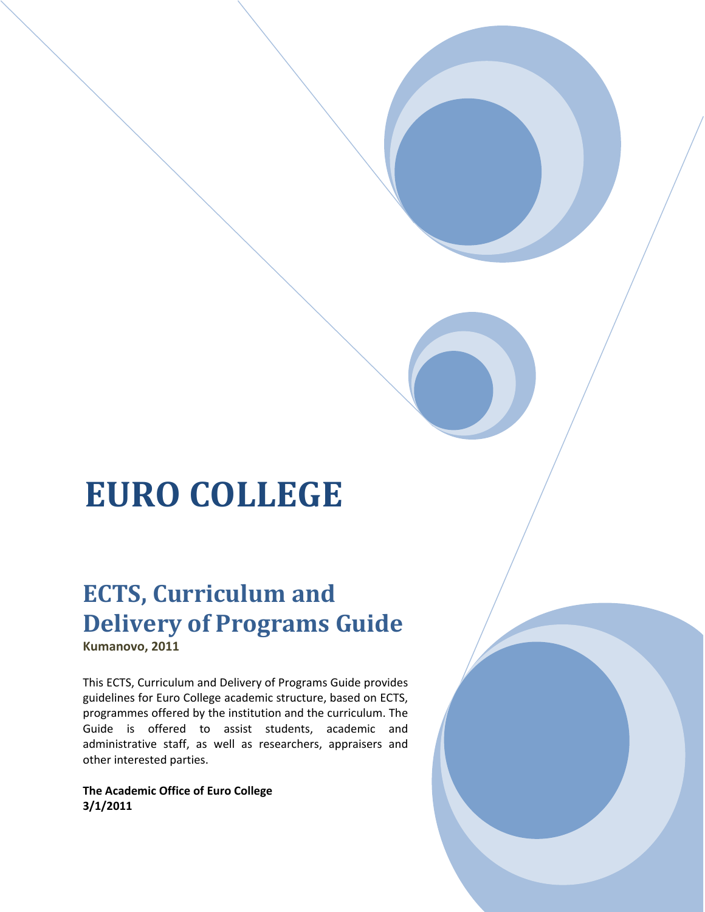# EURO COLLEGE

## ECTS, Curriculum and Delivery of Programs Guide

**Kumanovo, 2011**

This ECTS, Curriculum and Delivery of Programs Guide provides guidelines for Euro College academic structure, based on ECTS, programmes offered by the institution and the curriculum. The Guide is offered to assist students, academic and administrative staff, as well as researchers, appraisers and other interested parties.

**The Academic Office of Euro College**
**3/1/2011**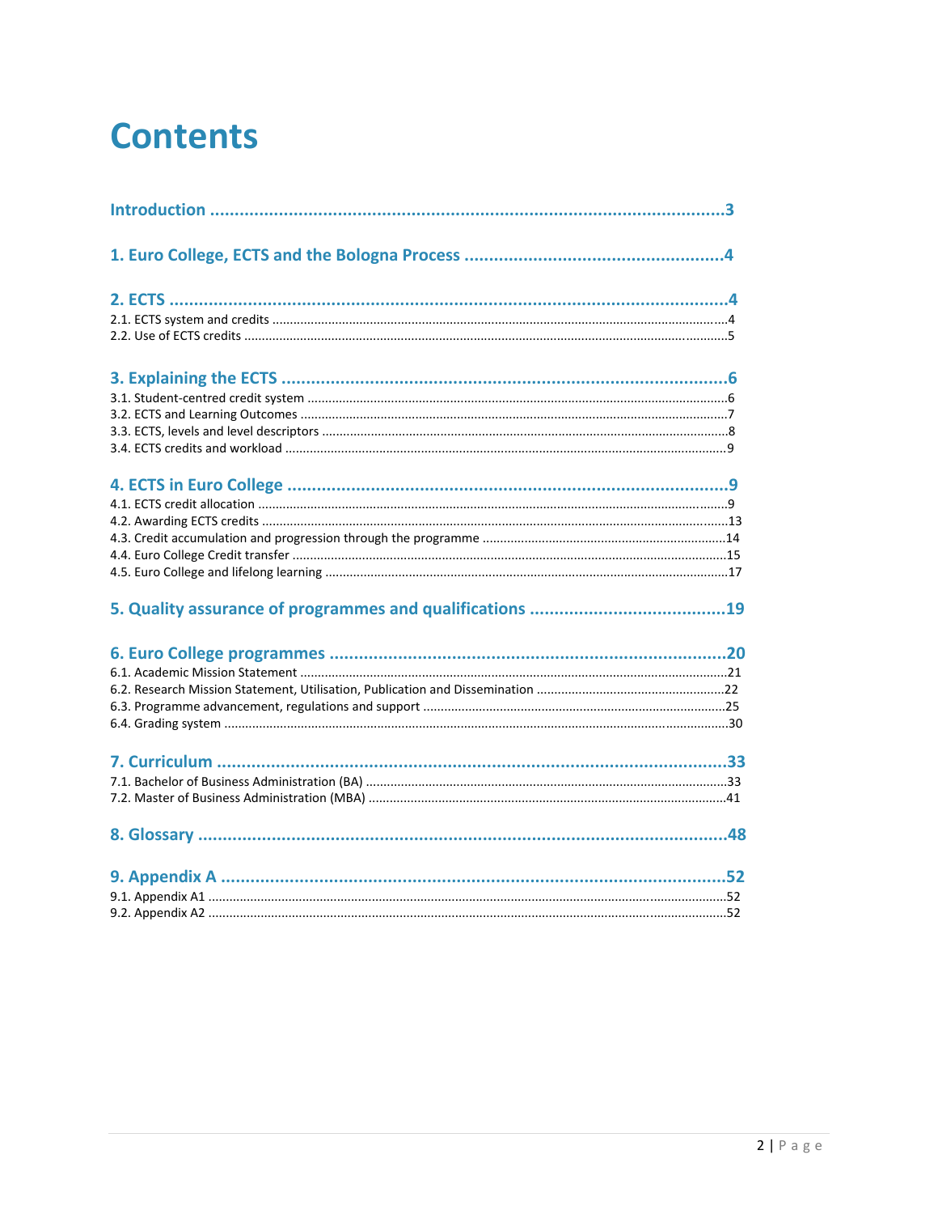# Contents

**Introduction** ..................................................................................................3

**1. Euro College, ECTS and the Bologna Process** ....................................................4

**2. ECTS** ......................................................................................................4

2.1. ECTS system and credits ..................................................................................4

2.2. Use of ECTS credits .........................................................................................5

**3. Explaining the ECTS** ....................................................................................6

3.1. Student-centred credit system ............................................................................6

3.2. ECTS and Learning Outcomes ............................................................................7

3.3. ECTS, levels and level descriptors .......................................................................8

3.4. ECTS credits and workload ................................................................................9

**4. ECTS in Euro College** ..................................................................................9

4.1. ECTS credit allocation .....................................................................................9

4.2. Awarding ECTS credits ....................................................................................13

4.3. Credit accumulation and progression through the programme .................................14

4.4. Euro College Credit transfer .............................................................................15

4.5. Euro College and lifelong learning ......................................................................17

**5. Quality assurance of programmes and qualifications** .........................................19

**6. Euro College programmes** ............................................................................20

6.1. Academic Mission Statement ............................................................................21

6.2. Research Mission Statement, Utilisation, Publication and Dissemination .....................22

6.3. Programme advancement, regulations and support ...............................................25

6.4. Grading system .............................................................................................30

**7. Curriculum** ...............................................................................................33

7.1. Bachelor of Business Administration (BA) ............................................................33

7.2. Master of Business Administration (MBA) ............................................................41

**8. Glossary** ..................................................................................................48

**9. Appendix A** ..............................................................................................52

9.1. Appendix A1 .................................................................................................52

9.2. Appendix A2 .................................................................................................52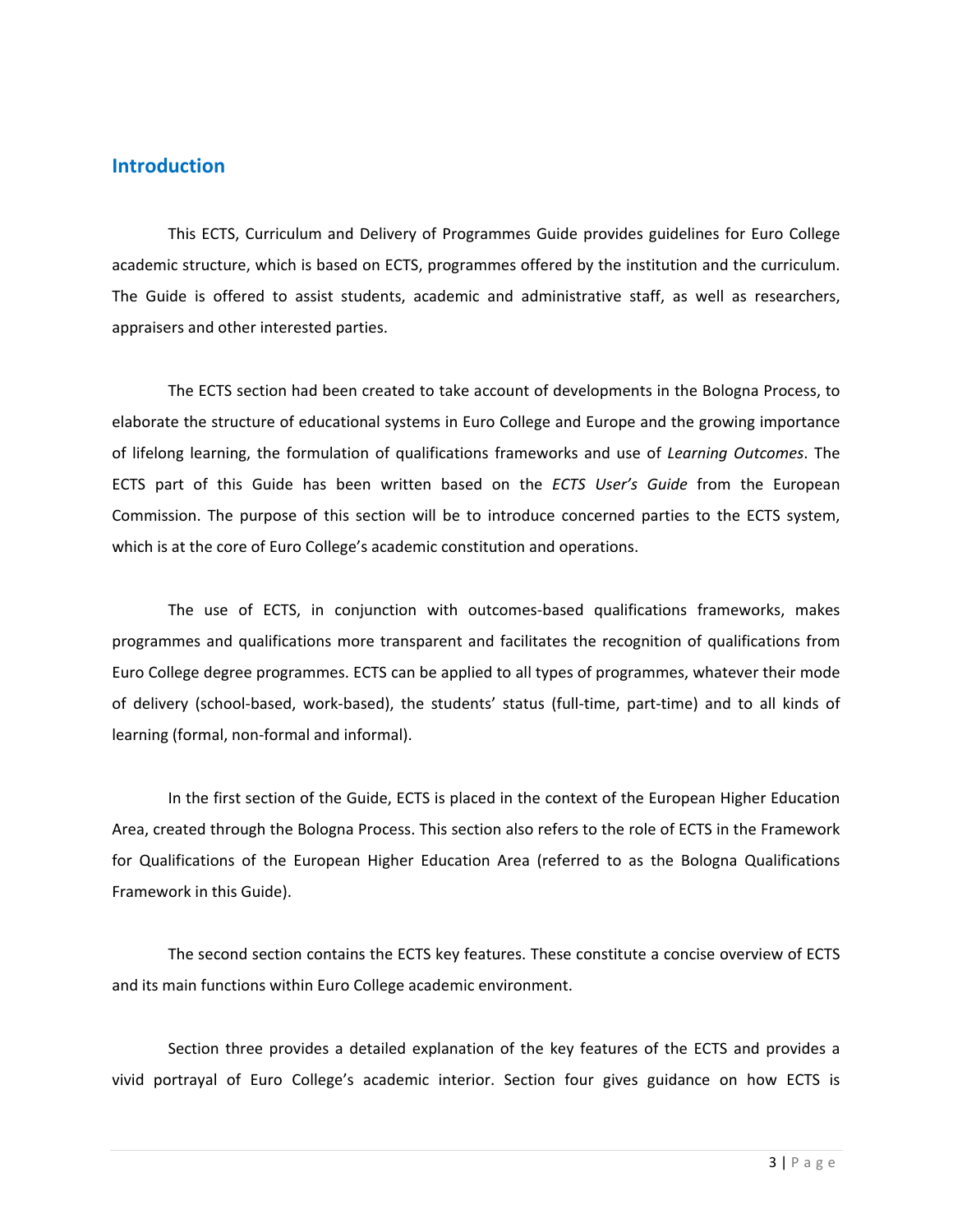## Introduction

This ECTS, Curriculum and Delivery of Programmes Guide provides guidelines for Euro College academic structure, which is based on ECTS, programmes offered by the institution and the curriculum. The Guide is offered to assist students, academic and administrative staff, as well as researchers, appraisers and other interested parties.

The ECTS section had been created to take account of developments in the Bologna Process, to elaborate the structure of educational systems in Euro College and Europe and the growing importance of lifelong learning, the formulation of qualifications frameworks and use of *Learning Outcomes*. The ECTS part of this Guide has been written based on the *ECTS User's Guide* from the European Commission. The purpose of this section will be to introduce concerned parties to the ECTS system, which is at the core of Euro College's academic constitution and operations.

The use of ECTS, in conjunction with outcomes-based qualifications frameworks, makes programmes and qualifications more transparent and facilitates the recognition of qualifications from Euro College degree programmes. ECTS can be applied to all types of programmes, whatever their mode of delivery (school-based, work-based), the students' status (full-time, part-time) and to all kinds of learning (formal, non-formal and informal).

In the first section of the Guide, ECTS is placed in the context of the European Higher Education Area, created through the Bologna Process. This section also refers to the role of ECTS in the Framework for Qualifications of the European Higher Education Area (referred to as the Bologna Qualifications Framework in this Guide).

The second section contains the ECTS key features. These constitute a concise overview of ECTS and its main functions within Euro College academic environment.

Section three provides a detailed explanation of the key features of the ECTS and provides a vivid portrayal of Euro College's academic interior. Section four gives guidance on how ECTS is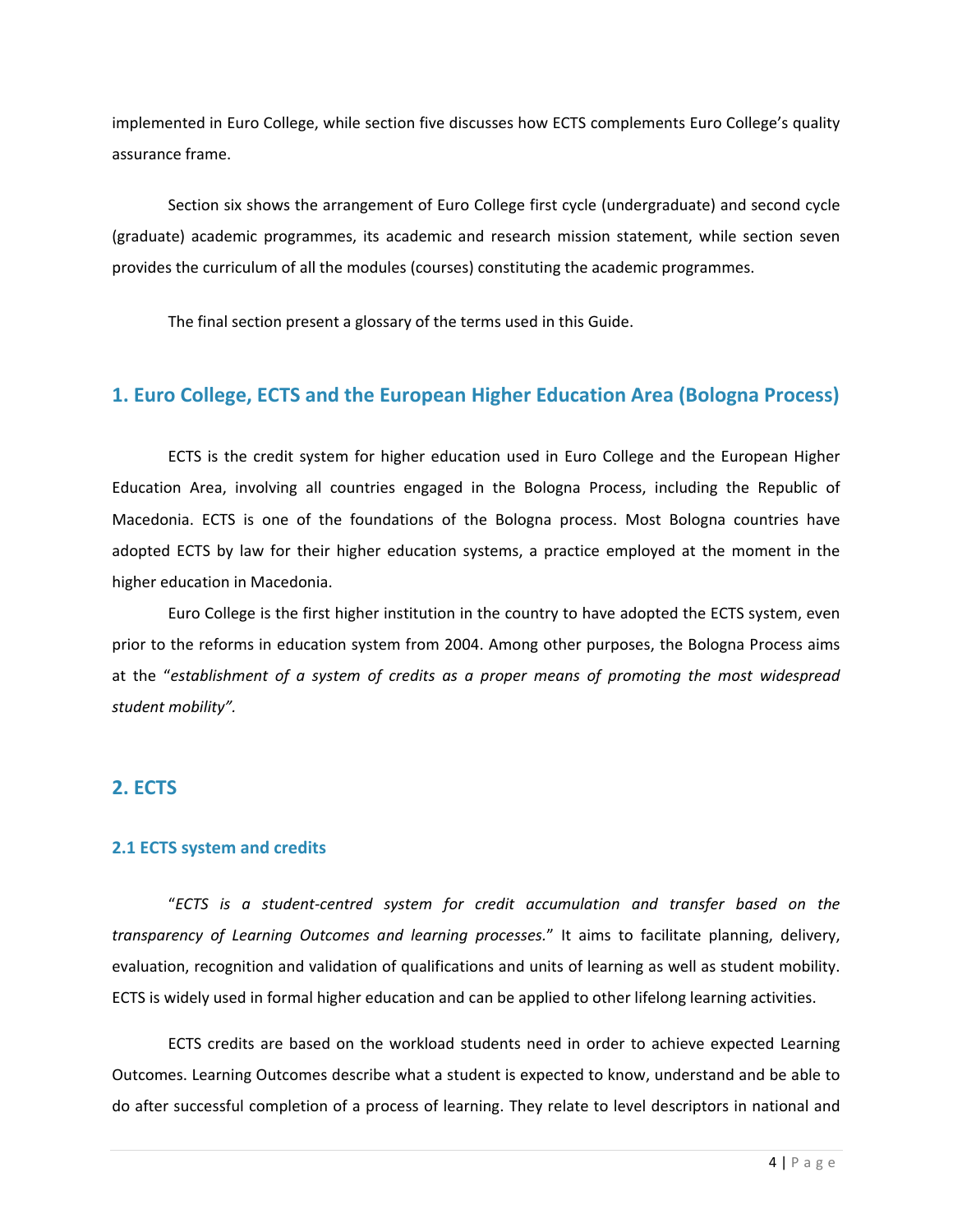implemented in Euro College, while section five discusses how ECTS complements Euro College's quality assurance frame.

Section six shows the arrangement of Euro College first cycle (undergraduate) and second cycle (graduate) academic programmes, its academic and research mission statement, while section seven provides the curriculum of all the modules (courses) constituting the academic programmes.

The final section present a glossary of the terms used in this Guide.

## 1. Euro College, ECTS and the European Higher Education Area (Bologna Process)

ECTS is the credit system for higher education used in Euro College and the European Higher Education Area, involving all countries engaged in the Bologna Process, including the Republic of Macedonia. ECTS is one of the foundations of the Bologna process. Most Bologna countries have adopted ECTS by law for their higher education systems, a practice employed at the moment in the higher education in Macedonia.

Euro College is the first higher institution in the country to have adopted the ECTS system, even prior to the reforms in education system from 2004. Among other purposes, the Bologna Process aims at the "*establishment of a system of credits as a proper means of promoting the most widespread student mobility"*.

## 2. ECTS

### 2.1 ECTS system and credits

"*ECTS is a student-centred system for credit accumulation and transfer based on the transparency of Learning Outcomes and learning processes.*" It aims to facilitate planning, delivery, evaluation, recognition and validation of qualifications and units of learning as well as student mobility. ECTS is widely used in formal higher education and can be applied to other lifelong learning activities.

ECTS credits are based on the workload students need in order to achieve expected Learning Outcomes. Learning Outcomes describe what a student is expected to know, understand and be able to do after successful completion of a process of learning. They relate to level descriptors in national and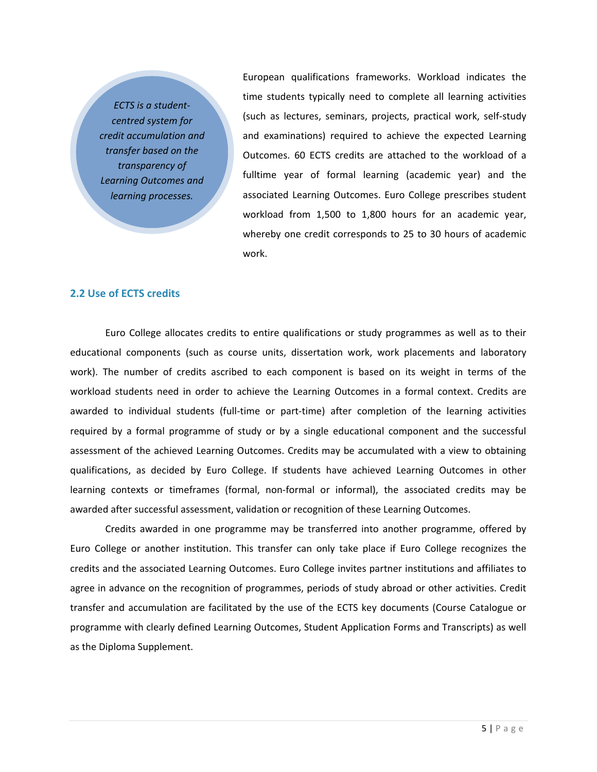*ECTS is a student-centred system for credit accumulation and transfer based on the transparency of Learning Outcomes and learning processes.*

European qualifications frameworks. Workload indicates the time students typically need to complete all learning activities (such as lectures, seminars, projects, practical work, self-study and examinations) required to achieve the expected Learning Outcomes. 60 ECTS credits are attached to the workload of a fulltime year of formal learning (academic year) and the associated Learning Outcomes. Euro College prescribes student workload from 1,500 to 1,800 hours for an academic year, whereby one credit corresponds to 25 to 30 hours of academic work.

## 2.2 Use of ECTS credits

Euro College allocates credits to entire qualifications or study programmes as well as to their educational components (such as course units, dissertation work, work placements and laboratory work). The number of credits ascribed to each component is based on its weight in terms of the workload students need in order to achieve the Learning Outcomes in a formal context. Credits are awarded to individual students (full-time or part-time) after completion of the learning activities required by a formal programme of study or by a single educational component and the successful assessment of the achieved Learning Outcomes. Credits may be accumulated with a view to obtaining qualifications, as decided by Euro College. If students have achieved Learning Outcomes in other learning contexts or timeframes (formal, non-formal or informal), the associated credits may be awarded after successful assessment, validation or recognition of these Learning Outcomes.

Credits awarded in one programme may be transferred into another programme, offered by Euro College or another institution. This transfer can only take place if Euro College recognizes the credits and the associated Learning Outcomes. Euro College invites partner institutions and affiliates to agree in advance on the recognition of programmes, periods of study abroad or other activities. Credit transfer and accumulation are facilitated by the use of the ECTS key documents (Course Catalogue or programme with clearly defined Learning Outcomes, Student Application Forms and Transcripts) as well as the Diploma Supplement.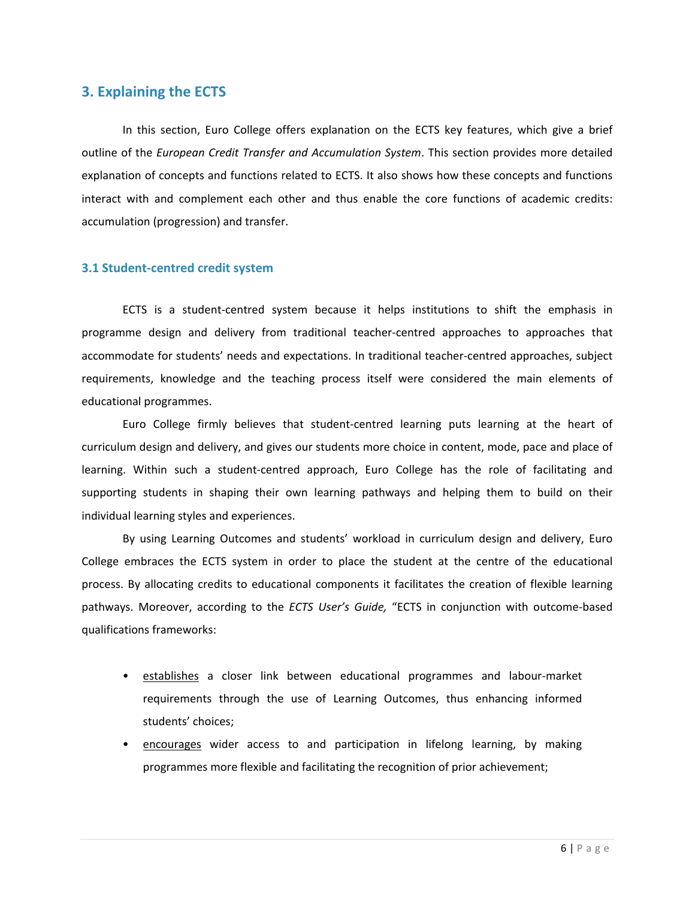## 3. Explaining the ECTS

In this section, Euro College offers explanation on the ECTS key features, which give a brief outline of the *European Credit Transfer and Accumulation System*. This section provides more detailed explanation of concepts and functions related to ECTS. It also shows how these concepts and functions interact with and complement each other and thus enable the core functions of academic credits: accumulation (progression) and transfer.

### 3.1 Student-centred credit system

ECTS is a student-centred system because it helps institutions to shift the emphasis in programme design and delivery from traditional teacher-centred approaches to approaches that accommodate for students' needs and expectations. In traditional teacher-centred approaches, subject requirements, knowledge and the teaching process itself were considered the main elements of educational programmes.

Euro College firmly believes that student-centred learning puts learning at the heart of curriculum design and delivery, and gives our students more choice in content, mode, pace and place of learning. Within such a student-centred approach, Euro College has the role of facilitating and supporting students in shaping their own learning pathways and helping them to build on their individual learning styles and experiences.

By using Learning Outcomes and students' workload in curriculum design and delivery, Euro College embraces the ECTS system in order to place the student at the centre of the educational process. By allocating credits to educational components it facilitates the creation of flexible learning pathways. Moreover, according to the *ECTS User's Guide,* "ECTS in conjunction with outcome-based qualifications frameworks:

- <u>establishes</u> a closer link between educational programmes and labour-market requirements through the use of Learning Outcomes, thus enhancing informed students' choices;
- <u>encourages</u> wider access to and participation in lifelong learning, by making programmes more flexible and facilitating the recognition of prior achievement;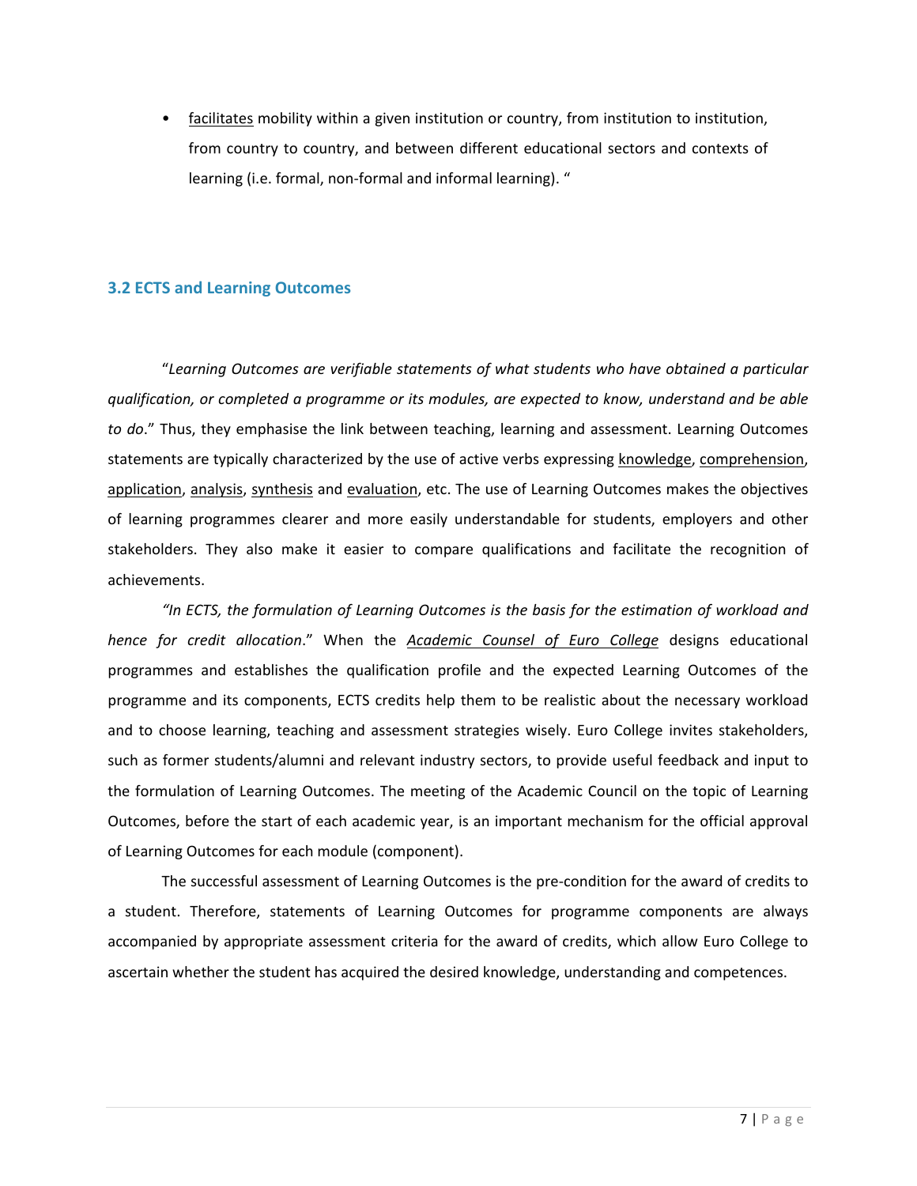- <u>facilitates</u> mobility within a given institution or country, from institution to institution, from country to country, and between different educational sectors and contexts of learning (i.e. formal, non-formal and informal learning). "

### 3.2 ECTS and Learning Outcomes

"*Learning Outcomes are verifiable statements of what students who have obtained a particular qualification, or completed a programme or its modules, are expected to know, understand and be able to do*." Thus, they emphasise the link between teaching, learning and assessment. Learning Outcomes statements are typically characterized by the use of active verbs expressing <u>knowledge</u>, <u>comprehension</u>, <u>application</u>, <u>analysis</u>, <u>synthesis</u> and <u>evaluation</u>, etc. The use of Learning Outcomes makes the objectives of learning programmes clearer and more easily understandable for students, employers and other stakeholders. They also make it easier to compare qualifications and facilitate the recognition of achievements.

*"In ECTS, the formulation of Learning Outcomes is the basis for the estimation of workload and hence for credit allocation*." When the *<u>Academic Counsel of Euro College</u>* designs educational programmes and establishes the qualification profile and the expected Learning Outcomes of the programme and its components, ECTS credits help them to be realistic about the necessary workload and to choose learning, teaching and assessment strategies wisely. Euro College invites stakeholders, such as former students/alumni and relevant industry sectors, to provide useful feedback and input to the formulation of Learning Outcomes. The meeting of the Academic Council on the topic of Learning Outcomes, before the start of each academic year, is an important mechanism for the official approval of Learning Outcomes for each module (component).

The successful assessment of Learning Outcomes is the pre-condition for the award of credits to a student. Therefore, statements of Learning Outcomes for programme components are always accompanied by appropriate assessment criteria for the award of credits, which allow Euro College to ascertain whether the student has acquired the desired knowledge, understanding and competences.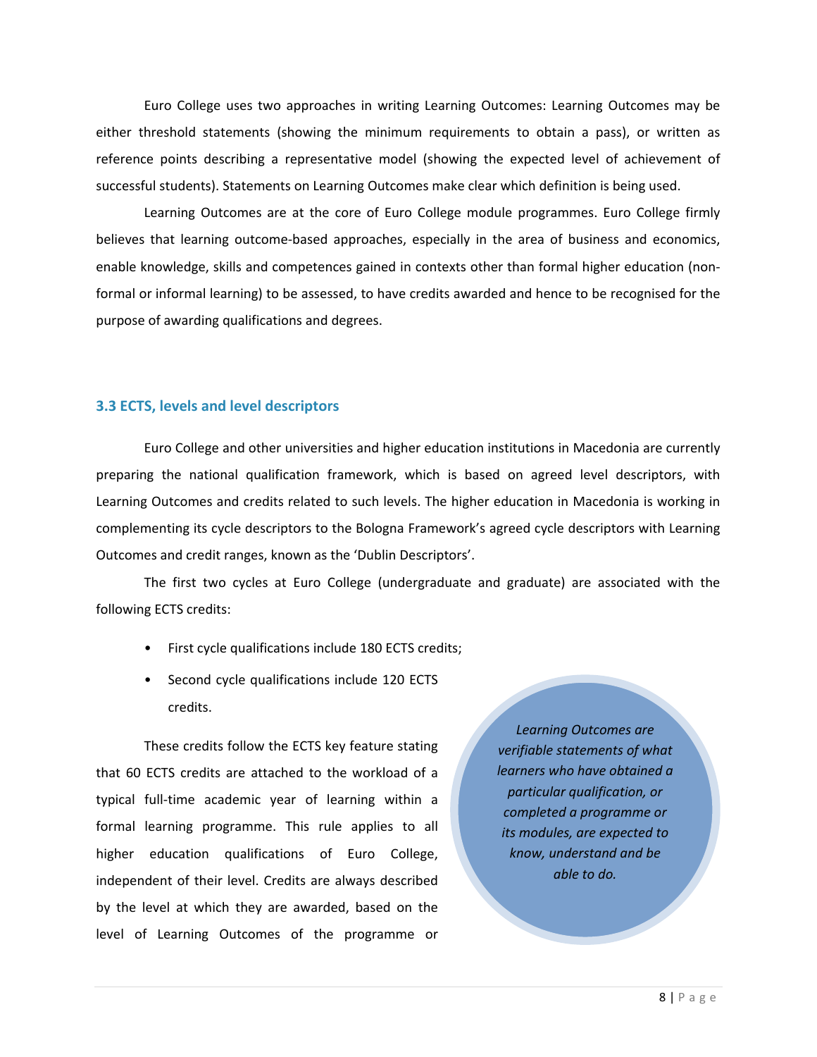Euro College uses two approaches in writing Learning Outcomes: Learning Outcomes may be either threshold statements (showing the minimum requirements to obtain a pass), or written as reference points describing a representative model (showing the expected level of achievement of successful students). Statements on Learning Outcomes make clear which definition is being used.

Learning Outcomes are at the core of Euro College module programmes. Euro College firmly believes that learning outcome-based approaches, especially in the area of business and economics, enable knowledge, skills and competences gained in contexts other than formal higher education (non-formal or informal learning) to be assessed, to have credits awarded and hence to be recognised for the purpose of awarding qualifications and degrees.

### 3.3 ECTS, levels and level descriptors

Euro College and other universities and higher education institutions in Macedonia are currently preparing the national qualification framework, which is based on agreed level descriptors, with Learning Outcomes and credits related to such levels. The higher education in Macedonia is working in complementing its cycle descriptors to the Bologna Framework's agreed cycle descriptors with Learning Outcomes and credit ranges, known as the 'Dublin Descriptors'.

The first two cycles at Euro College (undergraduate and graduate) are associated with the following ECTS credits:

- First cycle qualifications include 180 ECTS credits;
- Second cycle qualifications include 120 ECTS credits.

> *Learning Outcomes are verifiable statements of what learners who have obtained a particular qualification, or completed a programme or its modules, are expected to know, understand and be able to do.*

These credits follow the ECTS key feature stating that 60 ECTS credits are attached to the workload of a typical full-time academic year of learning within a formal learning programme. This rule applies to all higher education qualifications of Euro College, independent of their level. Credits are always described by the level at which they are awarded, based on the level of Learning Outcomes of the programme or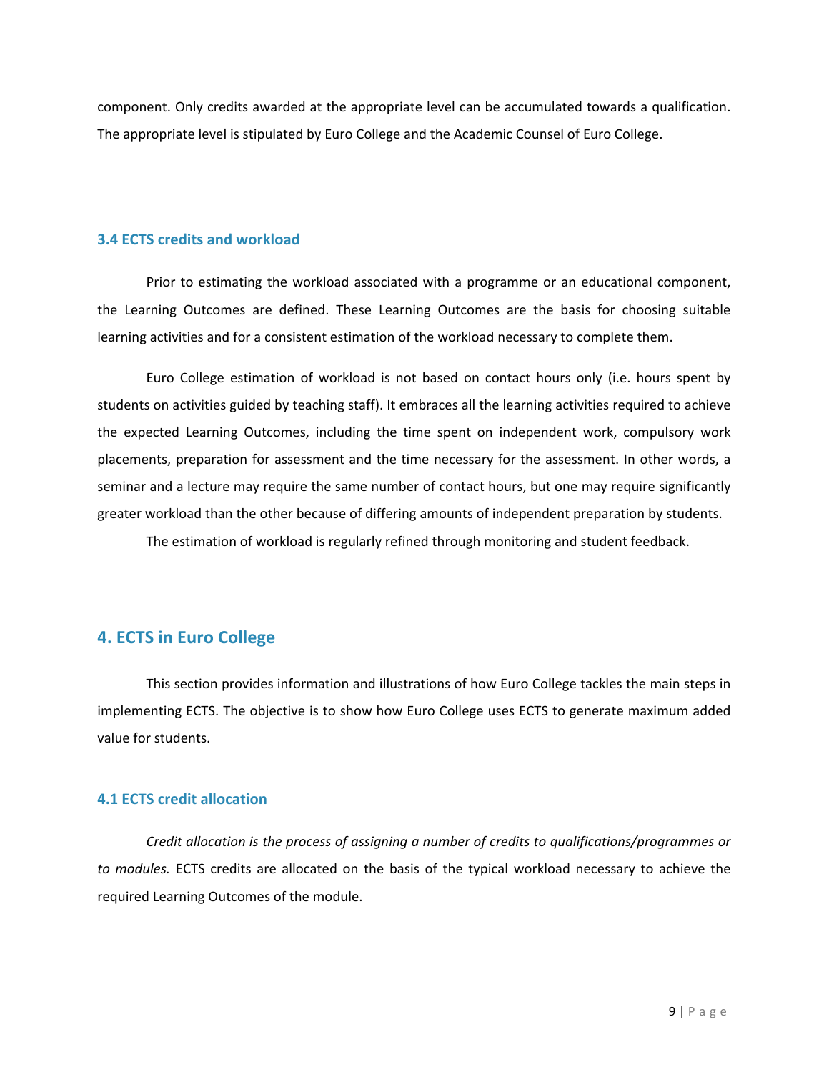component. Only credits awarded at the appropriate level can be accumulated towards a qualification. The appropriate level is stipulated by Euro College and the Academic Counsel of Euro College.

### 3.4 ECTS credits and workload

Prior to estimating the workload associated with a programme or an educational component, the Learning Outcomes are defined. These Learning Outcomes are the basis for choosing suitable learning activities and for a consistent estimation of the workload necessary to complete them.

Euro College estimation of workload is not based on contact hours only (i.e. hours spent by students on activities guided by teaching staff). It embraces all the learning activities required to achieve the expected Learning Outcomes, including the time spent on independent work, compulsory work placements, preparation for assessment and the time necessary for the assessment. In other words, a seminar and a lecture may require the same number of contact hours, but one may require significantly greater workload than the other because of differing amounts of independent preparation by students.

The estimation of workload is regularly refined through monitoring and student feedback.

## 4. ECTS in Euro College

This section provides information and illustrations of how Euro College tackles the main steps in implementing ECTS. The objective is to show how Euro College uses ECTS to generate maximum added value for students.

### 4.1 ECTS credit allocation

*Credit allocation is the process of assigning a number of credits to qualifications/programmes or to modules.* ECTS credits are allocated on the basis of the typical workload necessary to achieve the required Learning Outcomes of the module.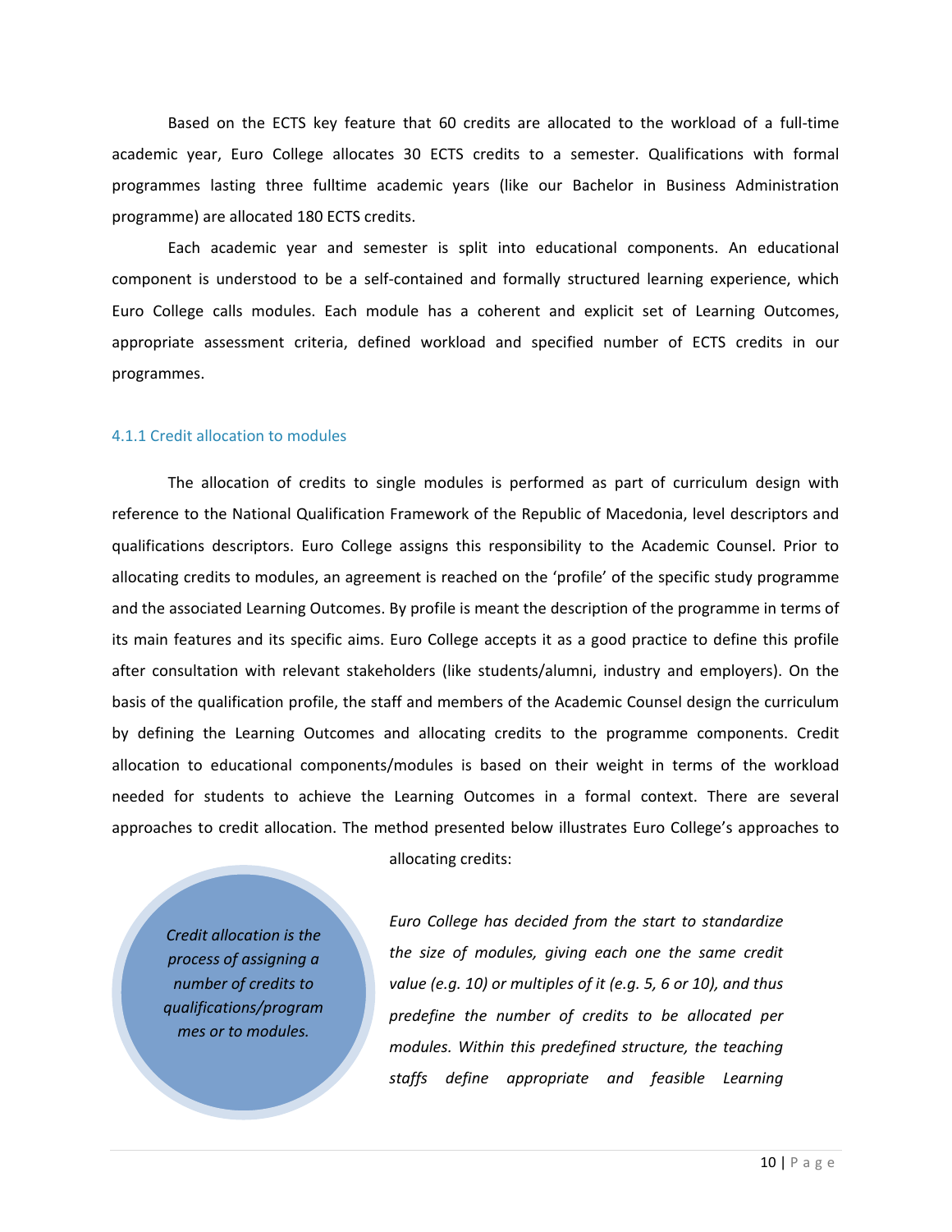Based on the ECTS key feature that 60 credits are allocated to the workload of a full-time academic year, Euro College allocates 30 ECTS credits to a semester. Qualifications with formal programmes lasting three fulltime academic years (like our Bachelor in Business Administration programme) are allocated 180 ECTS credits.

Each academic year and semester is split into educational components. An educational component is understood to be a self-contained and formally structured learning experience, which Euro College calls modules. Each module has a coherent and explicit set of Learning Outcomes, appropriate assessment criteria, defined workload and specified number of ECTS credits in our programmes.

### 4.1.1 Credit allocation to modules

The allocation of credits to single modules is performed as part of curriculum design with reference to the National Qualification Framework of the Republic of Macedonia, level descriptors and qualifications descriptors. Euro College assigns this responsibility to the Academic Counsel. Prior to allocating credits to modules, an agreement is reached on the 'profile' of the specific study programme and the associated Learning Outcomes. By profile is meant the description of the programme in terms of its main features and its specific aims. Euro College accepts it as a good practice to define this profile after consultation with relevant stakeholders (like students/alumni, industry and employers). On the basis of the qualification profile, the staff and members of the Academic Counsel design the curriculum by defining the Learning Outcomes and allocating credits to the programme components. Credit allocation to educational components/modules is based on their weight in terms of the workload needed for students to achieve the Learning Outcomes in a formal context. There are several approaches to credit allocation. The method presented below illustrates Euro College's approaches to allocating credits:

*Credit allocation is the process of assigning a number of credits to qualifications/programmes or to modules.*

*Euro College has decided from the start to standardize the size of modules, giving each one the same credit value (e.g. 10) or multiples of it (e.g. 5, 6 or 10), and thus predefine the number of credits to be allocated per modules. Within this predefined structure, the teaching staffs define appropriate and feasible Learning*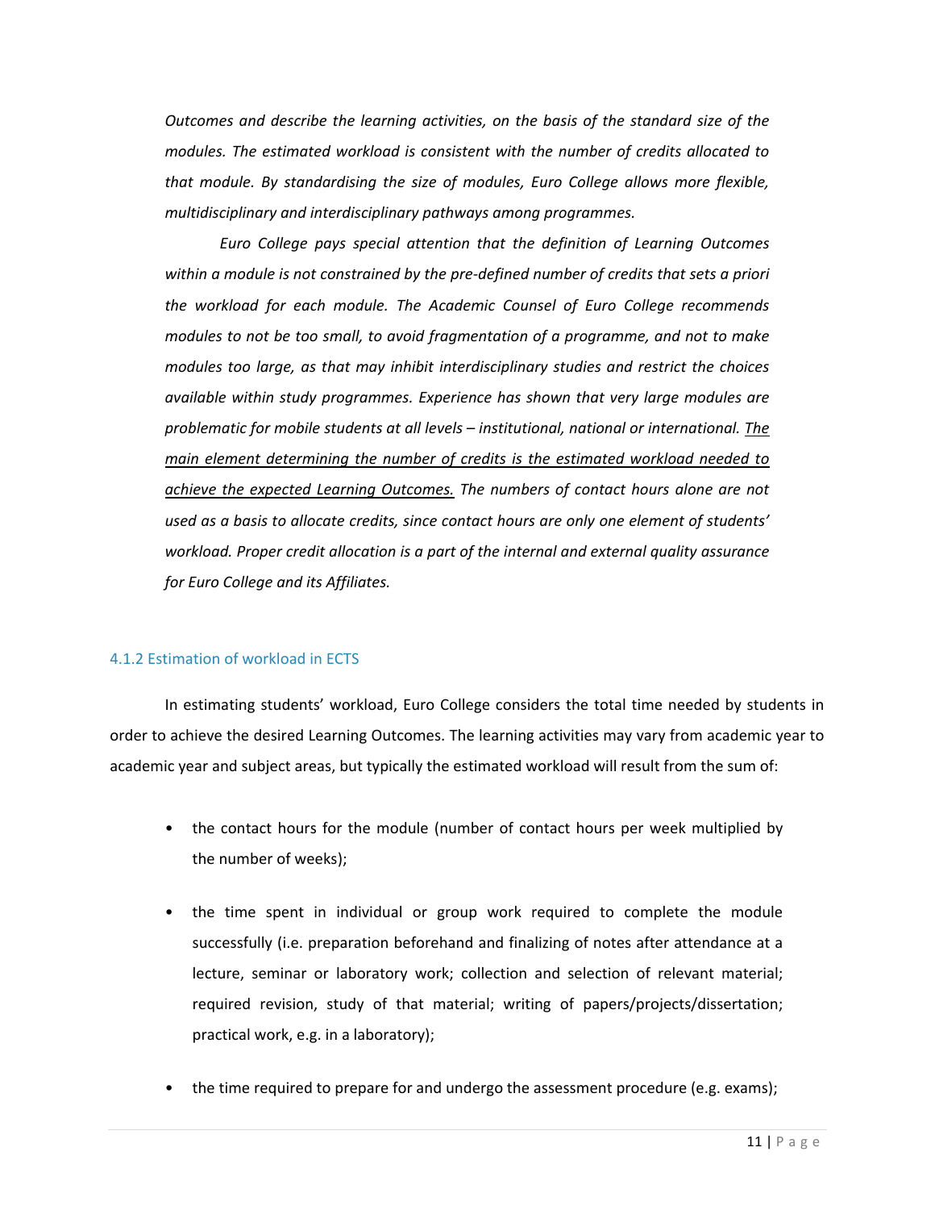*Outcomes and describe the learning activities, on the basis of the standard size of the modules. The estimated workload is consistent with the number of credits allocated to that module. By standardising the size of modules, Euro College allows more flexible, multidisciplinary and interdisciplinary pathways among programmes.*

*Euro College pays special attention that the definition of Learning Outcomes within a module is not constrained by the pre-defined number of credits that sets a priori the workload for each module. The Academic Counsel of Euro College recommends modules to not be too small, to avoid fragmentation of a programme, and not to make modules too large, as that may inhibit interdisciplinary studies and restrict the choices available within study programmes. Experience has shown that very large modules are problematic for mobile students at all levels – institutional, national or international. <u>The main element determining the number of credits is the estimated workload needed to achieve the expected Learning Outcomes.</u> The numbers of contact hours alone are not used as a basis to allocate credits, since contact hours are only one element of students' workload. Proper credit allocation is a part of the internal and external quality assurance for Euro College and its Affiliates.*

### 4.1.2 Estimation of workload in ECTS

In estimating students' workload, Euro College considers the total time needed by students in order to achieve the desired Learning Outcomes. The learning activities may vary from academic year to academic year and subject areas, but typically the estimated workload will result from the sum of:

- the contact hours for the module (number of contact hours per week multiplied by the number of weeks);
- the time spent in individual or group work required to complete the module successfully (i.e. preparation beforehand and finalizing of notes after attendance at a lecture, seminar or laboratory work; collection and selection of relevant material; required revision, study of that material; writing of papers/projects/dissertation; practical work, e.g. in a laboratory);
- the time required to prepare for and undergo the assessment procedure (e.g. exams);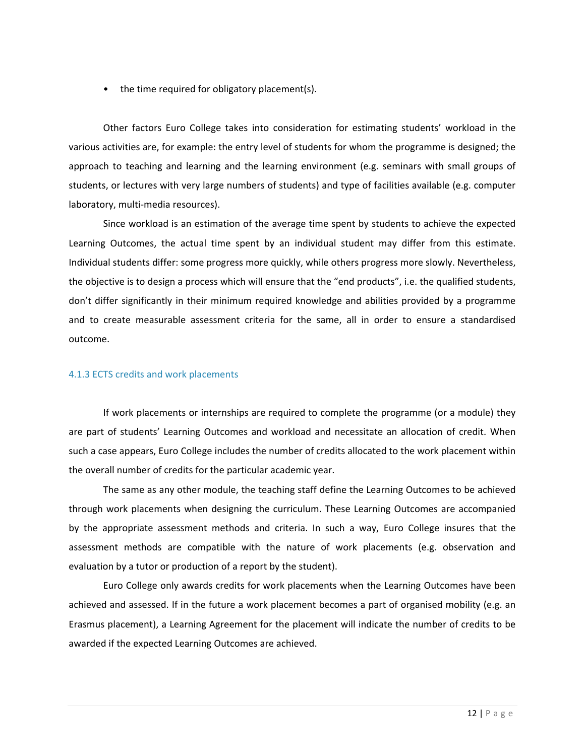- the time required for obligatory placement(s).

Other factors Euro College takes into consideration for estimating students' workload in the various activities are, for example: the entry level of students for whom the programme is designed; the approach to teaching and learning and the learning environment (e.g. seminars with small groups of students, or lectures with very large numbers of students) and type of facilities available (e.g. computer laboratory, multi-media resources).

Since workload is an estimation of the average time spent by students to achieve the expected Learning Outcomes, the actual time spent by an individual student may differ from this estimate. Individual students differ: some progress more quickly, while others progress more slowly. Nevertheless, the objective is to design a process which will ensure that the "end products", i.e. the qualified students, don't differ significantly in their minimum required knowledge and abilities provided by a programme and to create measurable assessment criteria for the same, all in order to ensure a standardised outcome.

### 4.1.3 ECTS credits and work placements

If work placements or internships are required to complete the programme (or a module) they are part of students' Learning Outcomes and workload and necessitate an allocation of credit. When such a case appears, Euro College includes the number of credits allocated to the work placement within the overall number of credits for the particular academic year.

The same as any other module, the teaching staff define the Learning Outcomes to be achieved through work placements when designing the curriculum. These Learning Outcomes are accompanied by the appropriate assessment methods and criteria. In such a way, Euro College insures that the assessment methods are compatible with the nature of work placements (e.g. observation and evaluation by a tutor or production of a report by the student).

Euro College only awards credits for work placements when the Learning Outcomes have been achieved and assessed. If in the future a work placement becomes a part of organised mobility (e.g. an Erasmus placement), a Learning Agreement for the placement will indicate the number of credits to be awarded if the expected Learning Outcomes are achieved.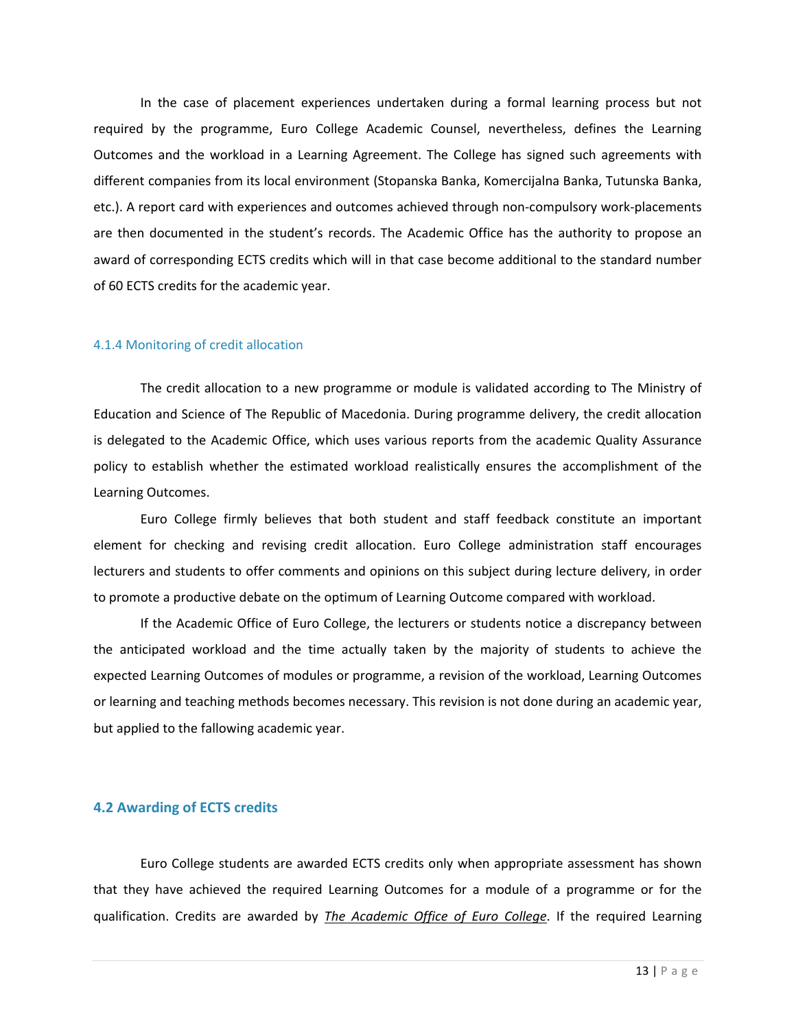In the case of placement experiences undertaken during a formal learning process but not required by the programme, Euro College Academic Counsel, nevertheless, defines the Learning Outcomes and the workload in a Learning Agreement. The College has signed such agreements with different companies from its local environment (Stopanska Banka, Komercijalna Banka, Tutunska Banka, etc.). A report card with experiences and outcomes achieved through non-compulsory work-placements are then documented in the student's records. The Academic Office has the authority to propose an award of corresponding ECTS credits which will in that case become additional to the standard number of 60 ECTS credits for the academic year.

### 4.1.4 Monitoring of credit allocation

The credit allocation to a new programme or module is validated according to The Ministry of Education and Science of The Republic of Macedonia. During programme delivery, the credit allocation is delegated to the Academic Office, which uses various reports from the academic Quality Assurance policy to establish whether the estimated workload realistically ensures the accomplishment of the Learning Outcomes.

Euro College firmly believes that both student and staff feedback constitute an important element for checking and revising credit allocation. Euro College administration staff encourages lecturers and students to offer comments and opinions on this subject during lecture delivery, in order to promote a productive debate on the optimum of Learning Outcome compared with workload.

If the Academic Office of Euro College, the lecturers or students notice a discrepancy between the anticipated workload and the time actually taken by the majority of students to achieve the expected Learning Outcomes of modules or programme, a revision of the workload, Learning Outcomes or learning and teaching methods becomes necessary. This revision is not done during an academic year, but applied to the fallowing academic year.

## 4.2 Awarding of ECTS credits

Euro College students are awarded ECTS credits only when appropriate assessment has shown that they have achieved the required Learning Outcomes for a module of a programme or for the qualification. Credits are awarded by ***The Academic Office of Euro College***. If the required Learning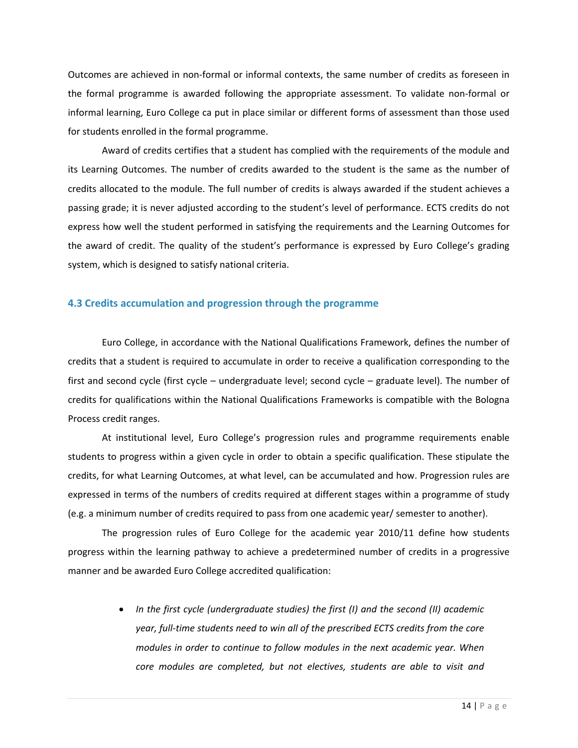Outcomes are achieved in non-formal or informal contexts, the same number of credits as foreseen in the formal programme is awarded following the appropriate assessment. To validate non-formal or informal learning, Euro College ca put in place similar or different forms of assessment than those used for students enrolled in the formal programme.

Award of credits certifies that a student has complied with the requirements of the module and its Learning Outcomes. The number of credits awarded to the student is the same as the number of credits allocated to the module. The full number of credits is always awarded if the student achieves a passing grade; it is never adjusted according to the student's level of performance. ECTS credits do not express how well the student performed in satisfying the requirements and the Learning Outcomes for the award of credit. The quality of the student's performance is expressed by Euro College's grading system, which is designed to satisfy national criteria.

### 4.3 Credits accumulation and progression through the programme

Euro College, in accordance with the National Qualifications Framework, defines the number of credits that a student is required to accumulate in order to receive a qualification corresponding to the first and second cycle (first cycle – undergraduate level; second cycle – graduate level). The number of credits for qualifications within the National Qualifications Frameworks is compatible with the Bologna Process credit ranges.

At institutional level, Euro College's progression rules and programme requirements enable students to progress within a given cycle in order to obtain a specific qualification. These stipulate the credits, for what Learning Outcomes, at what level, can be accumulated and how. Progression rules are expressed in terms of the numbers of credits required at different stages within a programme of study (e.g. a minimum number of credits required to pass from one academic year/ semester to another).

The progression rules of Euro College for the academic year 2010/11 define how students progress within the learning pathway to achieve a predetermined number of credits in a progressive manner and be awarded Euro College accredited qualification:

- *In the first cycle (undergraduate studies) the first (I) and the second (II) academic year, full-time students need to win all of the prescribed ECTS credits from the core modules in order to continue to follow modules in the next academic year. When core modules are completed, but not electives, students are able to visit and*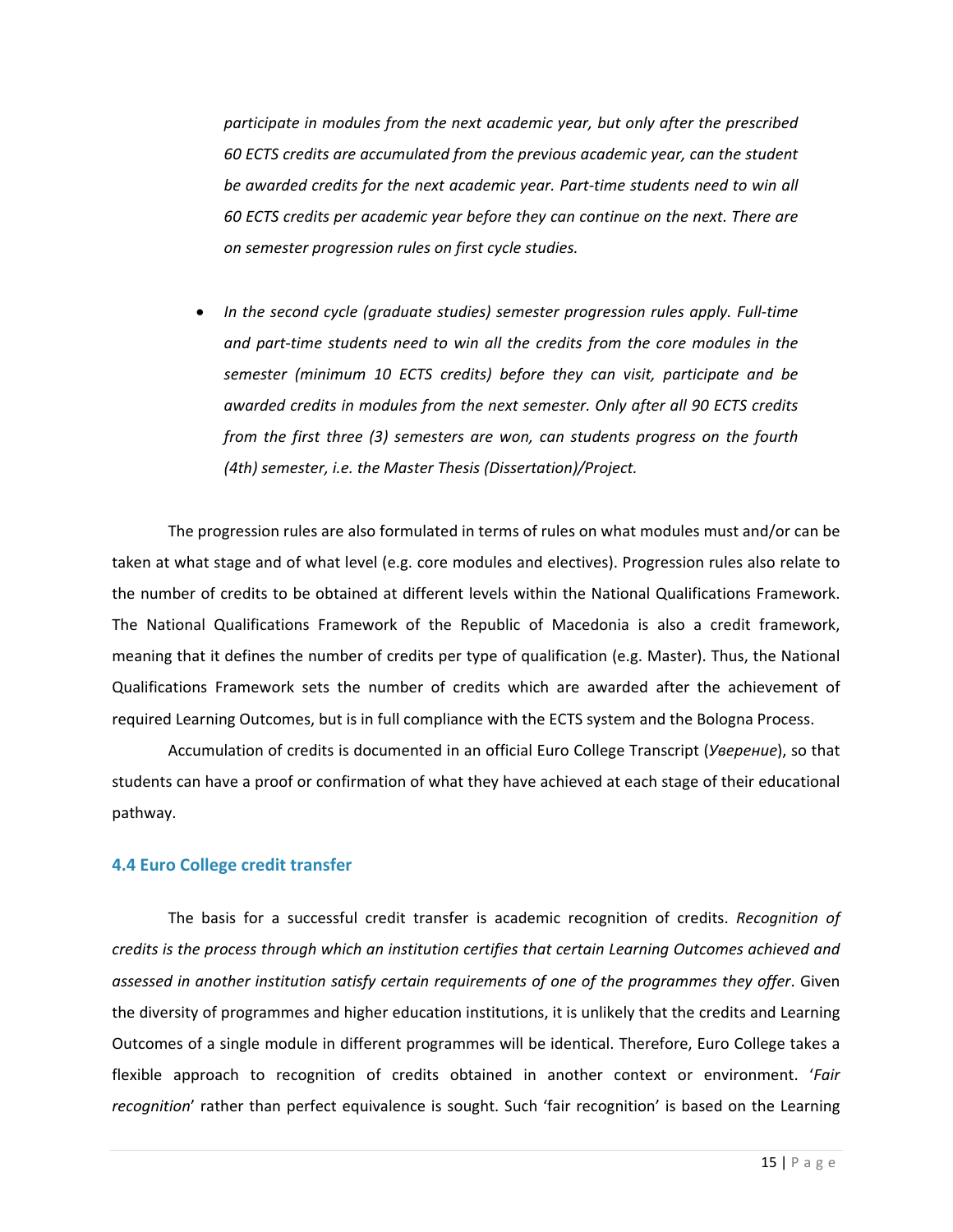*participate in modules from the next academic year, but only after the prescribed 60 ECTS credits are accumulated from the previous academic year, can the student be awarded credits for the next academic year. Part-time students need to win all 60 ECTS credits per academic year before they can continue on the next. There are on semester progression rules on first cycle studies.*

- *In the second cycle (graduate studies) semester progression rules apply. Full-time and part-time students need to win all the credits from the core modules in the semester (minimum 10 ECTS credits) before they can visit, participate and be awarded credits in modules from the next semester. Only after all 90 ECTS credits from the first three (3) semesters are won, can students progress on the fourth (4th) semester, i.e. the Master Thesis (Dissertation)/Project.*

The progression rules are also formulated in terms of rules on what modules must and/or can be taken at what stage and of what level (e.g. core modules and electives). Progression rules also relate to the number of credits to be obtained at different levels within the National Qualifications Framework. The National Qualifications Framework of the Republic of Macedonia is also a credit framework, meaning that it defines the number of credits per type of qualification (e.g. Master). Thus, the National Qualifications Framework sets the number of credits which are awarded after the achievement of required Learning Outcomes, but is in full compliance with the ECTS system and the Bologna Process.

Accumulation of credits is documented in an official Euro College Transcript (*Уверение*), so that students can have a proof or confirmation of what they have achieved at each stage of their educational pathway.

### 4.4 Euro College credit transfer

The basis for a successful credit transfer is academic recognition of credits. *Recognition of credits is the process through which an institution certifies that certain Learning Outcomes achieved and assessed in another institution satisfy certain requirements of one of the programmes they offer*. Given the diversity of programmes and higher education institutions, it is unlikely that the credits and Learning Outcomes of a single module in different programmes will be identical. Therefore, Euro College takes a flexible approach to recognition of credits obtained in another context or environment. '*Fair recognition*' rather than perfect equivalence is sought. Such 'fair recognition' is based on the Learning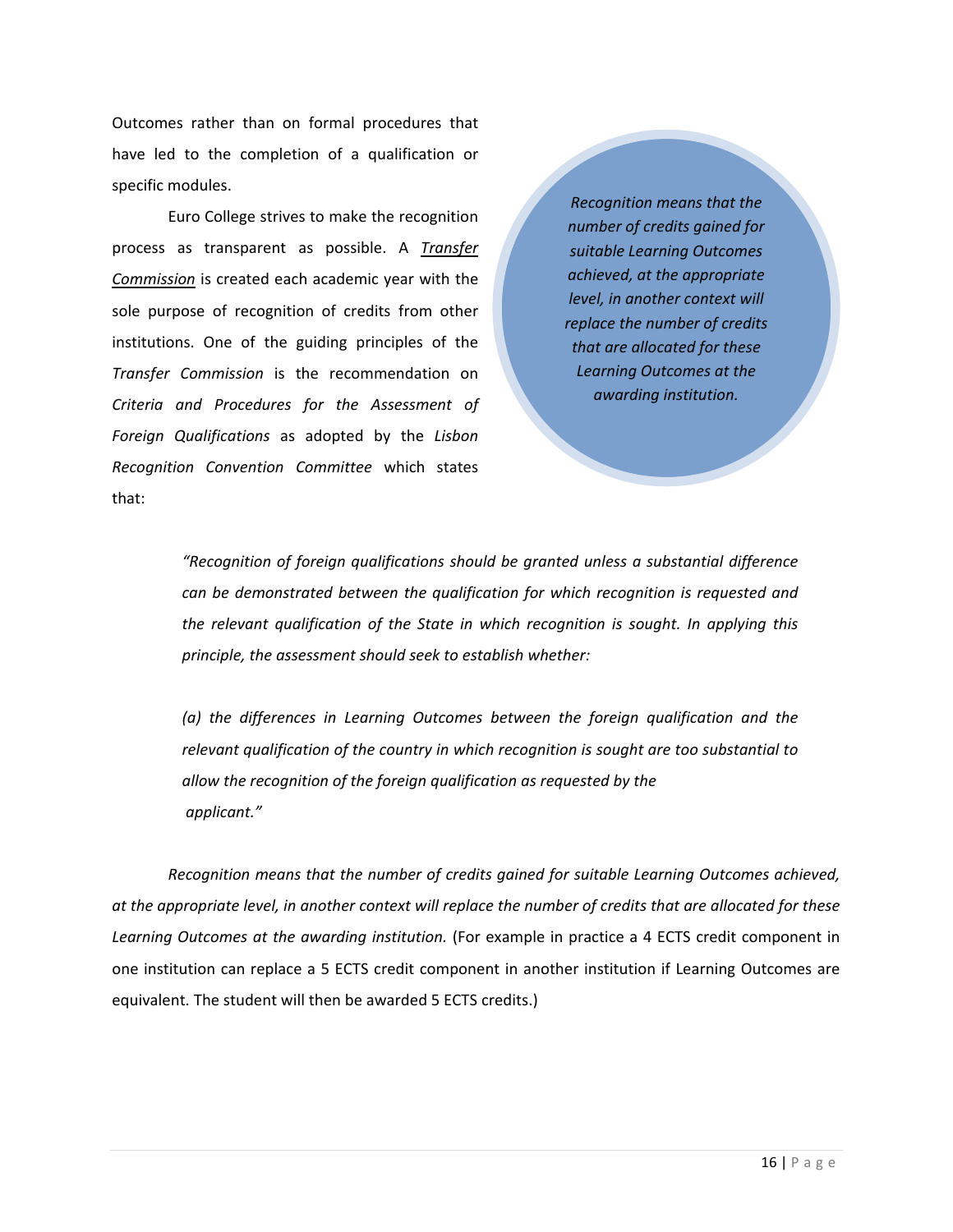Outcomes rather than on formal procedures that have led to the completion of a qualification or specific modules.

Euro College strives to make the recognition process as transparent as possible. A *Transfer Commission* is created each academic year with the sole purpose of recognition of credits from other institutions. One of the guiding principles of the *Transfer Commission* is the recommendation on *Criteria and Procedures for the Assessment of Foreign Qualifications* as adopted by the *Lisbon Recognition Convention Committee* which states that:

*Recognition means that the number of credits gained for suitable Learning Outcomes achieved, at the appropriate level, in another context will replace the number of credits that are allocated for these Learning Outcomes at the awarding institution.*

> *"Recognition of foreign qualifications should be granted unless a substantial difference can be demonstrated between the qualification for which recognition is requested and the relevant qualification of the State in which recognition is sought. In applying this principle, the assessment should seek to establish whether:*
>
> *(a) the differences in Learning Outcomes between the foreign qualification and the relevant qualification of the country in which recognition is sought are too substantial to allow the recognition of the foreign qualification as requested by the applicant."*

*Recognition means that the number of credits gained for suitable Learning Outcomes achieved, at the appropriate level, in another context will replace the number of credits that are allocated for these Learning Outcomes at the awarding institution.* (For example in practice a 4 ECTS credit component in one institution can replace a 5 ECTS credit component in another institution if Learning Outcomes are equivalent. The student will then be awarded 5 ECTS credits.)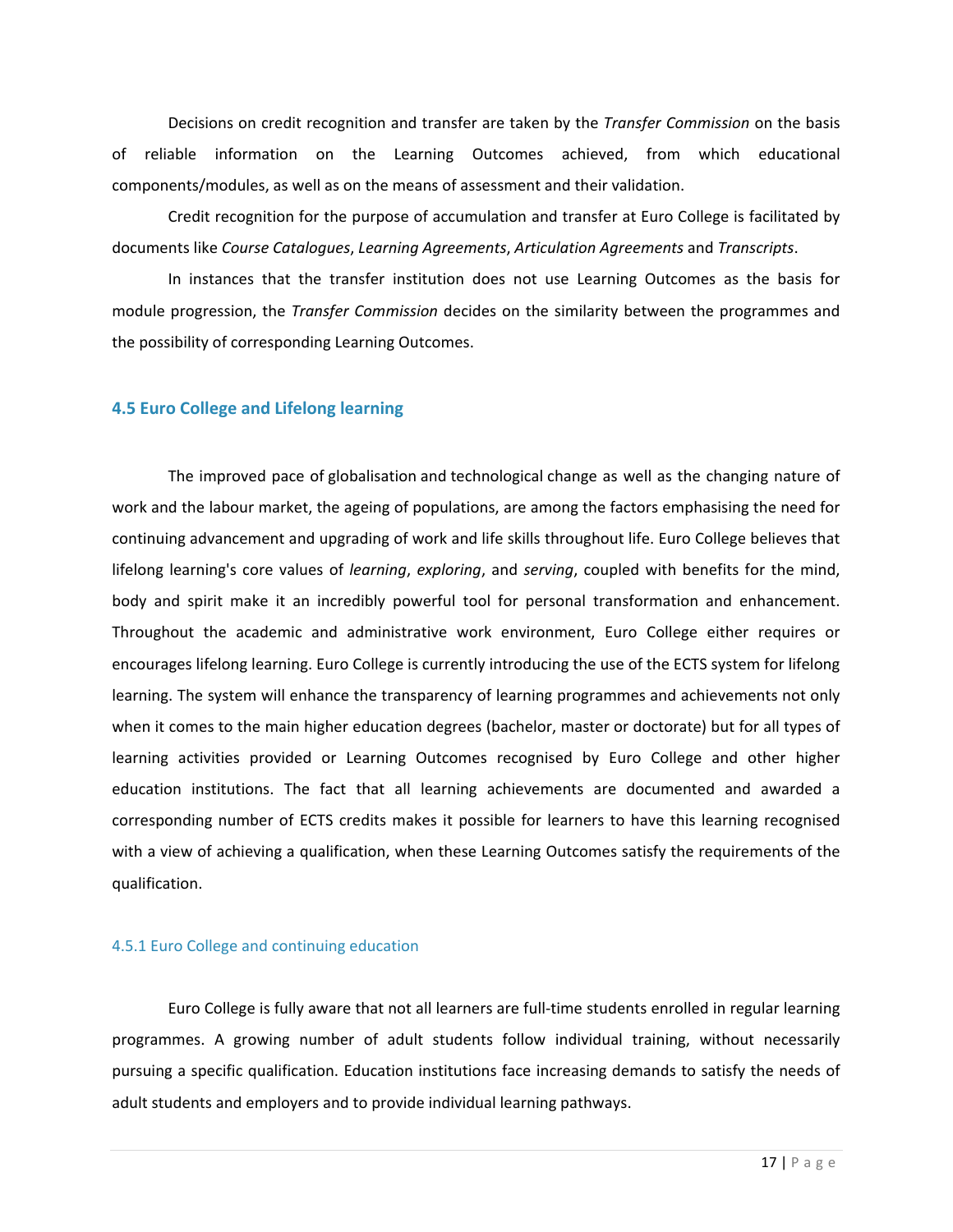Decisions on credit recognition and transfer are taken by the *Transfer Commission* on the basis of reliable information on the Learning Outcomes achieved, from which educational components/modules, as well as on the means of assessment and their validation.

Credit recognition for the purpose of accumulation and transfer at Euro College is facilitated by documents like *Course Catalogues*, *Learning Agreements*, *Articulation Agreements* and *Transcripts*.

In instances that the transfer institution does not use Learning Outcomes as the basis for module progression, the *Transfer Commission* decides on the similarity between the programmes and the possibility of corresponding Learning Outcomes.

## 4.5 Euro College and Lifelong learning

The improved pace of globalisation and technological change as well as the changing nature of work and the labour market, the ageing of populations, are among the factors emphasising the need for continuing advancement and upgrading of work and life skills throughout life. Euro College believes that lifelong learning's core values of *learning*, *exploring*, and *serving*, coupled with benefits for the mind, body and spirit make it an incredibly powerful tool for personal transformation and enhancement. Throughout the academic and administrative work environment, Euro College either requires or encourages lifelong learning. Euro College is currently introducing the use of the ECTS system for lifelong learning. The system will enhance the transparency of learning programmes and achievements not only when it comes to the main higher education degrees (bachelor, master or doctorate) but for all types of learning activities provided or Learning Outcomes recognised by Euro College and other higher education institutions. The fact that all learning achievements are documented and awarded a corresponding number of ECTS credits makes it possible for learners to have this learning recognised with a view of achieving a qualification, when these Learning Outcomes satisfy the requirements of the qualification.

### 4.5.1 Euro College and continuing education

Euro College is fully aware that not all learners are full-time students enrolled in regular learning programmes. A growing number of adult students follow individual training, without necessarily pursuing a specific qualification. Education institutions face increasing demands to satisfy the needs of adult students and employers and to provide individual learning pathways.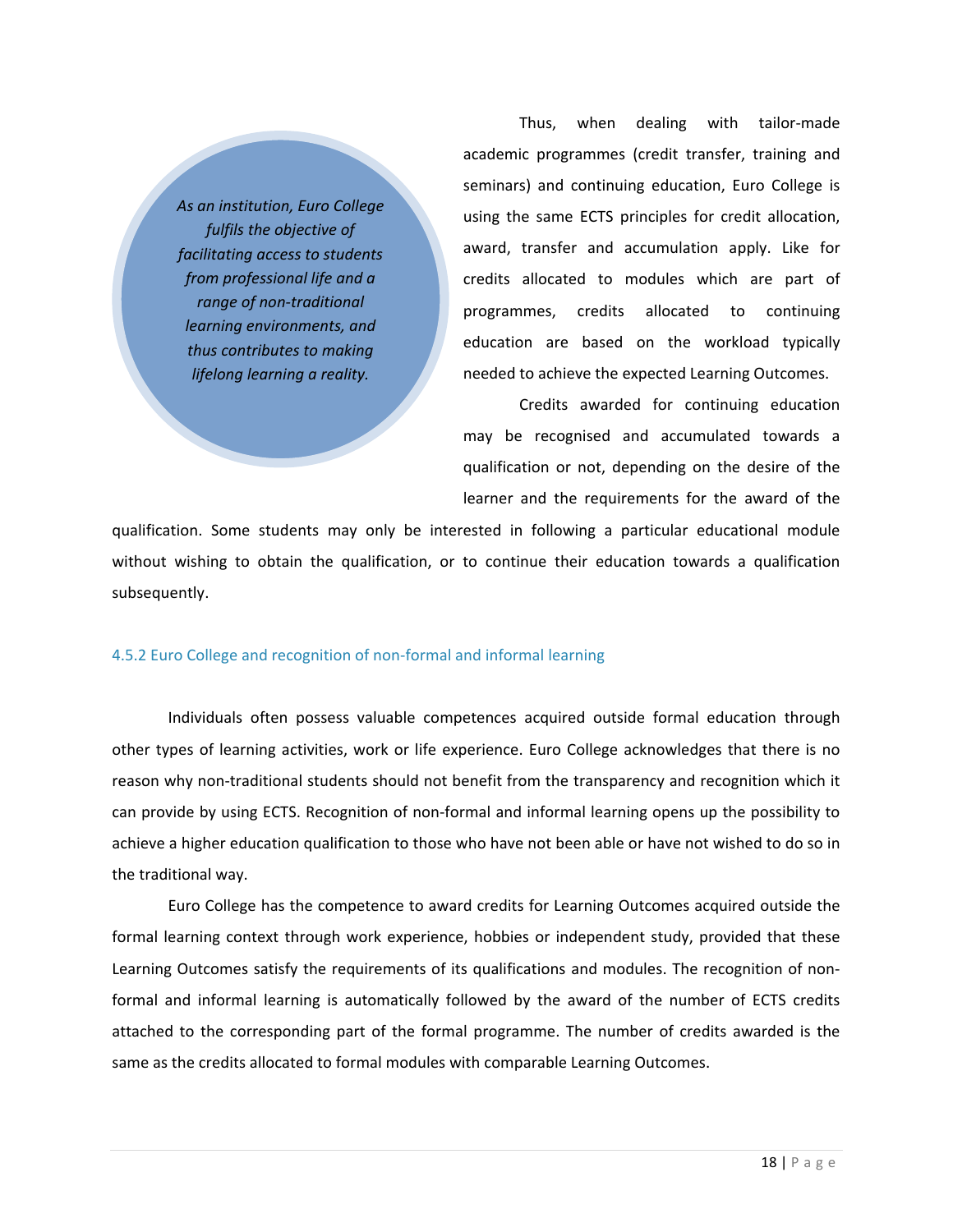*As an institution, Euro College fulfils the objective of facilitating access to students from professional life and a range of non-traditional learning environments, and thus contributes to making lifelong learning a reality.*

Thus, when dealing with tailor-made academic programmes (credit transfer, training and seminars) and continuing education, Euro College is using the same ECTS principles for credit allocation, award, transfer and accumulation apply. Like for credits allocated to modules which are part of programmes, credits allocated to continuing education are based on the workload typically needed to achieve the expected Learning Outcomes.

Credits awarded for continuing education may be recognised and accumulated towards a qualification or not, depending on the desire of the learner and the requirements for the award of the qualification. Some students may only be interested in following a particular educational module without wishing to obtain the qualification, or to continue their education towards a qualification subsequently.

### 4.5.2 Euro College and recognition of non-formal and informal learning

Individuals often possess valuable competences acquired outside formal education through other types of learning activities, work or life experience. Euro College acknowledges that there is no reason why non-traditional students should not benefit from the transparency and recognition which it can provide by using ECTS. Recognition of non-formal and informal learning opens up the possibility to achieve a higher education qualification to those who have not been able or have not wished to do so in the traditional way.

Euro College has the competence to award credits for Learning Outcomes acquired outside the formal learning context through work experience, hobbies or independent study, provided that these Learning Outcomes satisfy the requirements of its qualifications and modules. The recognition of non-formal and informal learning is automatically followed by the award of the number of ECTS credits attached to the corresponding part of the formal programme. The number of credits awarded is the same as the credits allocated to formal modules with comparable Learning Outcomes.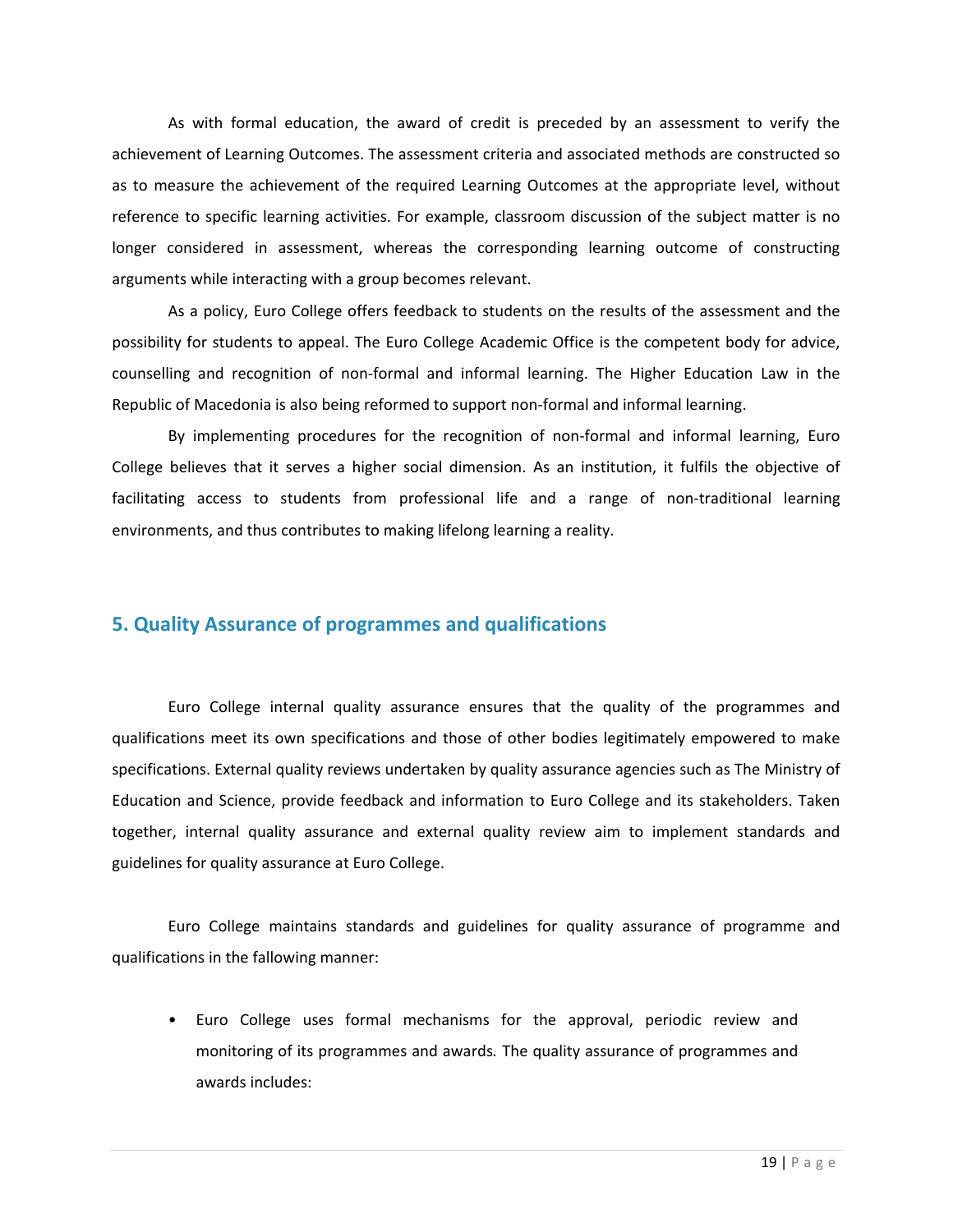As with formal education, the award of credit is preceded by an assessment to verify the achievement of Learning Outcomes. The assessment criteria and associated methods are constructed so as to measure the achievement of the required Learning Outcomes at the appropriate level, without reference to specific learning activities. For example, classroom discussion of the subject matter is no longer considered in assessment, whereas the corresponding learning outcome of constructing arguments while interacting with a group becomes relevant.

As a policy, Euro College offers feedback to students on the results of the assessment and the possibility for students to appeal. The Euro College Academic Office is the competent body for advice, counselling and recognition of non-formal and informal learning. The Higher Education Law in the Republic of Macedonia is also being reformed to support non-formal and informal learning.

By implementing procedures for the recognition of non-formal and informal learning, Euro College believes that it serves a higher social dimension. As an institution, it fulfils the objective of facilitating access to students from professional life and a range of non-traditional learning environments, and thus contributes to making lifelong learning a reality.

## 5. Quality Assurance of programmes and qualifications

Euro College internal quality assurance ensures that the quality of the programmes and qualifications meet its own specifications and those of other bodies legitimately empowered to make specifications. External quality reviews undertaken by quality assurance agencies such as The Ministry of Education and Science, provide feedback and information to Euro College and its stakeholders. Taken together, internal quality assurance and external quality review aim to implement standards and guidelines for quality assurance at Euro College.

Euro College maintains standards and guidelines for quality assurance of programme and qualifications in the fallowing manner:

- Euro College uses formal mechanisms for the approval, periodic review and monitoring of its programmes and awards. The quality assurance of programmes and awards includes: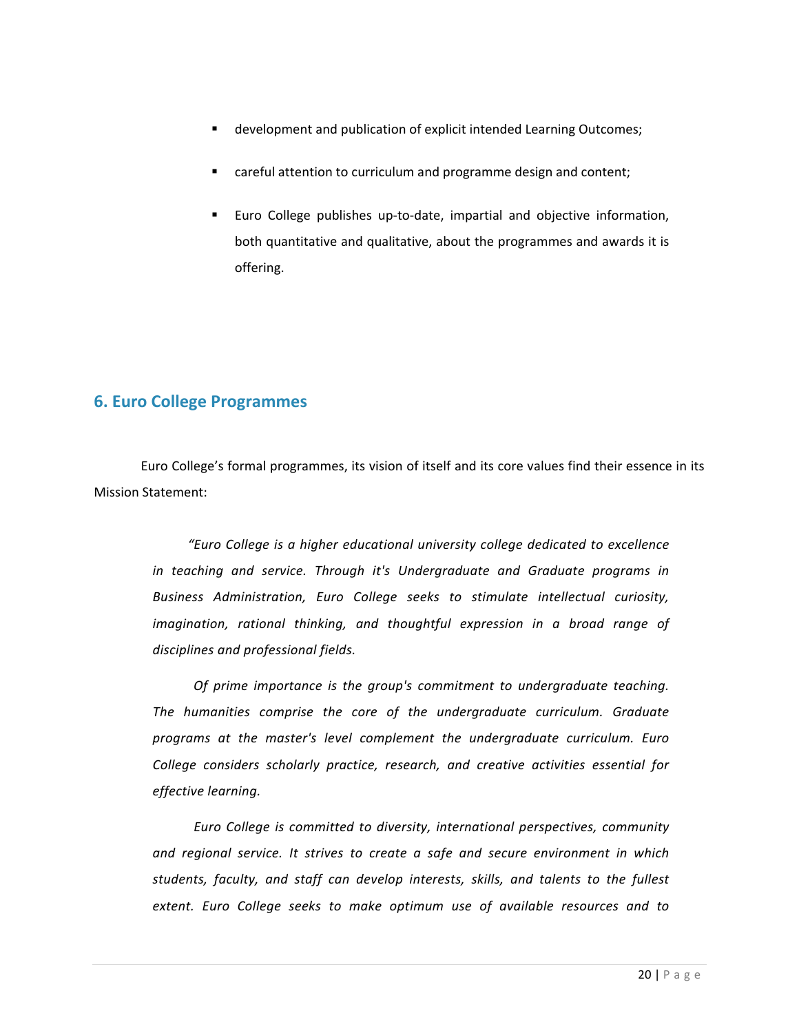- development and publication of explicit intended Learning Outcomes;
- careful attention to curriculum and programme design and content;
- Euro College publishes up-to-date, impartial and objective information, both quantitative and qualitative, about the programmes and awards it is offering.

## 6. Euro College Programmes

Euro College's formal programmes, its vision of itself and its core values find their essence in its Mission Statement:

> *"Euro College is a higher educational university college dedicated to excellence in teaching and service. Through it's Undergraduate and Graduate programs in Business Administration, Euro College seeks to stimulate intellectual curiosity, imagination, rational thinking, and thoughtful expression in a broad range of disciplines and professional fields.*
>
> *Of prime importance is the group's commitment to undergraduate teaching. The humanities comprise the core of the undergraduate curriculum. Graduate programs at the master's level complement the undergraduate curriculum. Euro College considers scholarly practice, research, and creative activities essential for effective learning.*
>
> *Euro College is committed to diversity, international perspectives, community and regional service. It strives to create a safe and secure environment in which students, faculty, and staff can develop interests, skills, and talents to the fullest extent. Euro College seeks to make optimum use of available resources and to*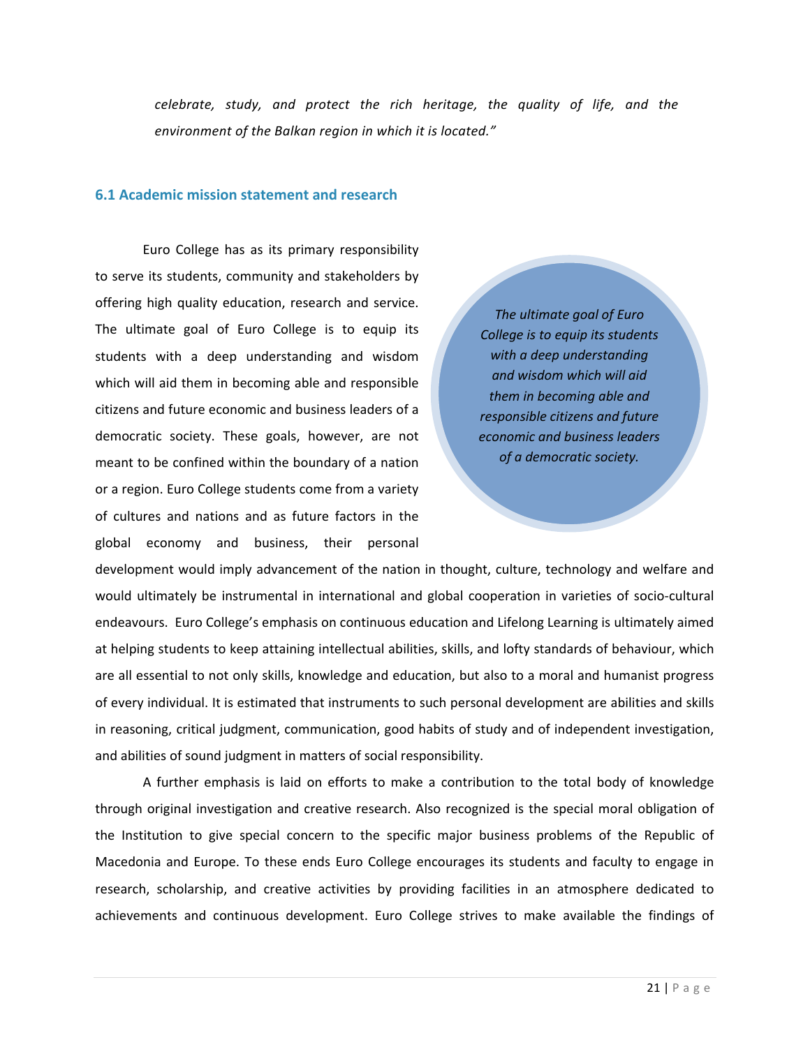*celebrate, study, and protect the rich heritage, the quality of life, and the environment of the Balkan region in which it is located."*

### 6.1 Academic mission statement and research

Euro College has as its primary responsibility to serve its students, community and stakeholders by offering high quality education, research and service. The ultimate goal of Euro College is to equip its students with a deep understanding and wisdom which will aid them in becoming able and responsible citizens and future economic and business leaders of a democratic society. These goals, however, are not meant to be confined within the boundary of a nation or a region. Euro College students come from a variety of cultures and nations and as future factors in the global economy and business, their personal development would imply advancement of the nation in thought, culture, technology and welfare and would ultimately be instrumental in international and global cooperation in varieties of socio-cultural endeavours. Euro College's emphasis on continuous education and Lifelong Learning is ultimately aimed at helping students to keep attaining intellectual abilities, skills, and lofty standards of behaviour, which are all essential to not only skills, knowledge and education, but also to a moral and humanist progress of every individual. It is estimated that instruments to such personal development are abilities and skills in reasoning, critical judgment, communication, good habits of study and of independent investigation, and abilities of sound judgment in matters of social responsibility.

> *The ultimate goal of Euro College is to equip its students with a deep understanding and wisdom which will aid them in becoming able and responsible citizens and future economic and business leaders of a democratic society.*

A further emphasis is laid on efforts to make a contribution to the total body of knowledge through original investigation and creative research. Also recognized is the special moral obligation of the Institution to give special concern to the specific major business problems of the Republic of Macedonia and Europe. To these ends Euro College encourages its students and faculty to engage in research, scholarship, and creative activities by providing facilities in an atmosphere dedicated to achievements and continuous development. Euro College strives to make available the findings of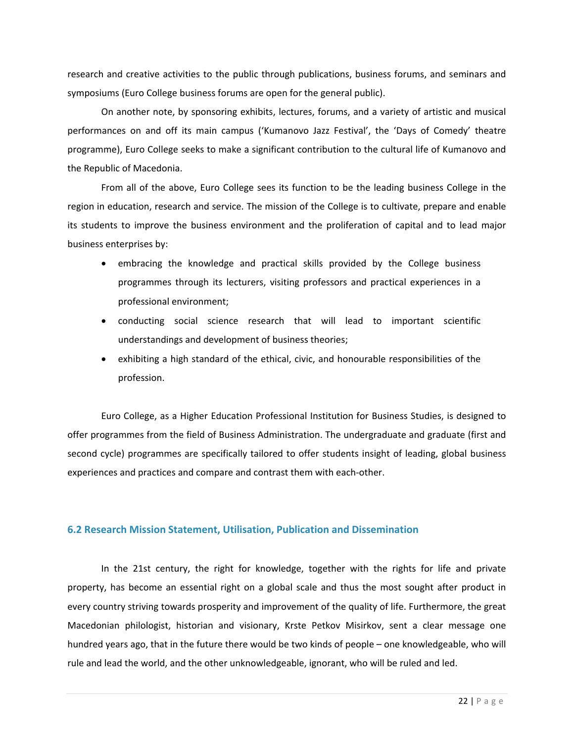research and creative activities to the public through publications, business forums, and seminars and symposiums (Euro College business forums are open for the general public).

On another note, by sponsoring exhibits, lectures, forums, and a variety of artistic and musical performances on and off its main campus ('Kumanovo Jazz Festival', the 'Days of Comedy' theatre programme), Euro College seeks to make a significant contribution to the cultural life of Kumanovo and the Republic of Macedonia.

From all of the above, Euro College sees its function to be the leading business College in the region in education, research and service. The mission of the College is to cultivate, prepare and enable its students to improve the business environment and the proliferation of capital and to lead major business enterprises by:

- embracing the knowledge and practical skills provided by the College business programmes through its lecturers, visiting professors and practical experiences in a professional environment;
- conducting social science research that will lead to important scientific understandings and development of business theories;
- exhibiting a high standard of the ethical, civic, and honourable responsibilities of the profession.

Euro College, as a Higher Education Professional Institution for Business Studies, is designed to offer programmes from the field of Business Administration. The undergraduate and graduate (first and second cycle) programmes are specifically tailored to offer students insight of leading, global business experiences and practices and compare and contrast them with each-other.

## 6.2 Research Mission Statement, Utilisation, Publication and Dissemination

In the 21st century, the right for knowledge, together with the rights for life and private property, has become an essential right on a global scale and thus the most sought after product in every country striving towards prosperity and improvement of the quality of life. Furthermore, the great Macedonian philologist, historian and visionary, Krste Petkov Misirkov, sent a clear message one hundred years ago, that in the future there would be two kinds of people – one knowledgeable, who will rule and lead the world, and the other unknowledgeable, ignorant, who will be ruled and led.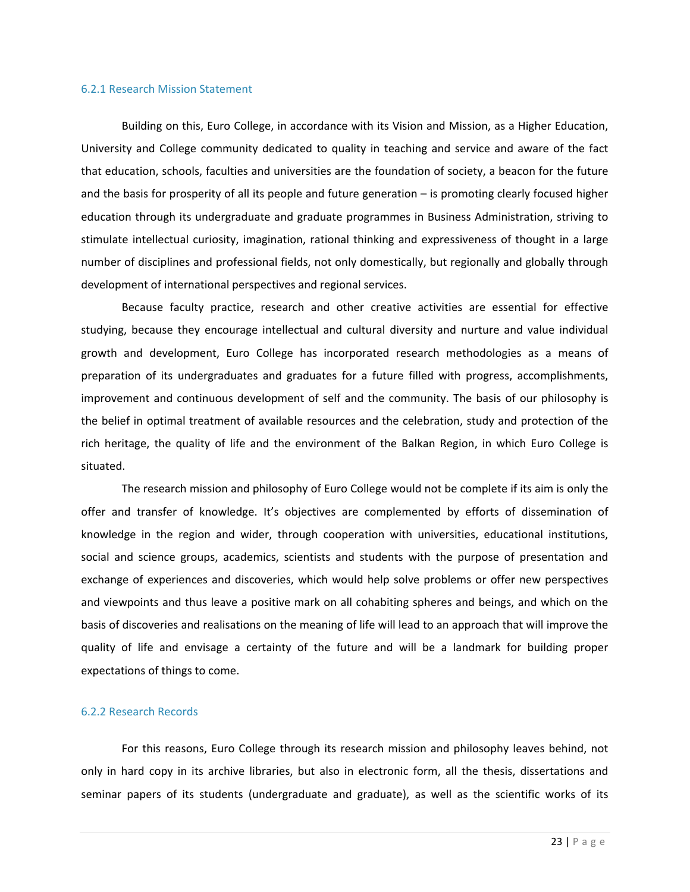### 6.2.1 Research Mission Statement

Building on this, Euro College, in accordance with its Vision and Mission, as a Higher Education, University and College community dedicated to quality in teaching and service and aware of the fact that education, schools, faculties and universities are the foundation of society, a beacon for the future and the basis for prosperity of all its people and future generation – is promoting clearly focused higher education through its undergraduate and graduate programmes in Business Administration, striving to stimulate intellectual curiosity, imagination, rational thinking and expressiveness of thought in a large number of disciplines and professional fields, not only domestically, but regionally and globally through development of international perspectives and regional services.

Because faculty practice, research and other creative activities are essential for effective studying, because they encourage intellectual and cultural diversity and nurture and value individual growth and development, Euro College has incorporated research methodologies as a means of preparation of its undergraduates and graduates for a future filled with progress, accomplishments, improvement and continuous development of self and the community. The basis of our philosophy is the belief in optimal treatment of available resources and the celebration, study and protection of the rich heritage, the quality of life and the environment of the Balkan Region, in which Euro College is situated.

The research mission and philosophy of Euro College would not be complete if its aim is only the offer and transfer of knowledge. It's objectives are complemented by efforts of dissemination of knowledge in the region and wider, through cooperation with universities, educational institutions, social and science groups, academics, scientists and students with the purpose of presentation and exchange of experiences and discoveries, which would help solve problems or offer new perspectives and viewpoints and thus leave a positive mark on all cohabiting spheres and beings, and which on the basis of discoveries and realisations on the meaning of life will lead to an approach that will improve the quality of life and envisage a certainty of the future and will be a landmark for building proper expectations of things to come.

### 6.2.2 Research Records

For this reasons, Euro College through its research mission and philosophy leaves behind, not only in hard copy in its archive libraries, but also in electronic form, all the thesis, dissertations and seminar papers of its students (undergraduate and graduate), as well as the scientific works of its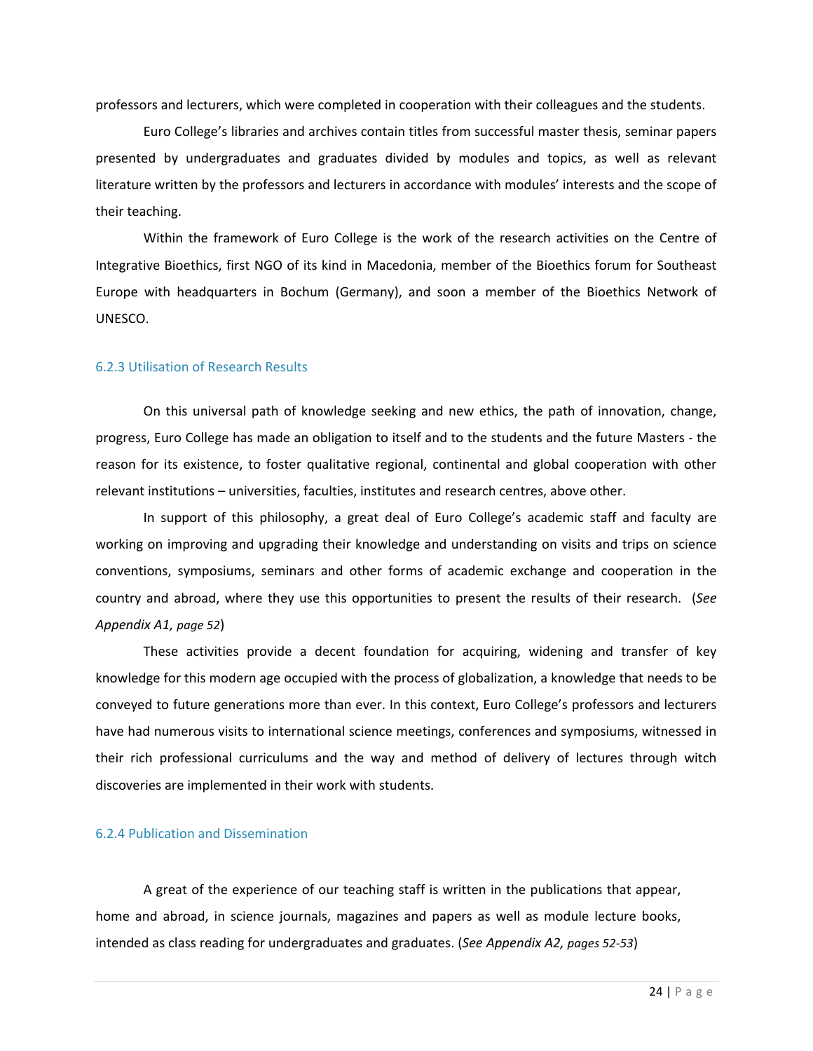professors and lecturers, which were completed in cooperation with their colleagues and the students.

Euro College's libraries and archives contain titles from successful master thesis, seminar papers presented by undergraduates and graduates divided by modules and topics, as well as relevant literature written by the professors and lecturers in accordance with modules' interests and the scope of their teaching.

Within the framework of Euro College is the work of the research activities on the Centre of Integrative Bioethics, first NGO of its kind in Macedonia, member of the Bioethics forum for Southeast Europe with headquarters in Bochum (Germany), and soon a member of the Bioethics Network of UNESCO.

### 6.2.3 Utilisation of Research Results

On this universal path of knowledge seeking and new ethics, the path of innovation, change, progress, Euro College has made an obligation to itself and to the students and the future Masters - the reason for its existence, to foster qualitative regional, continental and global cooperation with other relevant institutions – universities, faculties, institutes and research centres, above other.

In support of this philosophy, a great deal of Euro College's academic staff and faculty are working on improving and upgrading their knowledge and understanding on visits and trips on science conventions, symposiums, seminars and other forms of academic exchange and cooperation in the country and abroad, where they use this opportunities to present the results of their research. (*See Appendix A1, page 52*)

These activities provide a decent foundation for acquiring, widening and transfer of key knowledge for this modern age occupied with the process of globalization, a knowledge that needs to be conveyed to future generations more than ever. In this context, Euro College's professors and lecturers have had numerous visits to international science meetings, conferences and symposiums, witnessed in their rich professional curriculums and the way and method of delivery of lectures through witch discoveries are implemented in their work with students.

### 6.2.4 Publication and Dissemination

A great of the experience of our teaching staff is written in the publications that appear, home and abroad, in science journals, magazines and papers as well as module lecture books, intended as class reading for undergraduates and graduates. (*See Appendix A2, pages 52-53*)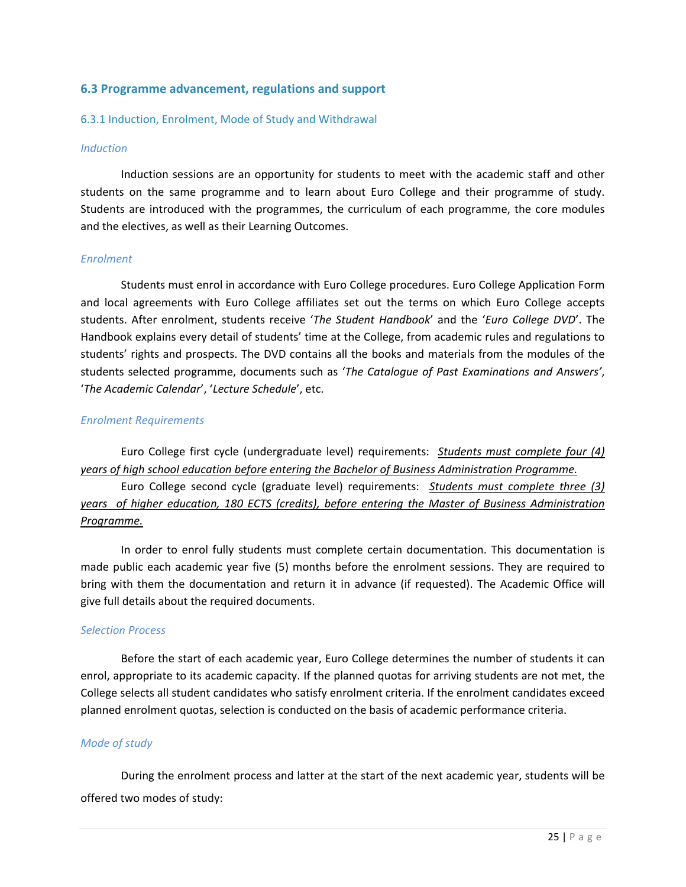## 6.3 Programme advancement, regulations and support

### 6.3.1 Induction, Enrolment, Mode of Study and Withdrawal

#### *Induction*

Induction sessions are an opportunity for students to meet with the academic staff and other students on the same programme and to learn about Euro College and their programme of study. Students are introduced with the programmes, the curriculum of each programme, the core modules and the electives, as well as their Learning Outcomes.

#### *Enrolment*

Students must enrol in accordance with Euro College procedures. Euro College Application Form and local agreements with Euro College affiliates set out the terms on which Euro College accepts students. After enrolment, students receive '*The Student Handbook*' and the '*Euro College DVD*'. The Handbook explains every detail of students' time at the College, from academic rules and regulations to students' rights and prospects. The DVD contains all the books and materials from the modules of the students selected programme, documents such as '*The Catalogue of Past Examinations and Answers'*, '*The Academic Calendar*', '*Lecture Schedule*', etc.

#### *Enrolment Requirements*

Euro College first cycle (undergraduate level) requirements: <u>*Students must complete four (4) years of high school education before entering the Bachelor of Business Administration Programme.*</u>

Euro College second cycle (graduate level) requirements: <u>*Students must complete three (3) years of higher education, 180 ECTS (credits), before entering the Master of Business Administration Programme.*</u>

In order to enrol fully students must complete certain documentation. This documentation is made public each academic year five (5) months before the enrolment sessions. They are required to bring with them the documentation and return it in advance (if requested). The Academic Office will give full details about the required documents.

#### *Selection Process*

Before the start of each academic year, Euro College determines the number of students it can enrol, appropriate to its academic capacity. If the planned quotas for arriving students are not met, the College selects all student candidates who satisfy enrolment criteria. If the enrolment candidates exceed planned enrolment quotas, selection is conducted on the basis of academic performance criteria.

#### *Mode of study*

During the enrolment process and latter at the start of the next academic year, students will be offered two modes of study: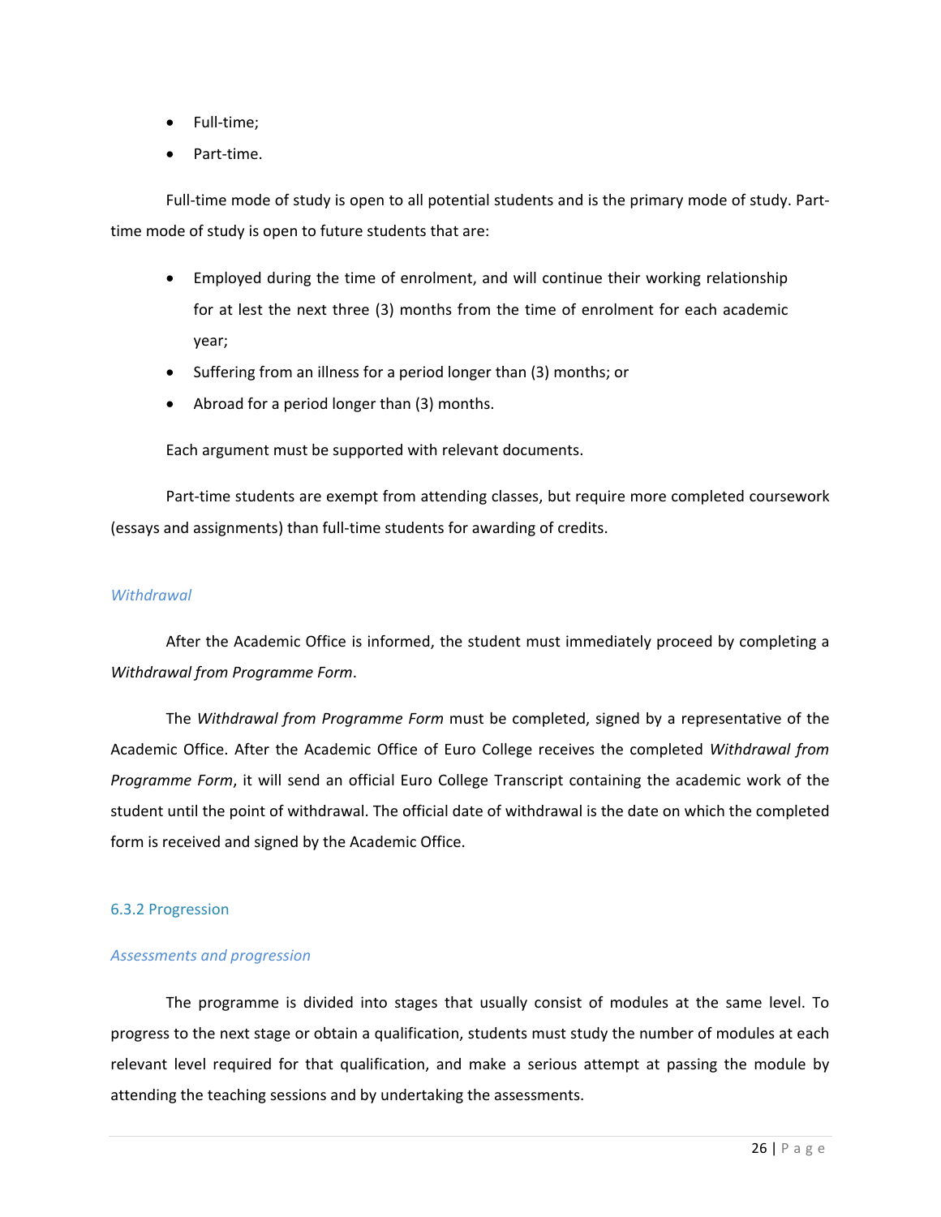- Full-time;
- Part-time.

Full-time mode of study is open to all potential students and is the primary mode of study. Part-time mode of study is open to future students that are:

- Employed during the time of enrolment, and will continue their working relationship for at lest the next three (3) months from the time of enrolment for each academic year;
- Suffering from an illness for a period longer than (3) months; or
- Abroad for a period longer than (3) months.

Each argument must be supported with relevant documents.

Part-time students are exempt from attending classes, but require more completed coursework (essays and assignments) than full-time students for awarding of credits.

#### *Withdrawal*

After the Academic Office is informed, the student must immediately proceed by completing a *Withdrawal from Programme Form*.

The *Withdrawal from Programme Form* must be completed, signed by a representative of the Academic Office. After the Academic Office of Euro College receives the completed *Withdrawal from Programme Form*, it will send an official Euro College Transcript containing the academic work of the student until the point of withdrawal. The official date of withdrawal is the date on which the completed form is received and signed by the Academic Office.

### 6.3.2 Progression

#### *Assessments and progression*

The programme is divided into stages that usually consist of modules at the same level. To progress to the next stage or obtain a qualification, students must study the number of modules at each relevant level required for that qualification, and make a serious attempt at passing the module by attending the teaching sessions and by undertaking the assessments.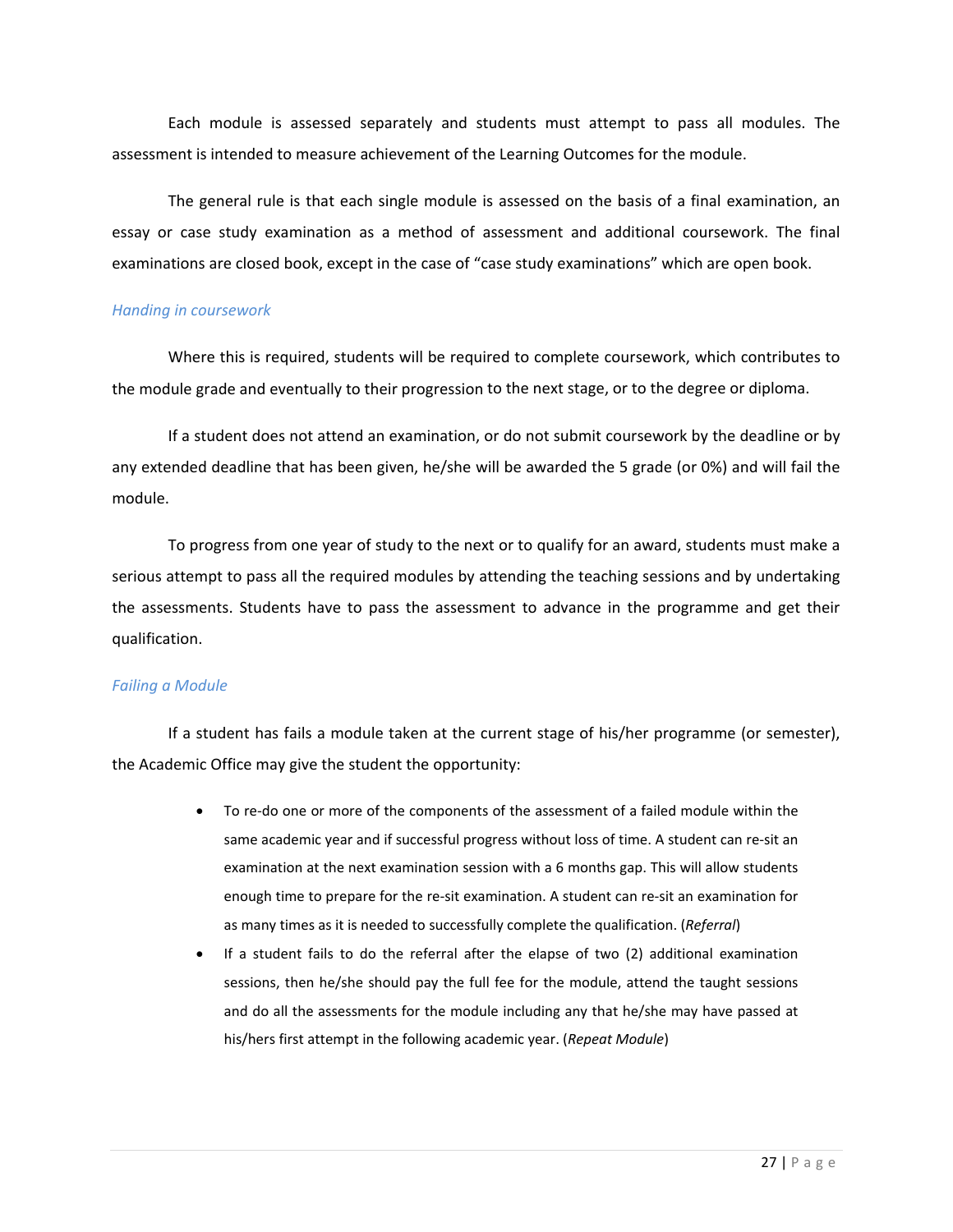Each module is assessed separately and students must attempt to pass all modules. The assessment is intended to measure achievement of the Learning Outcomes for the module.

The general rule is that each single module is assessed on the basis of a final examination, an essay or case study examination as a method of assessment and additional coursework. The final examinations are closed book, except in the case of "case study examinations" which are open book.

### *Handing in coursework*

Where this is required, students will be required to complete coursework, which contributes to the module grade and eventually to their progression to the next stage, or to the degree or diploma.

If a student does not attend an examination, or do not submit coursework by the deadline or by any extended deadline that has been given, he/she will be awarded the 5 grade (or 0%) and will fail the module.

To progress from one year of study to the next or to qualify for an award, students must make a serious attempt to pass all the required modules by attending the teaching sessions and by undertaking the assessments. Students have to pass the assessment to advance in the programme and get their qualification.

### *Failing a Module*

If a student has fails a module taken at the current stage of his/her programme (or semester), the Academic Office may give the student the opportunity:

- To re-do one or more of the components of the assessment of a failed module within the same academic year and if successful progress without loss of time. A student can re-sit an examination at the next examination session with a 6 months gap. This will allow students enough time to prepare for the re-sit examination. A student can re-sit an examination for as many times as it is needed to successfully complete the qualification. (*Referral*)
- If a student fails to do the referral after the elapse of two (2) additional examination sessions, then he/she should pay the full fee for the module, attend the taught sessions and do all the assessments for the module including any that he/she may have passed at his/hers first attempt in the following academic year. (*Repeat Module*)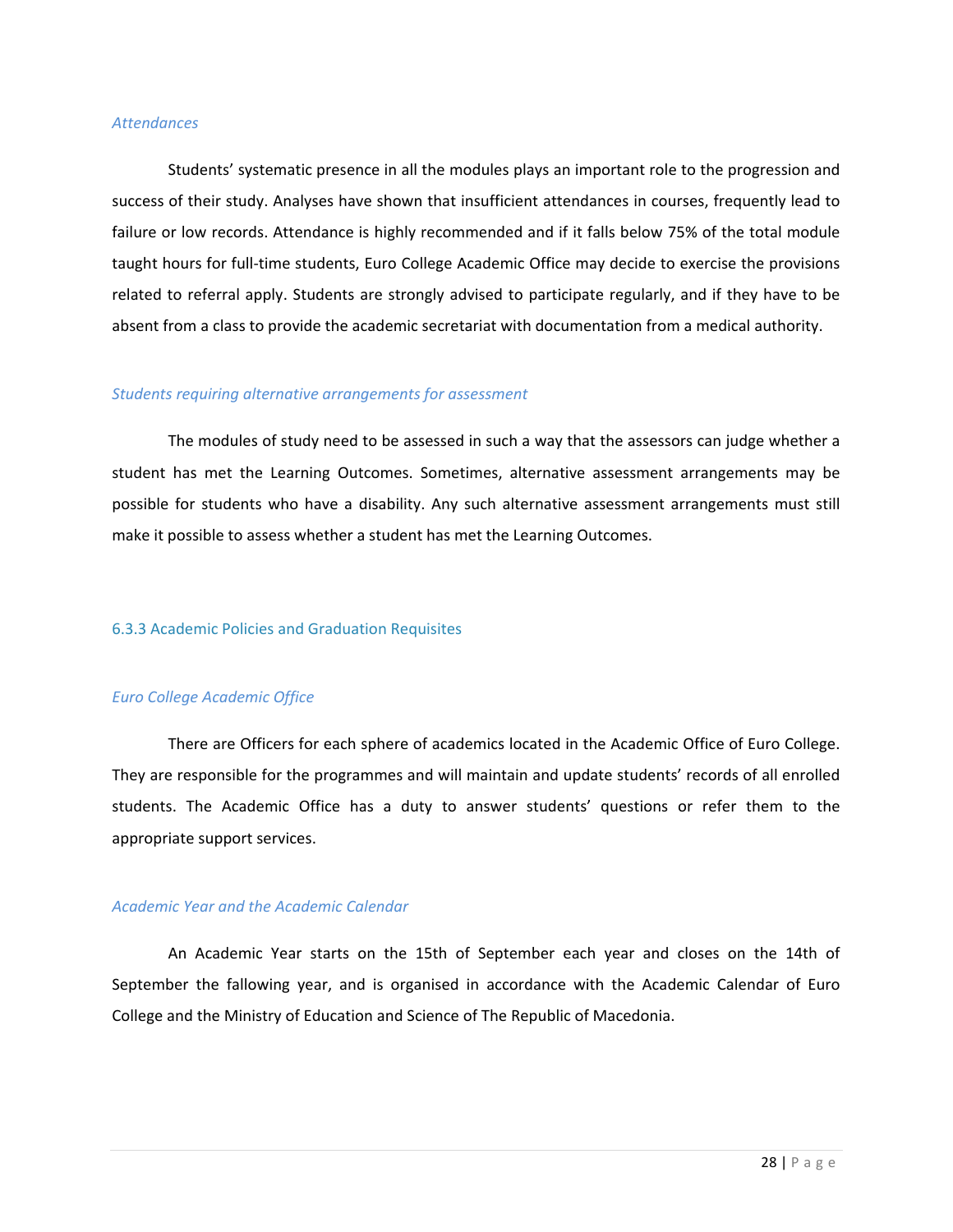*Attendances*

Students' systematic presence in all the modules plays an important role to the progression and success of their study. Analyses have shown that insufficient attendances in courses, frequently lead to failure or low records. Attendance is highly recommended and if it falls below 75% of the total module taught hours for full-time students, Euro College Academic Office may decide to exercise the provisions related to referral apply. Students are strongly advised to participate regularly, and if they have to be absent from a class to provide the academic secretariat with documentation from a medical authority.

*Students requiring alternative arrangements for assessment*

The modules of study need to be assessed in such a way that the assessors can judge whether a student has met the Learning Outcomes. Sometimes, alternative assessment arrangements may be possible for students who have a disability. Any such alternative assessment arrangements must still make it possible to assess whether a student has met the Learning Outcomes.

### 6.3.3 Academic Policies and Graduation Requisites

*Euro College Academic Office*

There are Officers for each sphere of academics located in the Academic Office of Euro College. They are responsible for the programmes and will maintain and update students' records of all enrolled students. The Academic Office has a duty to answer students' questions or refer them to the appropriate support services.

*Academic Year and the Academic Calendar*

An Academic Year starts on the 15th of September each year and closes on the 14th of September the fallowing year, and is organised in accordance with the Academic Calendar of Euro College and the Ministry of Education and Science of The Republic of Macedonia.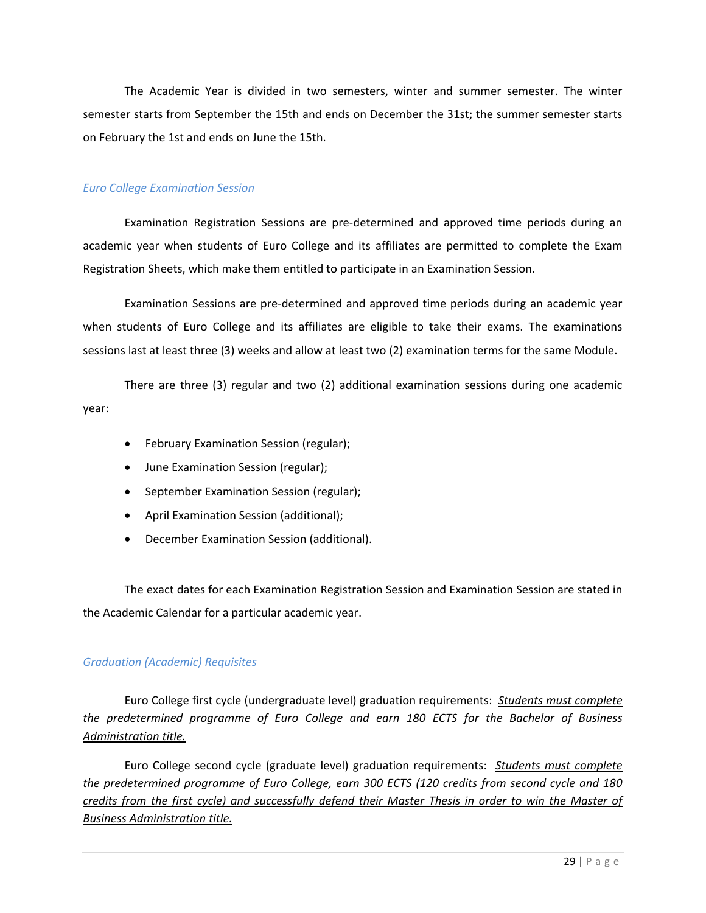The Academic Year is divided in two semesters, winter and summer semester. The winter semester starts from September the 15th and ends on December the 31st; the summer semester starts on February the 1st and ends on June the 15th.

### *Euro College Examination Session*

Examination Registration Sessions are pre-determined and approved time periods during an academic year when students of Euro College and its affiliates are permitted to complete the Exam Registration Sheets, which make them entitled to participate in an Examination Session.

Examination Sessions are pre-determined and approved time periods during an academic year when students of Euro College and its affiliates are eligible to take their exams. The examinations sessions last at least three (3) weeks and allow at least two (2) examination terms for the same Module.

There are three (3) regular and two (2) additional examination sessions during one academic year:

- February Examination Session (regular);
- June Examination Session (regular);
- September Examination Session (regular);
- April Examination Session (additional);
- December Examination Session (additional).

The exact dates for each Examination Registration Session and Examination Session are stated in the Academic Calendar for a particular academic year.

### *Graduation (Academic) Requisites*

Euro College first cycle (undergraduate level) graduation requirements: <u>*Students must complete the predetermined programme of Euro College and earn 180 ECTS for the Bachelor of Business Administration title.*</u>

Euro College second cycle (graduate level) graduation requirements: <u>*Students must complete the predetermined programme of Euro College, earn 300 ECTS (120 credits from second cycle and 180 credits from the first cycle) and successfully defend their Master Thesis in order to win the Master of Business Administration title.*</u>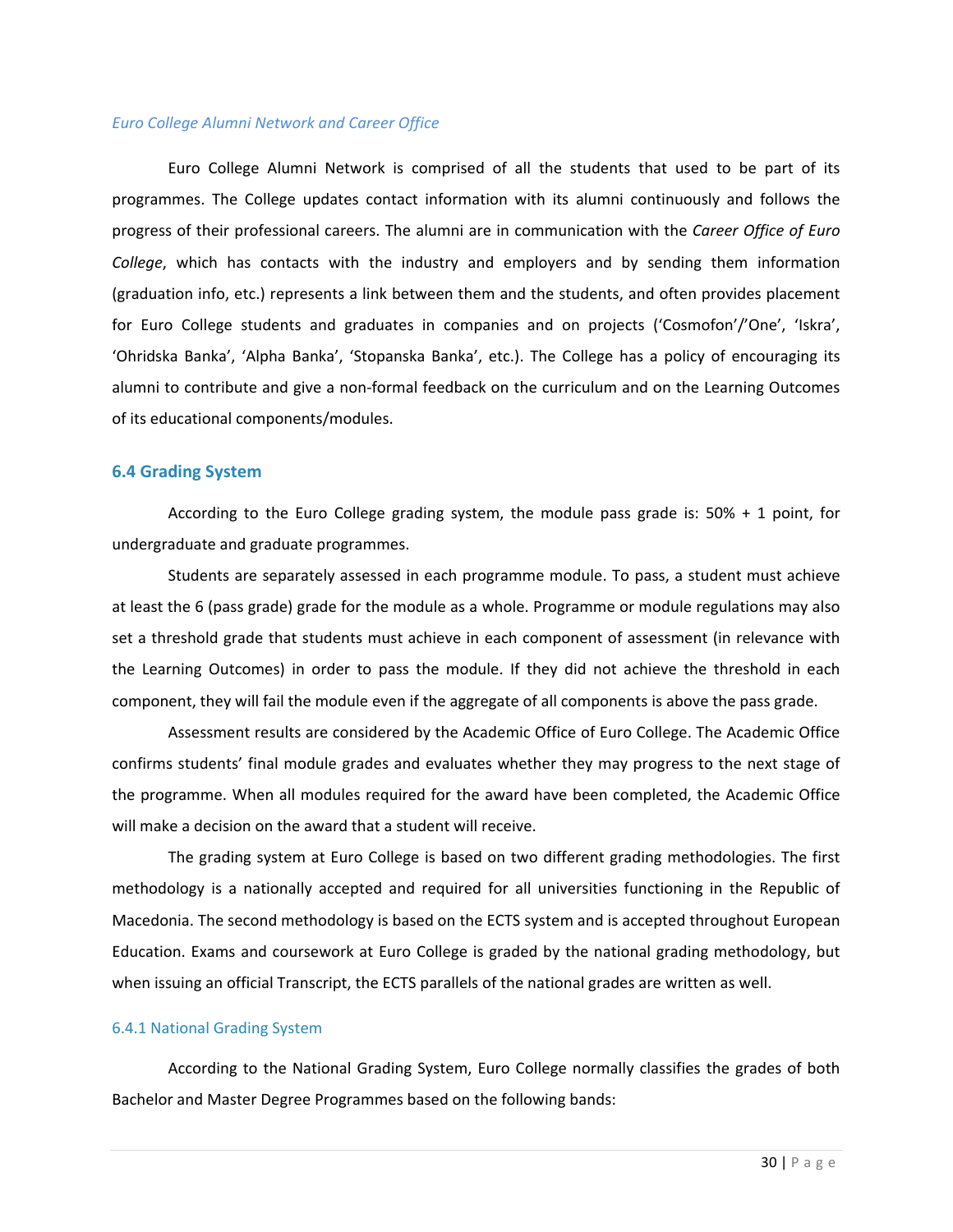*Euro College Alumni Network and Career Office*

Euro College Alumni Network is comprised of all the students that used to be part of its programmes. The College updates contact information with its alumni continuously and follows the progress of their professional careers. The alumni are in communication with the *Career Office of Euro College*, which has contacts with the industry and employers and by sending them information (graduation info, etc.) represents a link between them and the students, and often provides placement for Euro College students and graduates in companies and on projects ('Cosmofon'/'One', 'Iskra', 'Ohridska Banka', 'Alpha Banka', 'Stopanska Banka', etc.). The College has a policy of encouraging its alumni to contribute and give a non-formal feedback on the curriculum and on the Learning Outcomes of its educational components/modules.

## 6.4 Grading System

According to the Euro College grading system, the module pass grade is: 50% + 1 point, for undergraduate and graduate programmes.

Students are separately assessed in each programme module. To pass, a student must achieve at least the 6 (pass grade) grade for the module as a whole. Programme or module regulations may also set a threshold grade that students must achieve in each component of assessment (in relevance with the Learning Outcomes) in order to pass the module. If they did not achieve the threshold in each component, they will fail the module even if the aggregate of all components is above the pass grade.

Assessment results are considered by the Academic Office of Euro College. The Academic Office confirms students' final module grades and evaluates whether they may progress to the next stage of the programme. When all modules required for the award have been completed, the Academic Office will make a decision on the award that a student will receive.

The grading system at Euro College is based on two different grading methodologies. The first methodology is a nationally accepted and required for all universities functioning in the Republic of Macedonia. The second methodology is based on the ECTS system and is accepted throughout European Education. Exams and coursework at Euro College is graded by the national grading methodology, but when issuing an official Transcript, the ECTS parallels of the national grades are written as well.

### 6.4.1 National Grading System

According to the National Grading System, Euro College normally classifies the grades of both Bachelor and Master Degree Programmes based on the following bands: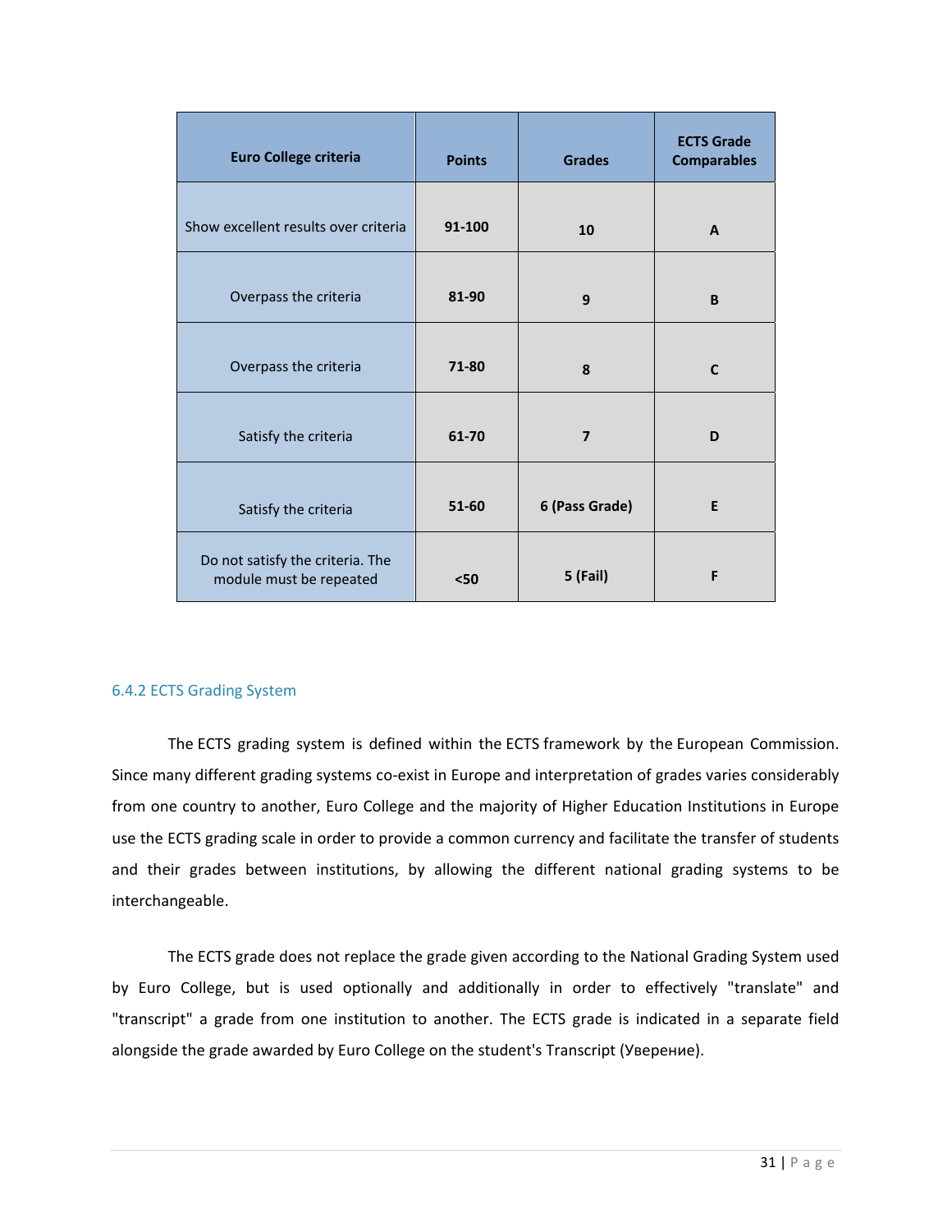| Euro College criteria | Points | Grades | ECTS Grade Comparables |
| --- | --- | --- | --- |
| Show excellent results over criteria | 91-100 | 10 | A |
| Overpass the criteria | 81-90 | 9 | B |
| Overpass the criteria | 71-80 | 8 | C |
| Satisfy the criteria | 61-70 | 7 | D |
| Satisfy the criteria | 51-60 | 6 (Pass Grade) | E |
| Do not satisfy the criteria. The module must be repeated | <50 | 5 (Fail) | F |

### 6.4.2 ECTS Grading System

The ECTS grading system is defined within the ECTS framework by the European Commission. Since many different grading systems co-exist in Europe and interpretation of grades varies considerably from one country to another, Euro College and the majority of Higher Education Institutions in Europe use the ECTS grading scale in order to provide a common currency and facilitate the transfer of students and their grades between institutions, by allowing the different national grading systems to be interchangeable.

The ECTS grade does not replace the grade given according to the National Grading System used by Euro College, but is used optionally and additionally in order to effectively "translate" and "transcript" a grade from one institution to another. The ECTS grade is indicated in a separate field alongside the grade awarded by Euro College on the student's Transcript (Уверение).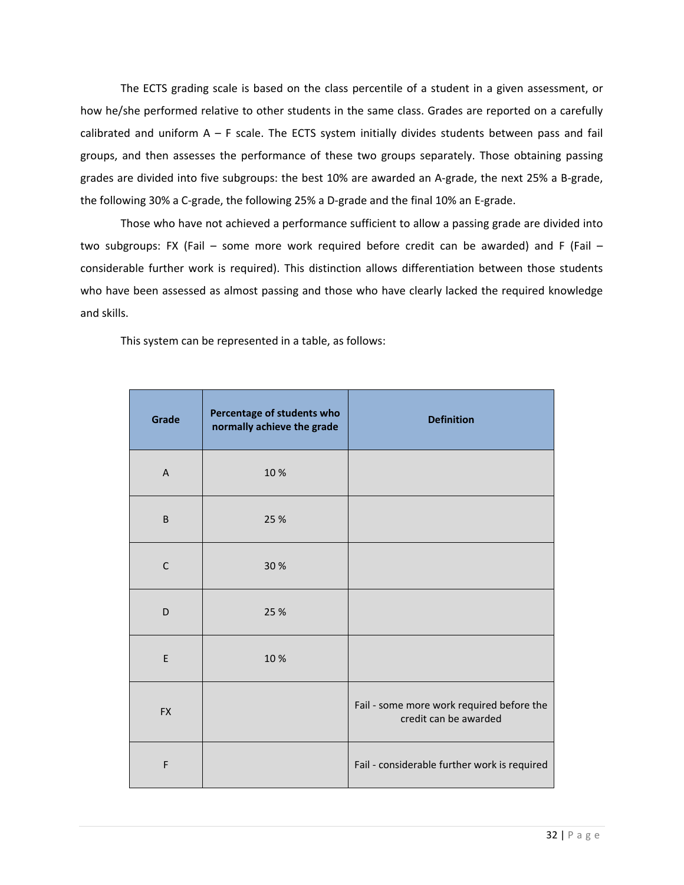The ECTS grading scale is based on the class percentile of a student in a given assessment, or how he/she performed relative to other students in the same class. Grades are reported on a carefully calibrated and uniform A – F scale. The ECTS system initially divides students between pass and fail groups, and then assesses the performance of these two groups separately. Those obtaining passing grades are divided into five subgroups: the best 10% are awarded an A-grade, the next 25% a B-grade, the following 30% a C-grade, the following 25% a D-grade and the final 10% an E-grade.

Those who have not achieved a performance sufficient to allow a passing grade are divided into two subgroups: FX (Fail – some more work required before credit can be awarded) and F (Fail – considerable further work is required). This distinction allows differentiation between those students who have been assessed as almost passing and those who have clearly lacked the required knowledge and skills.

This system can be represented in a table, as follows:

| Grade | Percentage of students who normally achieve the grade | Definition |
| --- | --- | --- |
| A | 10 % | |
| B | 25 % | |
| C | 30 % | |
| D | 25 % | |
| E | 10 % | |
| FX | | Fail - some more work required before the credit can be awarded |
| F | | Fail - considerable further work is required |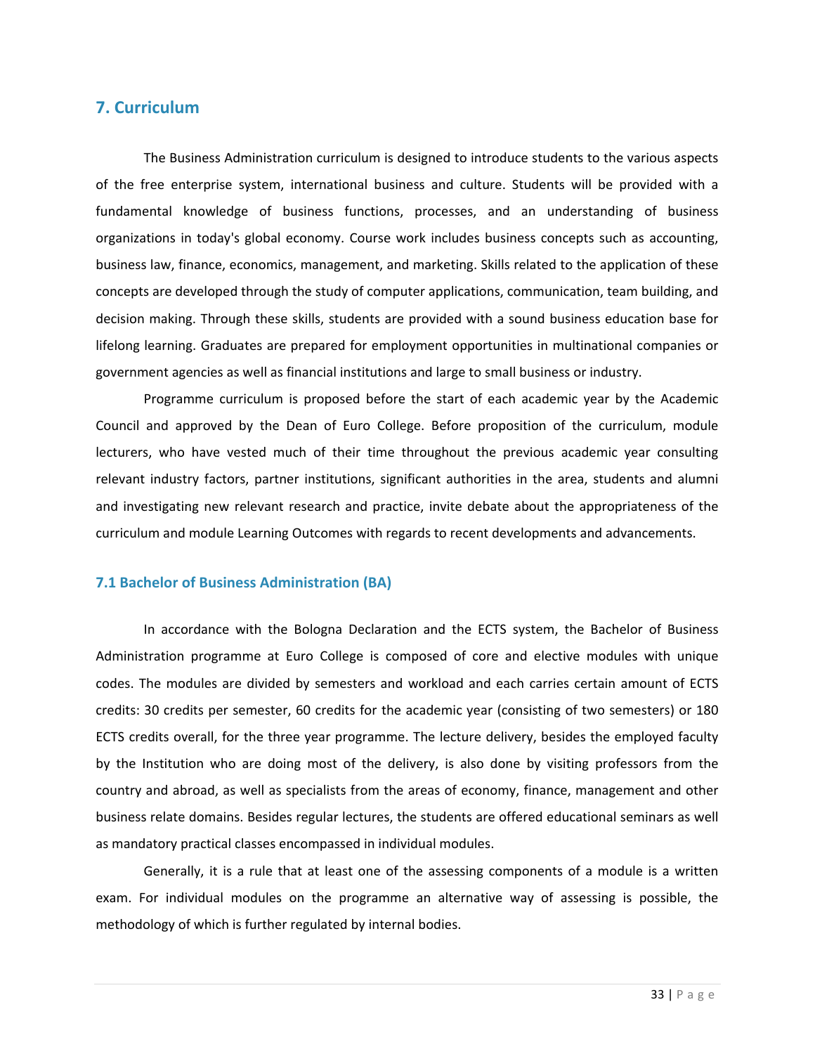## 7. Curriculum

The Business Administration curriculum is designed to introduce students to the various aspects of the free enterprise system, international business and culture. Students will be provided with a fundamental knowledge of business functions, processes, and an understanding of business organizations in today's global economy. Course work includes business concepts such as accounting, business law, finance, economics, management, and marketing. Skills related to the application of these concepts are developed through the study of computer applications, communication, team building, and decision making. Through these skills, students are provided with a sound business education base for lifelong learning. Graduates are prepared for employment opportunities in multinational companies or government agencies as well as financial institutions and large to small business or industry.

Programme curriculum is proposed before the start of each academic year by the Academic Council and approved by the Dean of Euro College. Before proposition of the curriculum, module lecturers, who have vested much of their time throughout the previous academic year consulting relevant industry factors, partner institutions, significant authorities in the area, students and alumni and investigating new relevant research and practice, invite debate about the appropriateness of the curriculum and module Learning Outcomes with regards to recent developments and advancements.

### 7.1 Bachelor of Business Administration (BA)

In accordance with the Bologna Declaration and the ECTS system, the Bachelor of Business Administration programme at Euro College is composed of core and elective modules with unique codes. The modules are divided by semesters and workload and each carries certain amount of ECTS credits: 30 credits per semester, 60 credits for the academic year (consisting of two semesters) or 180 ECTS credits overall, for the three year programme. The lecture delivery, besides the employed faculty by the Institution who are doing most of the delivery, is also done by visiting professors from the country and abroad, as well as specialists from the areas of economy, finance, management and other business relate domains. Besides regular lectures, the students are offered educational seminars as well as mandatory practical classes encompassed in individual modules.

Generally, it is a rule that at least one of the assessing components of a module is a written exam. For individual modules on the programme an alternative way of assessing is possible, the methodology of which is further regulated by internal bodies.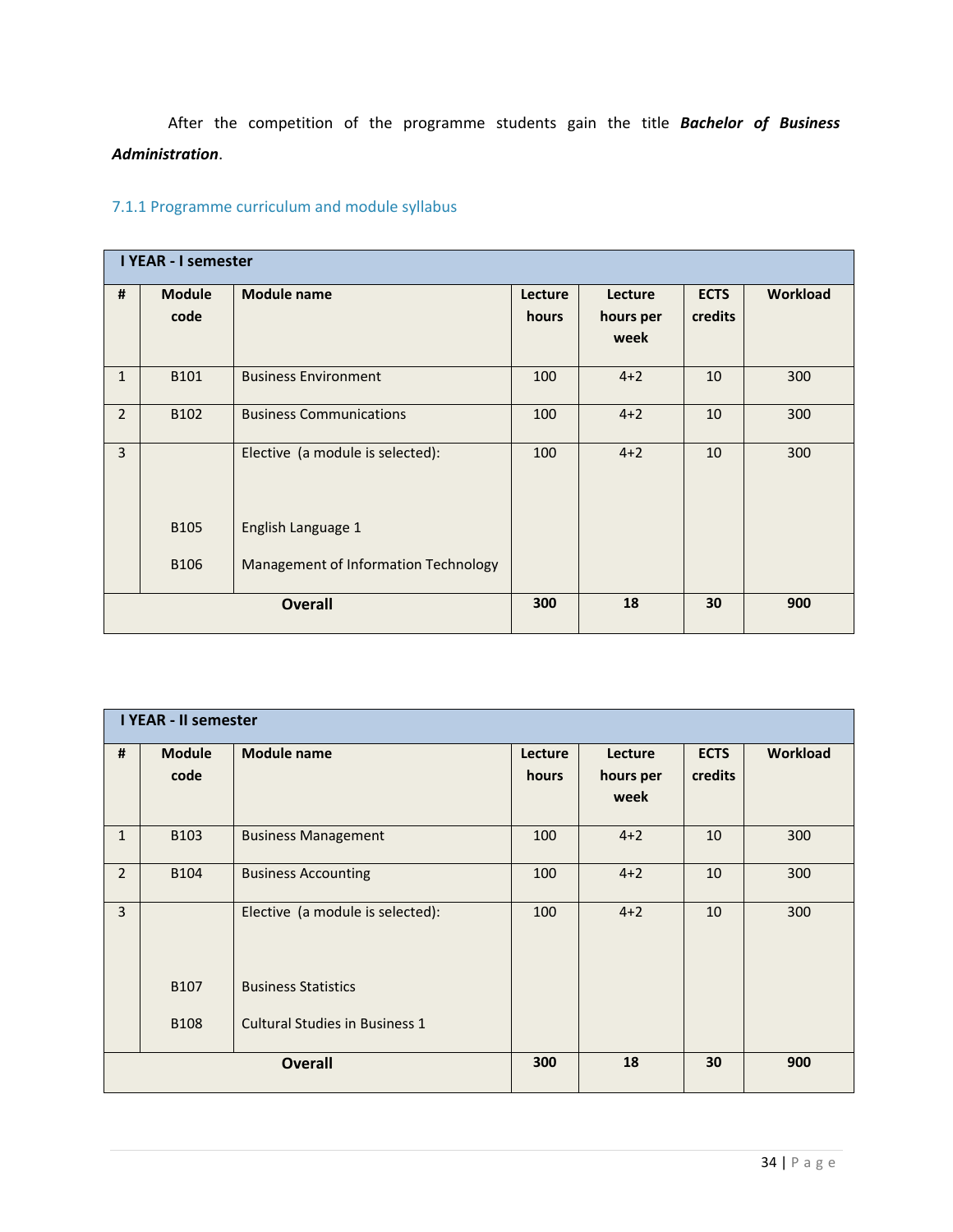After the competition of the programme students gain the title ***Bachelor of Business Administration***.

### 7.1.1 Programme curriculum and module syllabus

| I YEAR - I semester | | | | | | |
|---|---|---|---|---|---|---|
| **#** | **Module code** | **Module name** | **Lecture hours** | **Lecture hours per week** | **ECTS credits** | **Workload** |
| 1 | B101 | Business Environment | 100 | 4+2 | 10 | 300 |
| 2 | B102 | Business Communications | 100 | 4+2 | 10 | 300 |
| 3 | | Elective (a module is selected): | 100 | 4+2 | 10 | 300 |
| | B105 | English Language 1 | | | | |
| | B106 | Management of Information Technology | | | | |
| **Overall** | | | **300** | **18** | **30** | **900** |

| I YEAR - II semester | | | | | | |
|---|---|---|---|---|---|---|
| **#** | **Module code** | **Module name** | **Lecture hours** | **Lecture hours per week** | **ECTS credits** | **Workload** |
| 1 | B103 | Business Management | 100 | 4+2 | 10 | 300 |
| 2 | B104 | Business Accounting | 100 | 4+2 | 10 | 300 |
| 3 | | Elective (a module is selected): | 100 | 4+2 | 10 | 300 |
| | B107 | Business Statistics | | | | |
| | B108 | Cultural Studies in Business 1 | | | | |
| **Overall** | | | **300** | **18** | **30** | **900** |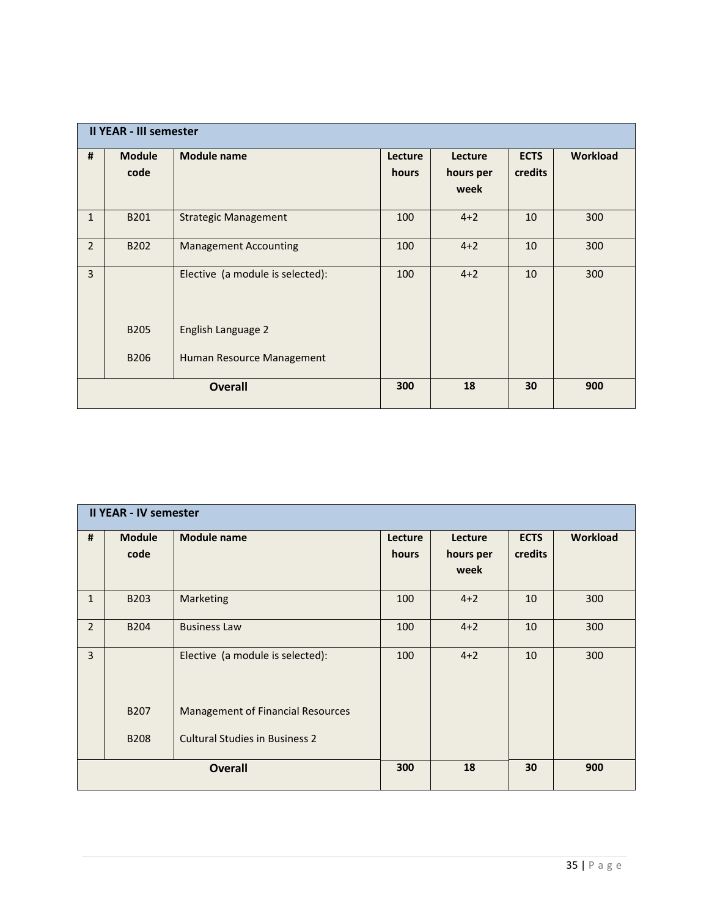| II YEAR - III semester | | | | | | |
|---|---|---|---|---|---|---|
| **#** | **Module code** | **Module name** | **Lecture hours** | **Lecture hours per week** | **ECTS credits** | **Workload** |
| 1 | B201 | Strategic Management | 100 | 4+2 | 10 | 300 |
| 2 | B202 | Management Accounting | 100 | 4+2 | 10 | 300 |
| 3 | | Elective (a module is selected): | 100 | 4+2 | 10 | 300 |
| | B205 | English Language 2 | | | | |
| | B206 | Human Resource Management | | | | |
| **Overall** | | | **300** | **18** | **30** | **900** |

| II YEAR - IV semester | | | | | | |
|---|---|---|---|---|---|---|
| **#** | **Module code** | **Module name** | **Lecture hours** | **Lecture hours per week** | **ECTS credits** | **Workload** |
| 1 | B203 | Marketing | 100 | 4+2 | 10 | 300 |
| 2 | B204 | Business Law | 100 | 4+2 | 10 | 300 |
| 3 | | Elective (a module is selected): | 100 | 4+2 | 10 | 300 |
| | B207 | Management of Financial Resources | | | | |
| | B208 | Cultural Studies in Business 2 | | | | |
| **Overall** | | | **300** | **18** | **30** | **900** |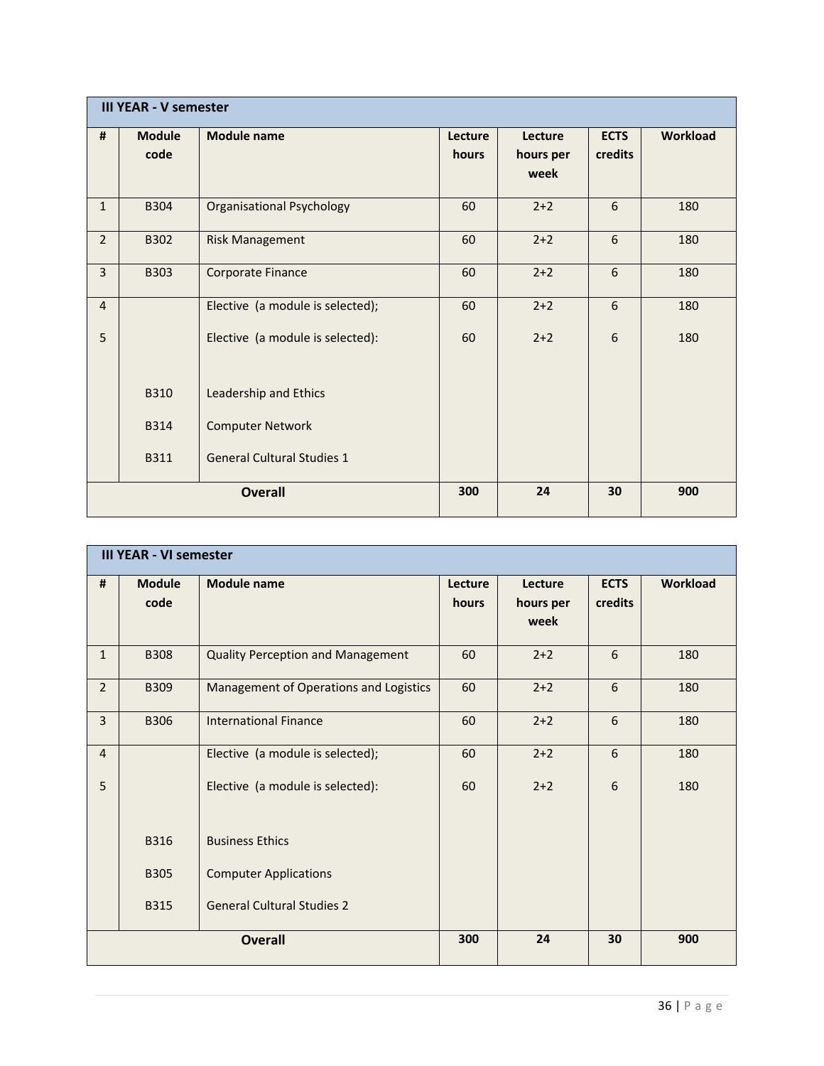| III YEAR - V semester | | | | | | |
|---|---|---|---|---|---|---|
| # | Module code | Module name | Lecture hours | Lecture hours per week | ECTS credits | Workload |
| 1 | B304 | Organisational Psychology | 60 | 2+2 | 6 | 180 |
| 2 | B302 | Risk Management | 60 | 2+2 | 6 | 180 |
| 3 | B303 | Corporate Finance | 60 | 2+2 | 6 | 180 |
| 4 | | Elective (a module is selected); | 60 | 2+2 | 6 | 180 |
| 5 | | Elective (a module is selected): | 60 | 2+2 | 6 | 180 |
| | B310 | Leadership and Ethics | | | | |
| | B314 | Computer Network | | | | |
| | B311 | General Cultural Studies 1 | | | | |
| **Overall** | | | **300** | **24** | **30** | **900** |

| III YEAR - VI semester | | | | | | |
|---|---|---|---|---|---|---|
| # | Module code | Module name | Lecture hours | Lecture hours per week | ECTS credits | Workload |
| 1 | B308 | Quality Perception and Management | 60 | 2+2 | 6 | 180 |
| 2 | B309 | Management of Operations and Logistics | 60 | 2+2 | 6 | 180 |
| 3 | B306 | International Finance | 60 | 2+2 | 6 | 180 |
| 4 | | Elective (a module is selected); | 60 | 2+2 | 6 | 180 |
| 5 | | Elective (a module is selected): | 60 | 2+2 | 6 | 180 |
| | B316 | Business Ethics | | | | |
| | B305 | Computer Applications | | | | |
| | B315 | General Cultural Studies 2 | | | | |
| **Overall** | | | **300** | **24** | **30** | **900** |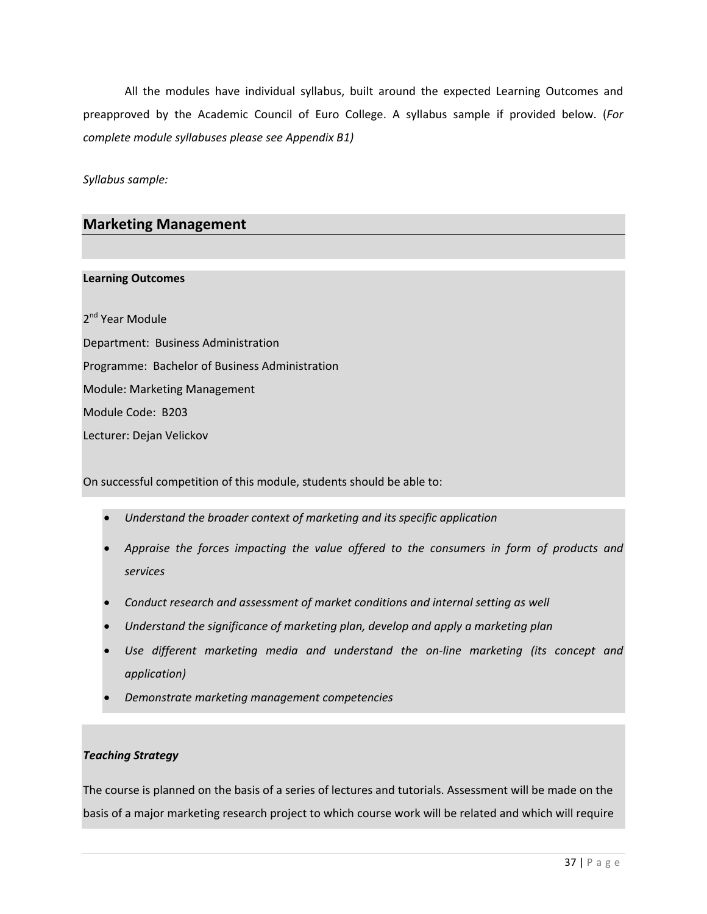All the modules have individual syllabus, built around the expected Learning Outcomes and preapproved by the Academic Council of Euro College. A syllabus sample if provided below. (*For complete module syllabuses please see Appendix B1)*

*Syllabus sample:*

## Marketing Management

**Learning Outcomes**

2nd Year Module

Department: Business Administration

Programme: Bachelor of Business Administration

Module: Marketing Management

Module Code: B203

Lecturer: Dejan Velickov

On successful competition of this module, students should be able to:

- *Understand the broader context of marketing and its specific application*
- *Appraise the forces impacting the value offered to the consumers in form of products and services*
- *Conduct research and assessment of market conditions and internal setting as well*
- *Understand the significance of marketing plan, develop and apply a marketing plan*
- *Use different marketing media and understand the on-line marketing (its concept and application)*
- *Demonstrate marketing management competencies*

***Teaching Strategy***

The course is planned on the basis of a series of lectures and tutorials. Assessment will be made on the basis of a major marketing research project to which course work will be related and which will require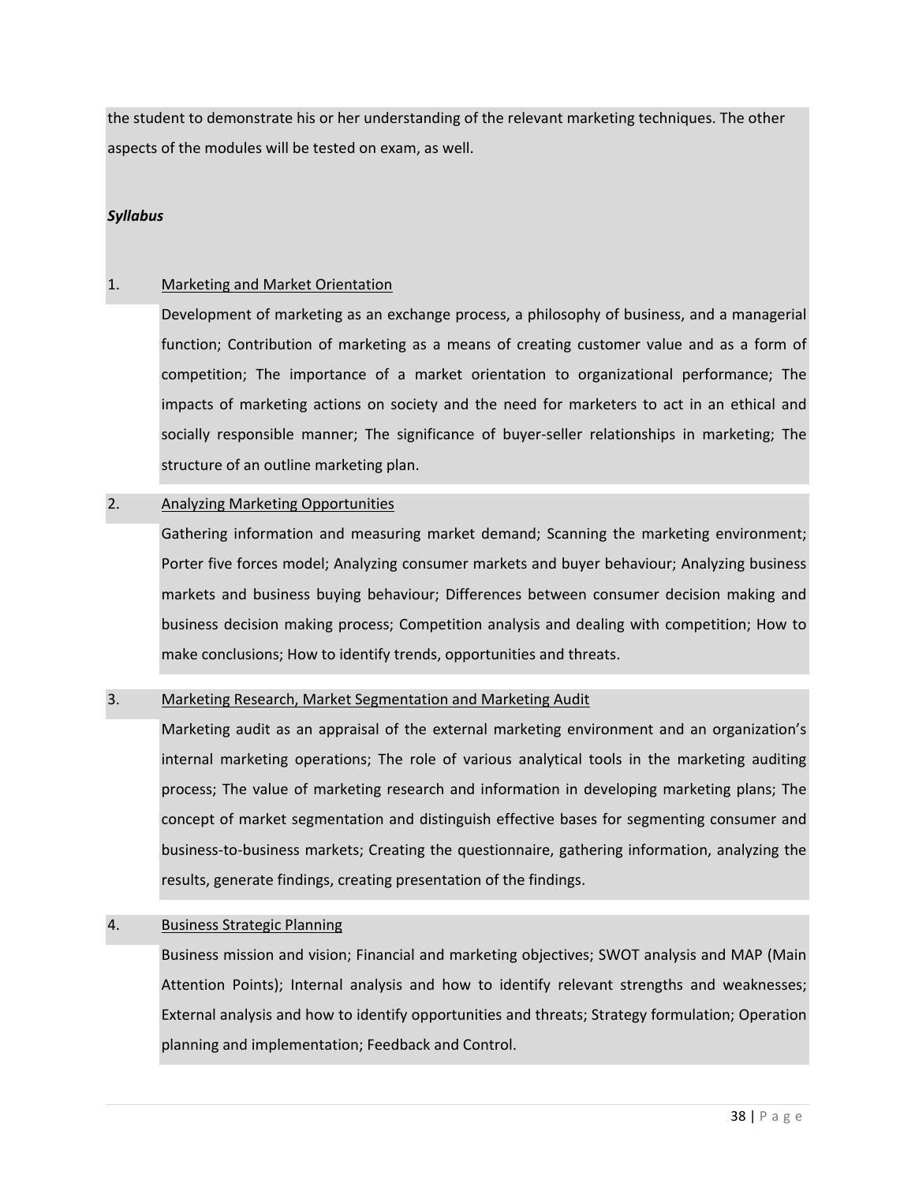the student to demonstrate his or her understanding of the relevant marketing techniques. The other aspects of the modules will be tested on exam, as well.

***Syllabus***

1. <u>Marketing and Market Orientation</u>

   Development of marketing as an exchange process, a philosophy of business, and a managerial function; Contribution of marketing as a means of creating customer value and as a form of competition; The importance of a market orientation to organizational performance; The impacts of marketing actions on society and the need for marketers to act in an ethical and socially responsible manner; The significance of buyer-seller relationships in marketing; The structure of an outline marketing plan.

2. <u>Analyzing Marketing Opportunities</u>

   Gathering information and measuring market demand; Scanning the marketing environment; Porter five forces model; Analyzing consumer markets and buyer behaviour; Analyzing business markets and business buying behaviour; Differences between consumer decision making and business decision making process; Competition analysis and dealing with competition; How to make conclusions; How to identify trends, opportunities and threats.

3. <u>Marketing Research, Market Segmentation and Marketing Audit</u>

   Marketing audit as an appraisal of the external marketing environment and an organization's internal marketing operations; The role of various analytical tools in the marketing auditing process; The value of marketing research and information in developing marketing plans; The concept of market segmentation and distinguish effective bases for segmenting consumer and business-to-business markets; Creating the questionnaire, gathering information, analyzing the results, generate findings, creating presentation of the findings.

4. <u>Business Strategic Planning</u>

   Business mission and vision; Financial and marketing objectives; SWOT analysis and MAP (Main Attention Points); Internal analysis and how to identify relevant strengths and weaknesses; External analysis and how to identify opportunities and threats; Strategy formulation; Operation planning and implementation; Feedback and Control.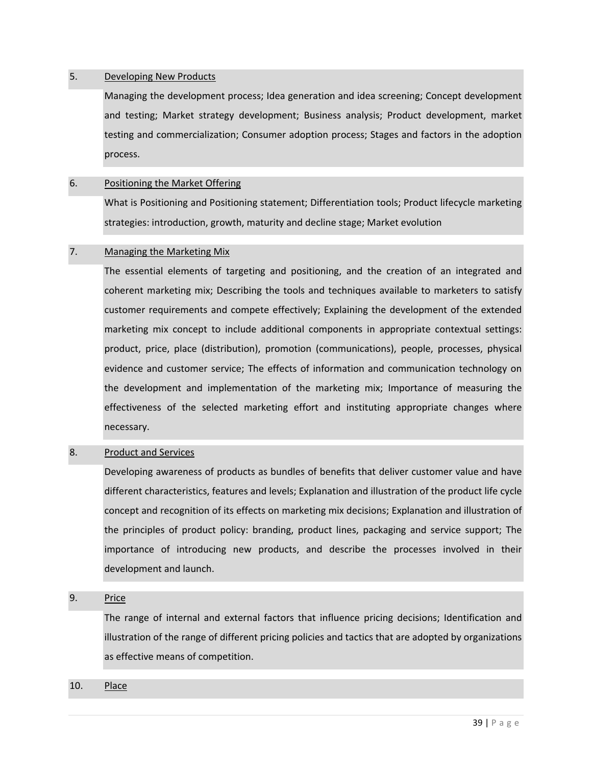5. <u>Developing New Products</u>

   Managing the development process; Idea generation and idea screening; Concept development and testing; Market strategy development; Business analysis; Product development, market testing and commercialization; Consumer adoption process; Stages and factors in the adoption process.

6. <u>Positioning the Market Offering</u>

   What is Positioning and Positioning statement; Differentiation tools; Product lifecycle marketing strategies: introduction, growth, maturity and decline stage; Market evolution

7. <u>Managing the Marketing Mix</u>

   The essential elements of targeting and positioning, and the creation of an integrated and coherent marketing mix; Describing the tools and techniques available to marketers to satisfy customer requirements and compete effectively; Explaining the development of the extended marketing mix concept to include additional components in appropriate contextual settings: product, price, place (distribution), promotion (communications), people, processes, physical evidence and customer service; The effects of information and communication technology on the development and implementation of the marketing mix; Importance of measuring the effectiveness of the selected marketing effort and instituting appropriate changes where necessary.

8. <u>Product and Services</u>

   Developing awareness of products as bundles of benefits that deliver customer value and have different characteristics, features and levels; Explanation and illustration of the product life cycle concept and recognition of its effects on marketing mix decisions; Explanation and illustration of the principles of product policy: branding, product lines, packaging and service support; The importance of introducing new products, and describe the processes involved in their development and launch.

9. <u>Price</u>

   The range of internal and external factors that influence pricing decisions; Identification and illustration of the range of different pricing policies and tactics that are adopted by organizations as effective means of competition.

10. <u>Place</u>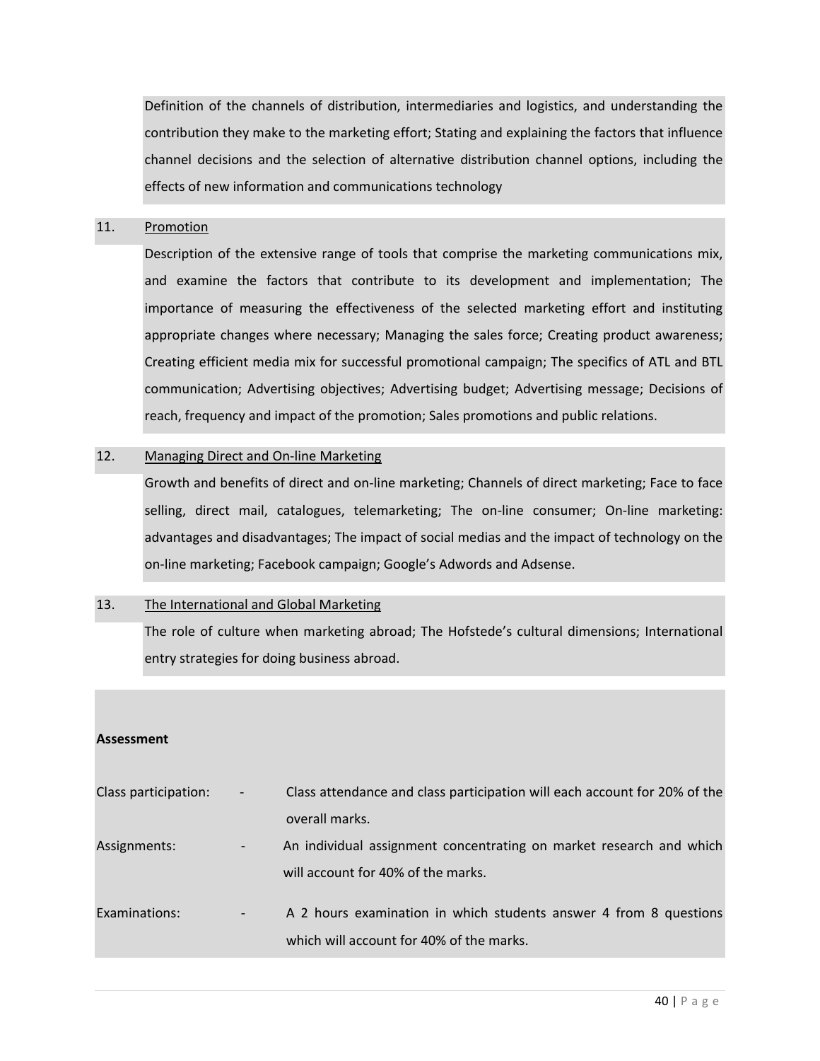Definition of the channels of distribution, intermediaries and logistics, and understanding the contribution they make to the marketing effort; Stating and explaining the factors that influence channel decisions and the selection of alternative distribution channel options, including the effects of new information and communications technology

11. <u>Promotion</u>

Description of the extensive range of tools that comprise the marketing communications mix, and examine the factors that contribute to its development and implementation; The importance of measuring the effectiveness of the selected marketing effort and instituting appropriate changes where necessary; Managing the sales force; Creating product awareness; Creating efficient media mix for successful promotional campaign; The specifics of ATL and BTL communication; Advertising objectives; Advertising budget; Advertising message; Decisions of reach, frequency and impact of the promotion; Sales promotions and public relations.

12. <u>Managing Direct and On-line Marketing</u>

Growth and benefits of direct and on-line marketing; Channels of direct marketing; Face to face selling, direct mail, catalogues, telemarketing; The on-line consumer; On-line marketing: advantages and disadvantages; The impact of social medias and the impact of technology on the on-line marketing; Facebook campaign; Google's Adwords and Adsense.

13. <u>The International and Global Marketing</u>

The role of culture when marketing abroad; The Hofstede's cultural dimensions; International entry strategies for doing business abroad.

**Assessment**

| | | |
|---|---|---|
| Class participation: | - | Class attendance and class participation will each account for 20% of the overall marks. |
| Assignments: | - | An individual assignment concentrating on market research and which will account for 40% of the marks. |
| Examinations: | - | A 2 hours examination in which students answer 4 from 8 questions which will account for 40% of the marks. |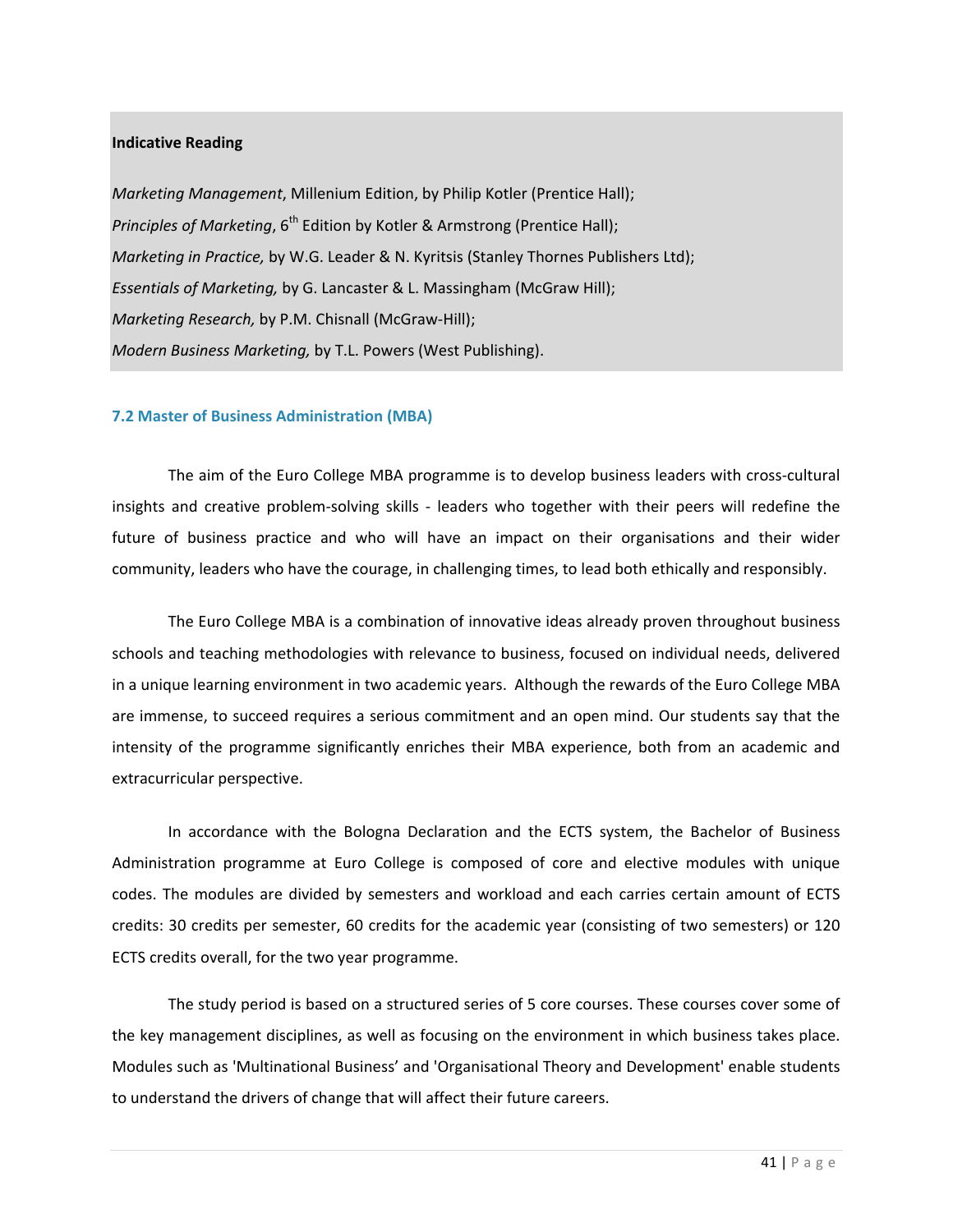**Indicative Reading**

*Marketing Management*, Millenium Edition, by Philip Kotler (Prentice Hall);
*Principles of Marketing*, 6th Edition by Kotler & Armstrong (Prentice Hall);
*Marketing in Practice,* by W.G. Leader & N. Kyritsis (Stanley Thornes Publishers Ltd);
*Essentials of Marketing,* by G. Lancaster & L. Massingham (McGraw Hill);
*Marketing Research,* by P.M. Chisnall (McGraw-Hill);
*Modern Business Marketing,* by T.L. Powers (West Publishing).

### 7.2 Master of Business Administration (MBA)

The aim of the Euro College MBA programme is to develop business leaders with cross-cultural insights and creative problem-solving skills - leaders who together with their peers will redefine the future of business practice and who will have an impact on their organisations and their wider community, leaders who have the courage, in challenging times, to lead both ethically and responsibly.

The Euro College MBA is a combination of innovative ideas already proven throughout business schools and teaching methodologies with relevance to business, focused on individual needs, delivered in a unique learning environment in two academic years. Although the rewards of the Euro College MBA are immense, to succeed requires a serious commitment and an open mind. Our students say that the intensity of the programme significantly enriches their MBA experience, both from an academic and extracurricular perspective.

In accordance with the Bologna Declaration and the ECTS system, the Bachelor of Business Administration programme at Euro College is composed of core and elective modules with unique codes. The modules are divided by semesters and workload and each carries certain amount of ECTS credits: 30 credits per semester, 60 credits for the academic year (consisting of two semesters) or 120 ECTS credits overall, for the two year programme.

The study period is based on a structured series of 5 core courses. These courses cover some of the key management disciplines, as well as focusing on the environment in which business takes place. Modules such as 'Multinational Business' and 'Organisational Theory and Development' enable students to understand the drivers of change that will affect their future careers.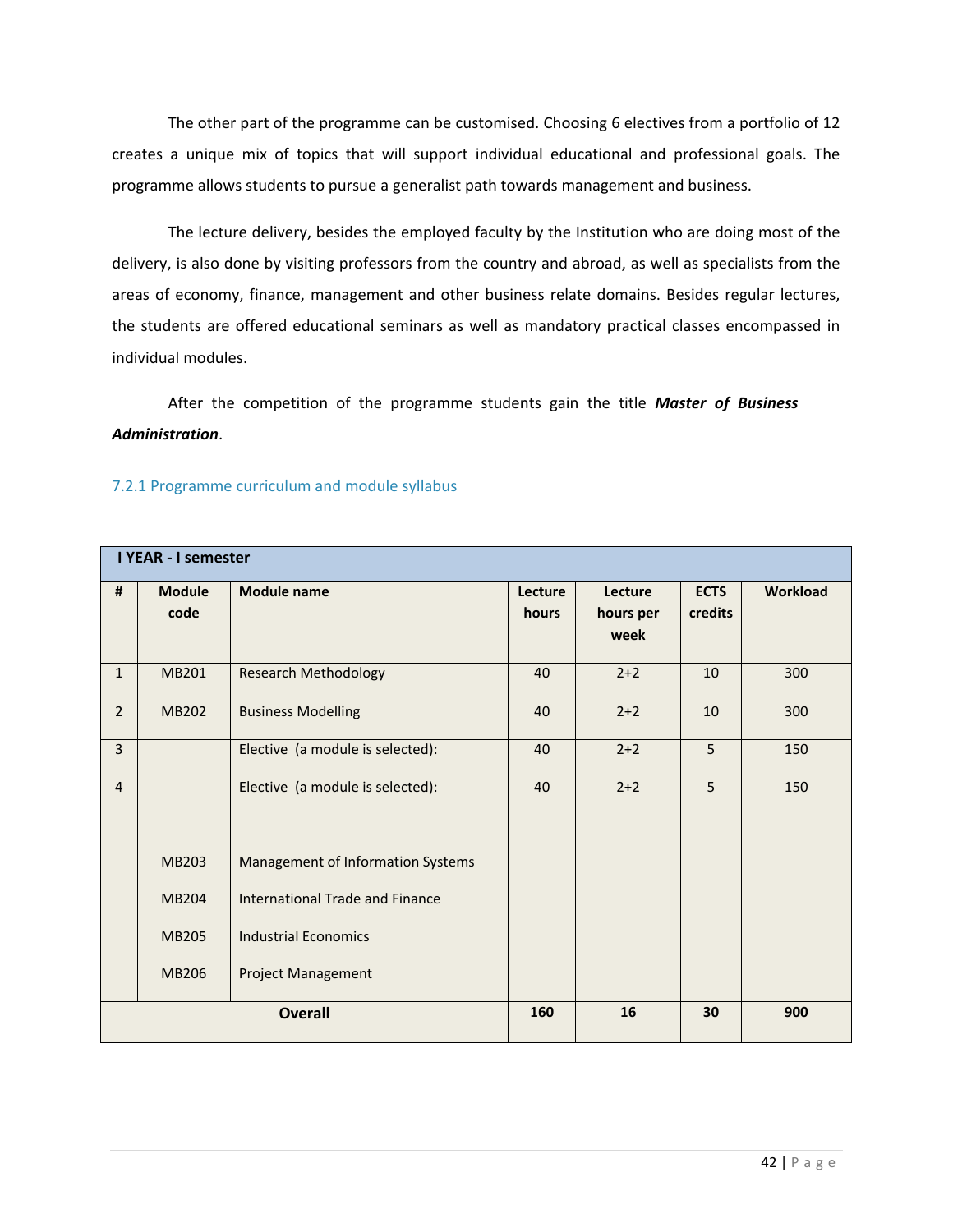The other part of the programme can be customised. Choosing 6 electives from a portfolio of 12 creates a unique mix of topics that will support individual educational and professional goals. The programme allows students to pursue a generalist path towards management and business.

The lecture delivery, besides the employed faculty by the Institution who are doing most of the delivery, is also done by visiting professors from the country and abroad, as well as specialists from the areas of economy, finance, management and other business relate domains. Besides regular lectures, the students are offered educational seminars as well as mandatory practical classes encompassed in individual modules.

After the competition of the programme students gain the title ***Master of Business Administration***.

### 7.2.1 Programme curriculum and module syllabus

| **I YEAR - I semester** | | | | | | |
|---|---|---|---|---|---|---|
| **#** | **Module code** | **Module name** | **Lecture hours** | **Lecture hours per week** | **ECTS credits** | **Workload** |
| 1 | MB201 | Research Methodology | 40 | 2+2 | 10 | 300 |
| 2 | MB202 | Business Modelling | 40 | 2+2 | 10 | 300 |
| 3 | | Elective (a module is selected): | 40 | 2+2 | 5 | 150 |
| 4 | | Elective (a module is selected): | 40 | 2+2 | 5 | 150 |
| | MB203 | Management of Information Systems | | | | |
| | MB204 | International Trade and Finance | | | | |
| | MB205 | Industrial Economics | | | | |
| | MB206 | Project Management | | | | |
| **Overall** | | | **160** | **16** | **30** | **900** |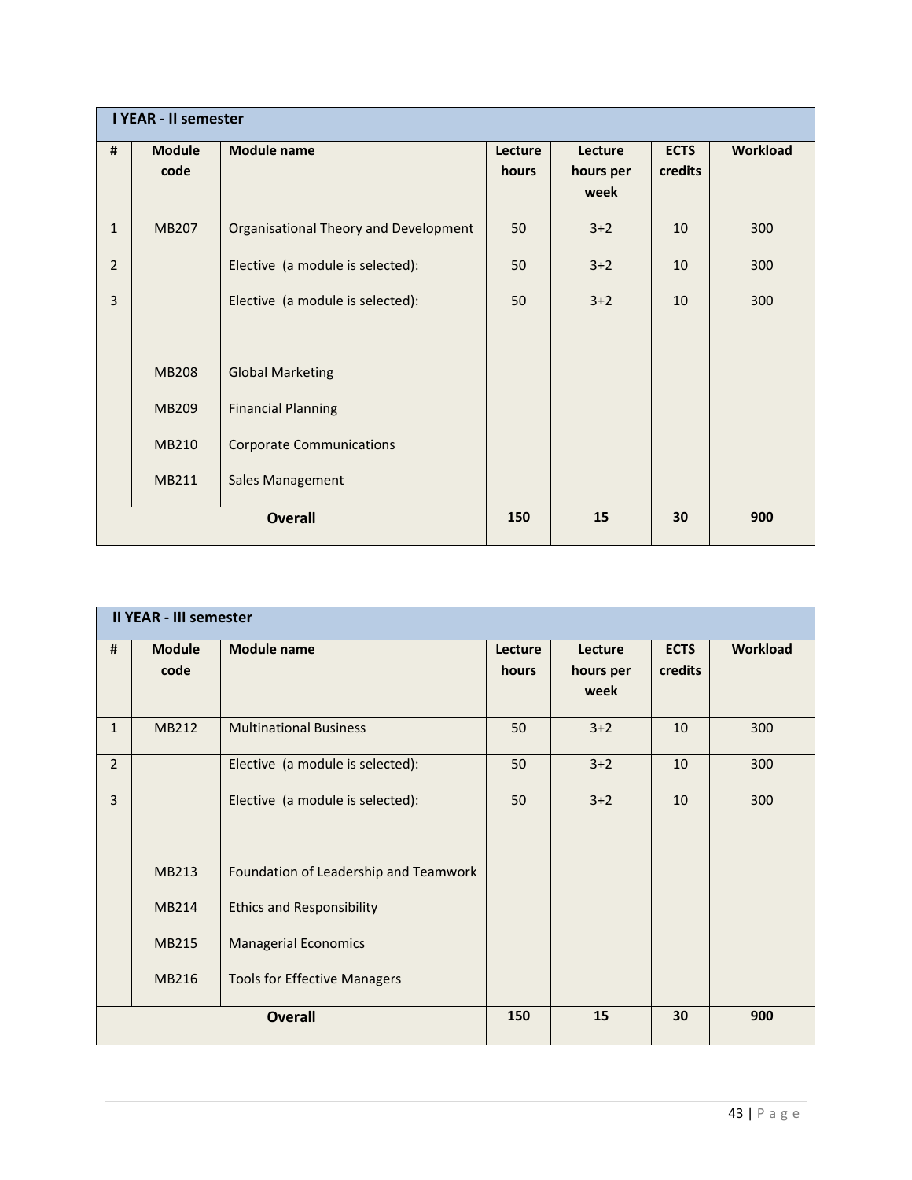| I YEAR - II semester | | | | | | |
|---|---|---|---|---|---|---|
| # | Module code | Module name | Lecture hours | Lecture hours per week | ECTS credits | Workload |
| 1 | MB207 | Organisational Theory and Development | 50 | 3+2 | 10 | 300 |
| 2 | | Elective (a module is selected): | 50 | 3+2 | 10 | 300 |
| 3 | | Elective (a module is selected): | 50 | 3+2 | 10 | 300 |
| | MB208 | Global Marketing | | | | |
| | MB209 | Financial Planning | | | | |
| | MB210 | Corporate Communications | | | | |
| | MB211 | Sales Management | | | | |
| **Overall** | | | **150** | **15** | **30** | **900** |

| II YEAR - III semester | | | | | | |
|---|---|---|---|---|---|---|
| # | Module code | Module name | Lecture hours | Lecture hours per week | ECTS credits | Workload |
| 1 | MB212 | Multinational Business | 50 | 3+2 | 10 | 300 |
| 2 | | Elective (a module is selected): | 50 | 3+2 | 10 | 300 |
| 3 | | Elective (a module is selected): | 50 | 3+2 | 10 | 300 |
| | MB213 | Foundation of Leadership and Teamwork | | | | |
| | MB214 | Ethics and Responsibility | | | | |
| | MB215 | Managerial Economics | | | | |
| | MB216 | Tools for Effective Managers | | | | |
| **Overall** | | | **150** | **15** | **30** | **900** |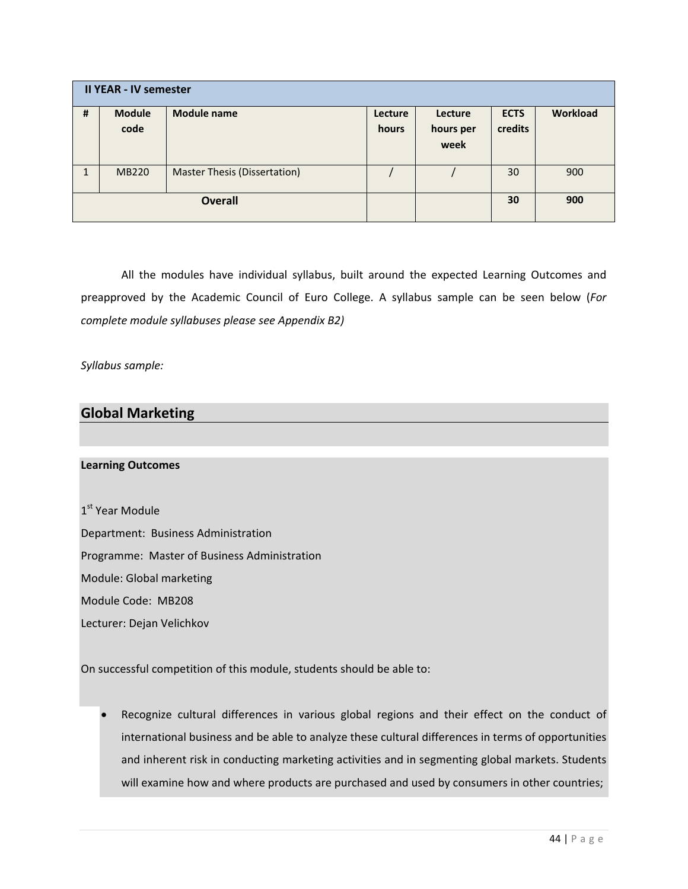| II YEAR - IV semester | | | | | | |
|---|---|---|---|---|---|---|
| # | Module code | Module name | Lecture hours | Lecture hours per week | ECTS credits | Workload |
| 1 | MB220 | Master Thesis (Dissertation) | / | / | 30 | 900 |
| Overall | | | | | 30 | 900 |

All the modules have individual syllabus, built around the expected Learning Outcomes and preapproved by the Academic Council of Euro College. A syllabus sample can be seen below (*For complete module syllabuses please see Appendix B2)*

*Syllabus sample:*

## Global Marketing

**Learning Outcomes**

1st Year Module

Department: Business Administration

Programme: Master of Business Administration

Module: Global marketing

Module Code: MB208

Lecturer: Dejan Velichkov

On successful competition of this module, students should be able to:

- Recognize cultural differences in various global regions and their effect on the conduct of international business and be able to analyze these cultural differences in terms of opportunities and inherent risk in conducting marketing activities and in segmenting global markets. Students will examine how and where products are purchased and used by consumers in other countries;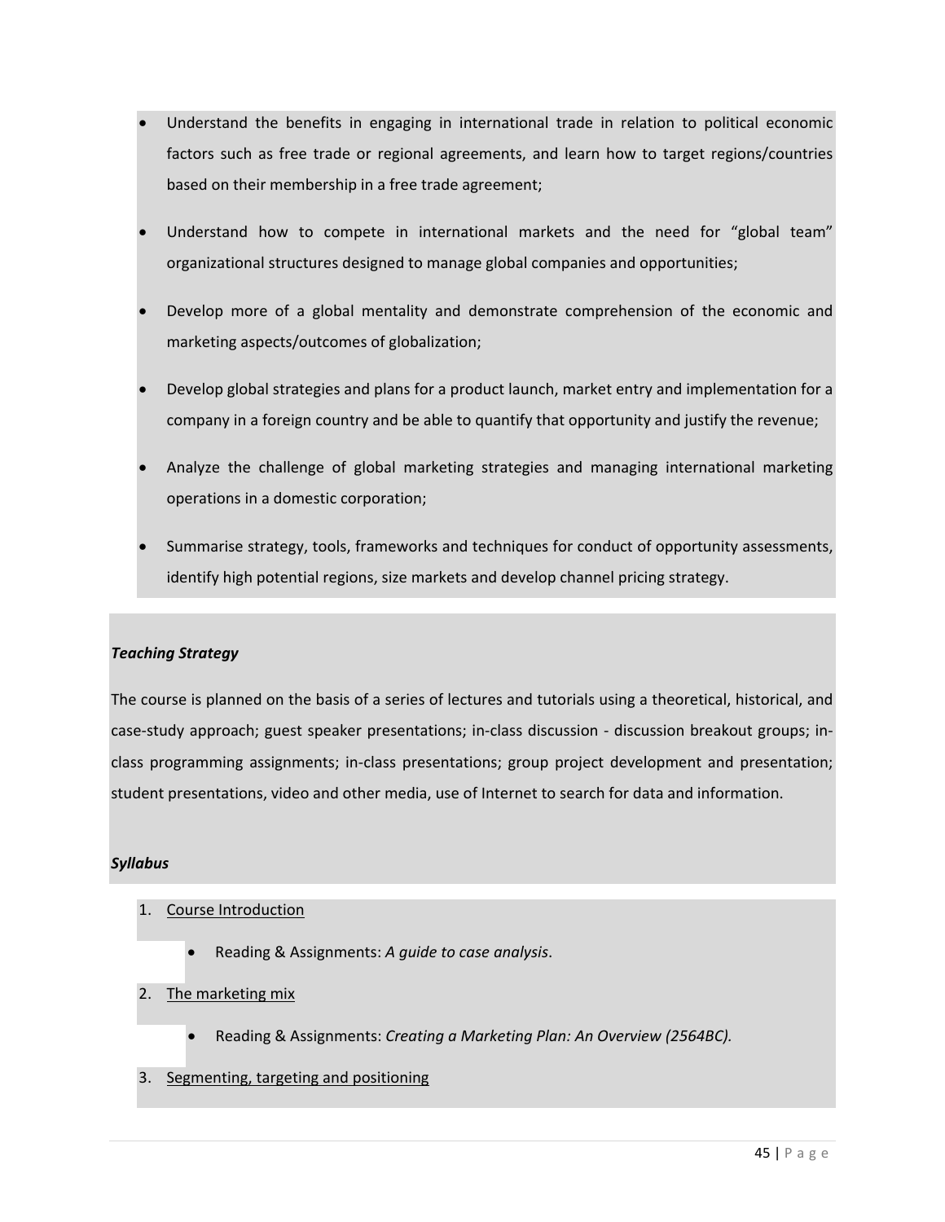- Understand the benefits in engaging in international trade in relation to political economic factors such as free trade or regional agreements, and learn how to target regions/countries based on their membership in a free trade agreement;
- Understand how to compete in international markets and the need for "global team" organizational structures designed to manage global companies and opportunities;
- Develop more of a global mentality and demonstrate comprehension of the economic and marketing aspects/outcomes of globalization;
- Develop global strategies and plans for a product launch, market entry and implementation for a company in a foreign country and be able to quantify that opportunity and justify the revenue;
- Analyze the challenge of global marketing strategies and managing international marketing operations in a domestic corporation;
- Summarise strategy, tools, frameworks and techniques for conduct of opportunity assessments, identify high potential regions, size markets and develop channel pricing strategy.

***Teaching Strategy***

The course is planned on the basis of a series of lectures and tutorials using a theoretical, historical, and case-study approach; guest speaker presentations; in-class discussion - discussion breakout groups; in-class programming assignments; in-class presentations; group project development and presentation; student presentations, video and other media, use of Internet to search for data and information.

***Syllabus***

1. <u>Course Introduction</u>
   - Reading & Assignments: *A guide to case analysis*.
2. <u>The marketing mix</u>
   - Reading & Assignments: *Creating a Marketing Plan: An Overview (2564BC).*
3. <u>Segmenting, targeting and positioning</u>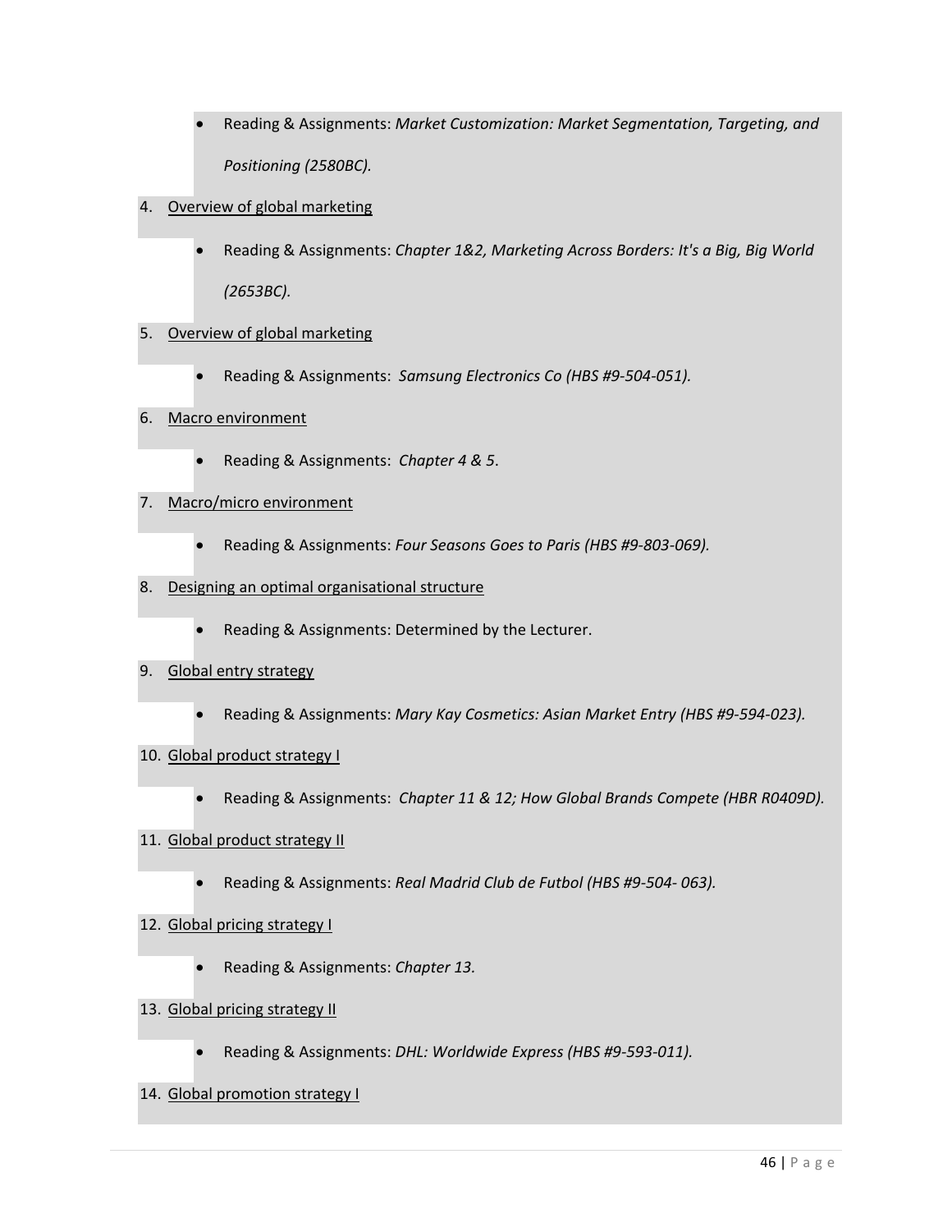- Reading & Assignments: *Market Customization: Market Segmentation, Targeting, and Positioning (2580BC).*

4. Overview of global marketing

   - Reading & Assignments: *Chapter 1&2, Marketing Across Borders: It's a Big, Big World (2653BC).*

5. Overview of global marketing

   - Reading & Assignments: *Samsung Electronics Co (HBS #9-504-051).*

6. Macro environment

   - Reading & Assignments: *Chapter 4 & 5*.

7. Macro/micro environment

   - Reading & Assignments: *Four Seasons Goes to Paris (HBS #9-803-069).*

8. Designing an optimal organisational structure

   - Reading & Assignments: Determined by the Lecturer.

9. Global entry strategy

   - Reading & Assignments: *Mary Kay Cosmetics: Asian Market Entry (HBS #9-594-023).*

10. Global product strategy I

    - Reading & Assignments: *Chapter 11 & 12; How Global Brands Compete (HBR R0409D).*

11. Global product strategy II

    - Reading & Assignments: *Real Madrid Club de Futbol (HBS #9-504- 063).*

12. Global pricing strategy I

    - Reading & Assignments: *Chapter 13.*

13. Global pricing strategy II

    - Reading & Assignments: *DHL: Worldwide Express (HBS #9-593-011).*

14. Global promotion strategy I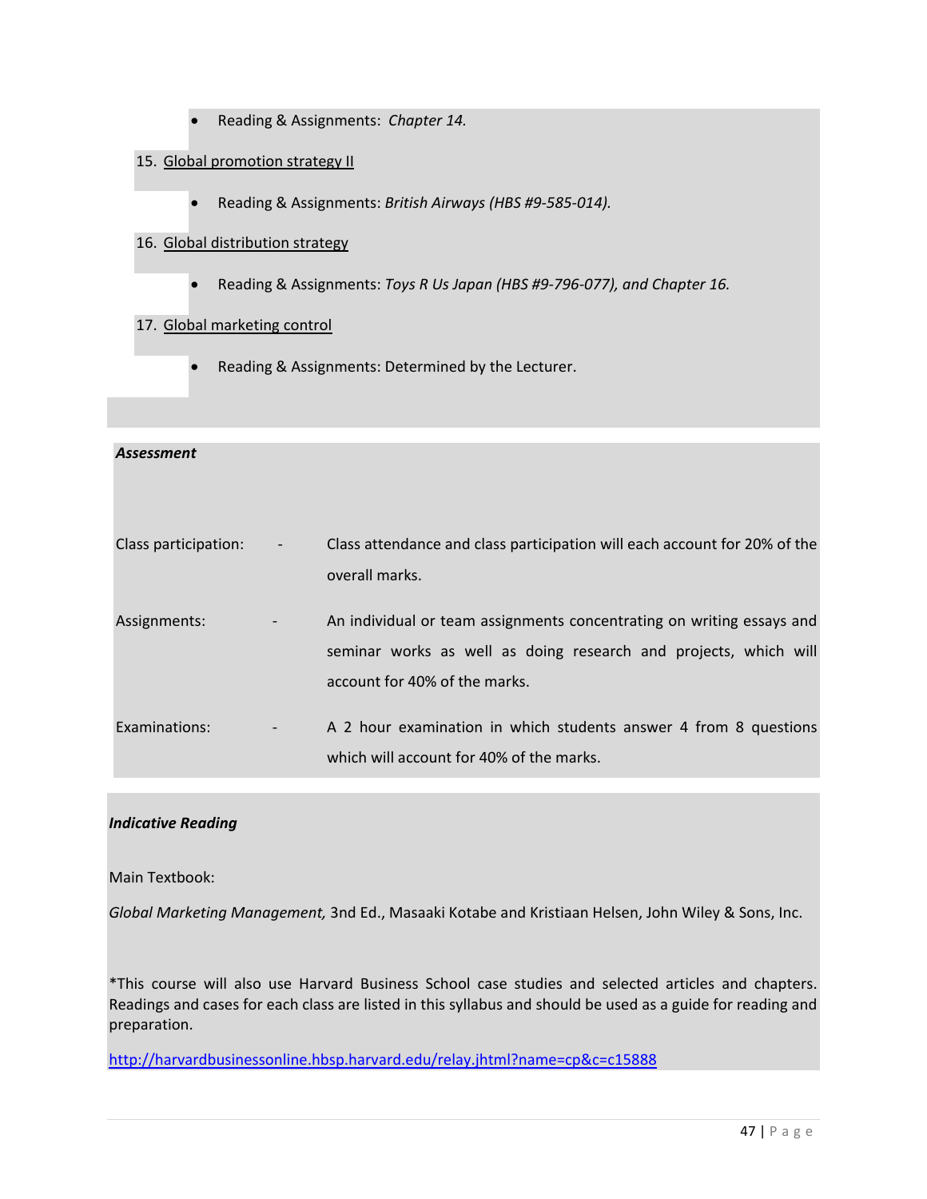- Reading & Assignments: *Chapter 14.*

15. Global promotion strategy II

    - Reading & Assignments: *British Airways (HBS #9-585-014).*

16. Global distribution strategy

    - Reading & Assignments: *Toys R Us Japan (HBS #9-796-077), and Chapter 16.*

17. Global marketing control

    - Reading & Assignments: Determined by the Lecturer.

***Assessment***

| | | |
|---|---|---|
| Class participation: | - | Class attendance and class participation will each account for 20% of the overall marks. |
| Assignments: | - | An individual or team assignments concentrating on writing essays and seminar works as well as doing research and projects, which will account for 40% of the marks. |
| Examinations: | - | A 2 hour examination in which students answer 4 from 8 questions which will account for 40% of the marks. |

***Indicative Reading***

Main Textbook:

*Global Marketing Management,* 3nd Ed., Masaaki Kotabe and Kristiaan Helsen, John Wiley & Sons, Inc.

*This course will also use Harvard Business School case studies and selected articles and chapters. Readings and cases for each class are listed in this syllabus and should be used as a guide for reading and preparation.

http://harvardbusinessonline.hbsp.harvard.edu/relay.jhtml?name=cp&c=c15888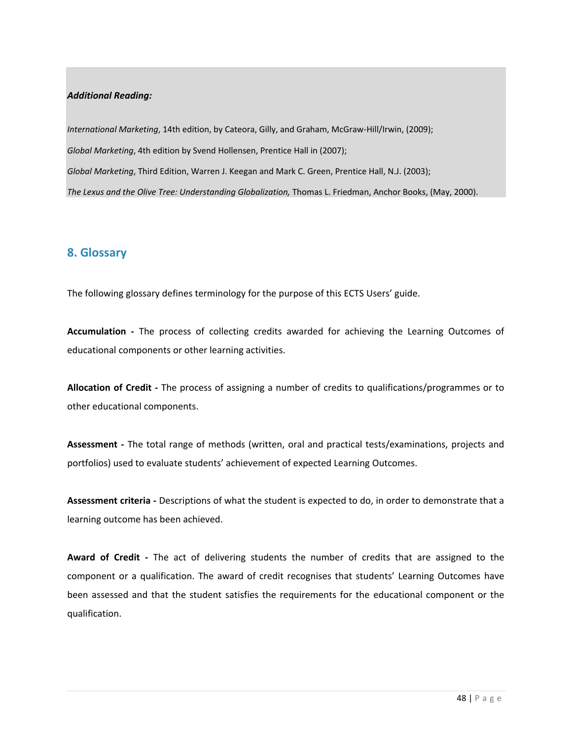***Additional Reading:***

*International Marketing*, 14th edition, by Cateora, Gilly, and Graham, McGraw-Hill/Irwin, (2009);

*Global Marketing*, 4th edition by Svend Hollensen, Prentice Hall in (2007);

*Global Marketing*, Third Edition, Warren J. Keegan and Mark C. Green, Prentice Hall, N.J. (2003);

*The Lexus and the Olive Tree: Understanding Globalization,* Thomas L. Friedman, Anchor Books, (May, 2000).

## 8. Glossary

The following glossary defines terminology for the purpose of this ECTS Users' guide.

**Accumulation -** The process of collecting credits awarded for achieving the Learning Outcomes of educational components or other learning activities.

**Allocation of Credit -** The process of assigning a number of credits to qualifications/programmes or to other educational components.

**Assessment -** The total range of methods (written, oral and practical tests/examinations, projects and portfolios) used to evaluate students' achievement of expected Learning Outcomes.

**Assessment criteria -** Descriptions of what the student is expected to do, in order to demonstrate that a learning outcome has been achieved.

**Award of Credit -** The act of delivering students the number of credits that are assigned to the component or a qualification. The award of credit recognises that students' Learning Outcomes have been assessed and that the student satisfies the requirements for the educational component or the qualification.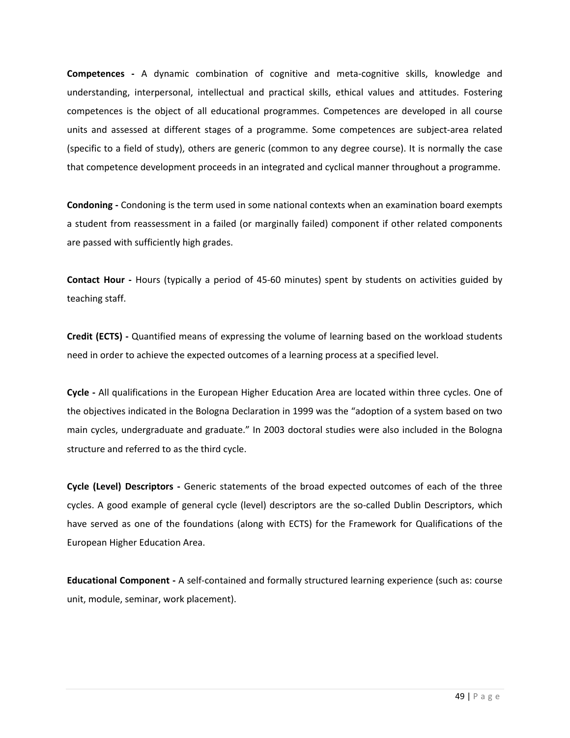**Competences -** A dynamic combination of cognitive and meta-cognitive skills, knowledge and understanding, interpersonal, intellectual and practical skills, ethical values and attitudes. Fostering competences is the object of all educational programmes. Competences are developed in all course units and assessed at different stages of a programme. Some competences are subject-area related (specific to a field of study), others are generic (common to any degree course). It is normally the case that competence development proceeds in an integrated and cyclical manner throughout a programme.

**Condoning -** Condoning is the term used in some national contexts when an examination board exempts a student from reassessment in a failed (or marginally failed) component if other related components are passed with sufficiently high grades.

**Contact Hour -** Hours (typically a period of 45-60 minutes) spent by students on activities guided by teaching staff.

**Credit (ECTS) -** Quantified means of expressing the volume of learning based on the workload students need in order to achieve the expected outcomes of a learning process at a specified level.

**Cycle -** All qualifications in the European Higher Education Area are located within three cycles. One of the objectives indicated in the Bologna Declaration in 1999 was the "adoption of a system based on two main cycles, undergraduate and graduate." In 2003 doctoral studies were also included in the Bologna structure and referred to as the third cycle.

**Cycle (Level) Descriptors -** Generic statements of the broad expected outcomes of each of the three cycles. A good example of general cycle (level) descriptors are the so-called Dublin Descriptors, which have served as one of the foundations (along with ECTS) for the Framework for Qualifications of the European Higher Education Area.

**Educational Component -** A self-contained and formally structured learning experience (such as: course unit, module, seminar, work placement).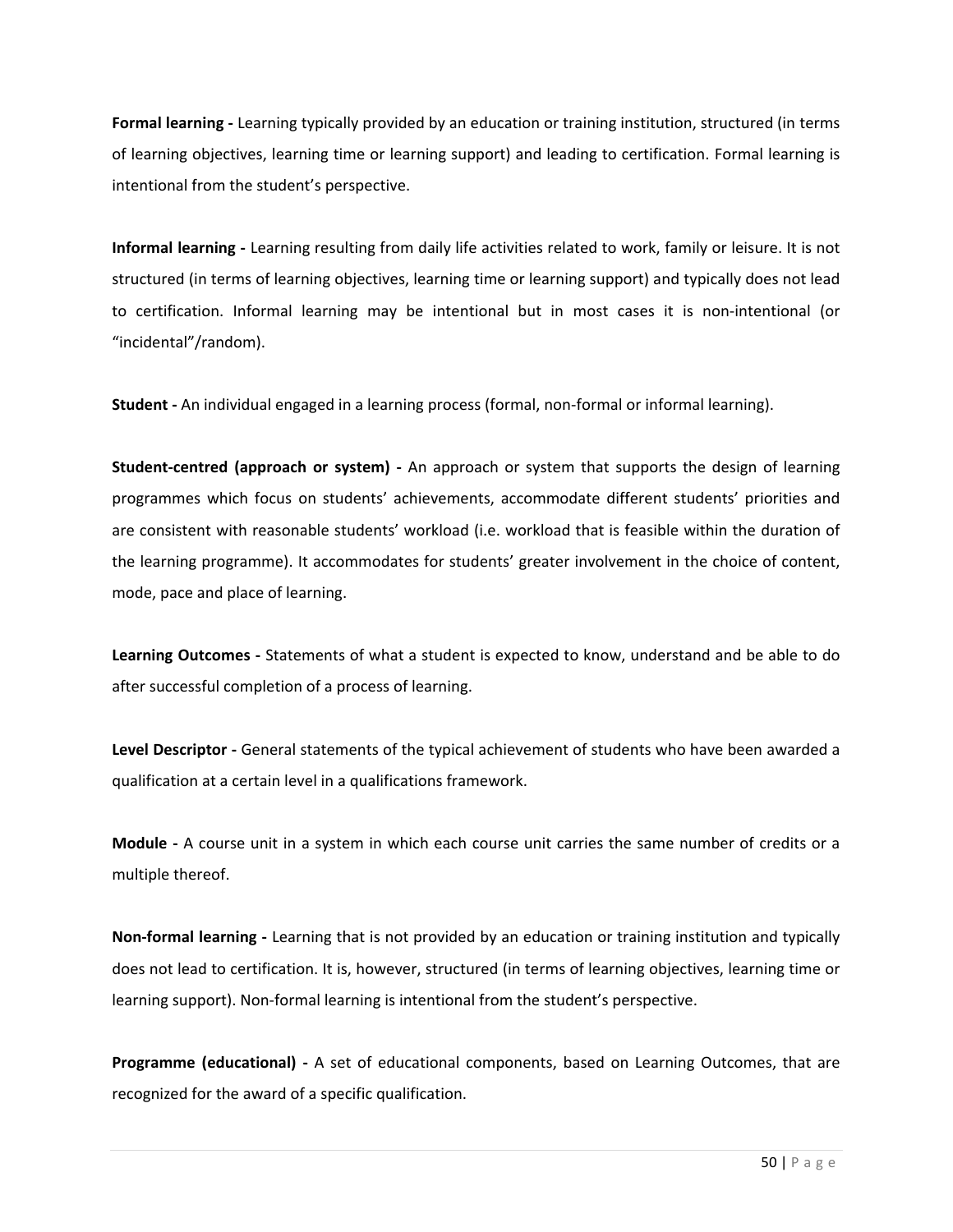**Formal learning -** Learning typically provided by an education or training institution, structured (in terms of learning objectives, learning time or learning support) and leading to certification. Formal learning is intentional from the student's perspective.

**Informal learning -** Learning resulting from daily life activities related to work, family or leisure. It is not structured (in terms of learning objectives, learning time or learning support) and typically does not lead to certification. Informal learning may be intentional but in most cases it is non-intentional (or "incidental"/random).

**Student -** An individual engaged in a learning process (formal, non-formal or informal learning).

**Student-centred (approach or system) -** An approach or system that supports the design of learning programmes which focus on students' achievements, accommodate different students' priorities and are consistent with reasonable students' workload (i.e. workload that is feasible within the duration of the learning programme). It accommodates for students' greater involvement in the choice of content, mode, pace and place of learning.

**Learning Outcomes -** Statements of what a student is expected to know, understand and be able to do after successful completion of a process of learning.

**Level Descriptor -** General statements of the typical achievement of students who have been awarded a qualification at a certain level in a qualifications framework.

**Module -** A course unit in a system in which each course unit carries the same number of credits or a multiple thereof.

**Non-formal learning -** Learning that is not provided by an education or training institution and typically does not lead to certification. It is, however, structured (in terms of learning objectives, learning time or learning support). Non-formal learning is intentional from the student's perspective.

**Programme (educational) -** A set of educational components, based on Learning Outcomes, that are recognized for the award of a specific qualification.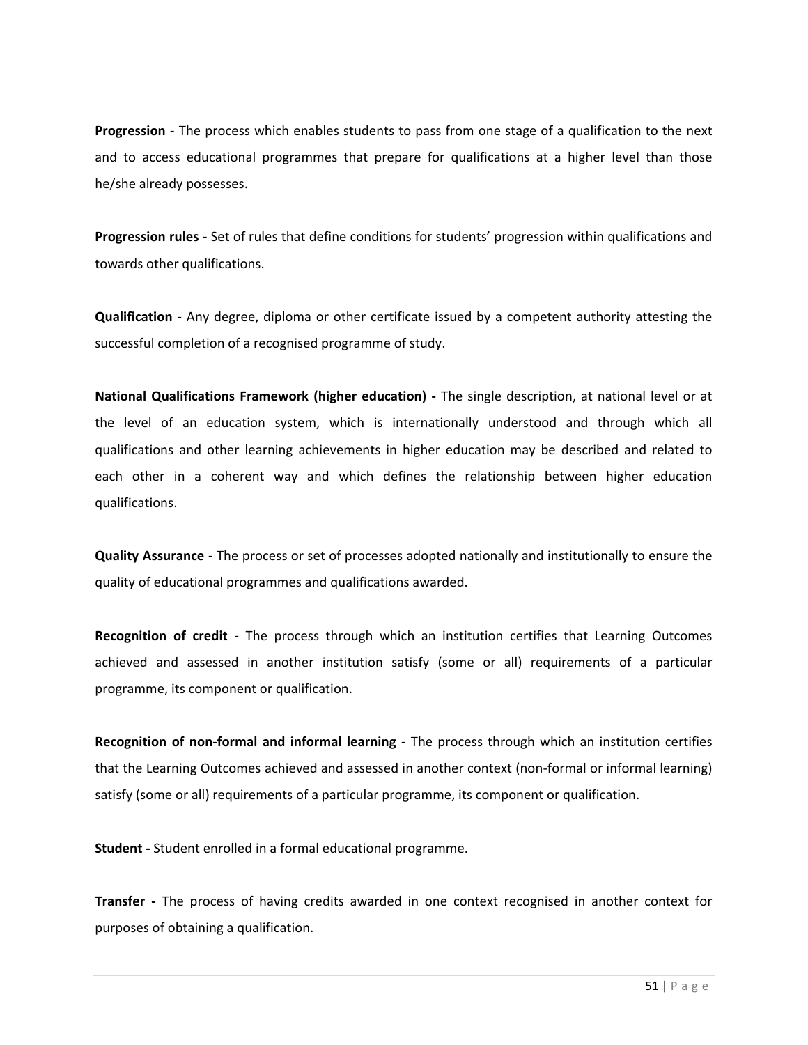**Progression -** The process which enables students to pass from one stage of a qualification to the next and to access educational programmes that prepare for qualifications at a higher level than those he/she already possesses.

**Progression rules -** Set of rules that define conditions for students' progression within qualifications and towards other qualifications.

**Qualification -** Any degree, diploma or other certificate issued by a competent authority attesting the successful completion of a recognised programme of study.

**National Qualifications Framework (higher education) -** The single description, at national level or at the level of an education system, which is internationally understood and through which all qualifications and other learning achievements in higher education may be described and related to each other in a coherent way and which defines the relationship between higher education qualifications.

**Quality Assurance -** The process or set of processes adopted nationally and institutionally to ensure the quality of educational programmes and qualifications awarded.

**Recognition of credit -** The process through which an institution certifies that Learning Outcomes achieved and assessed in another institution satisfy (some or all) requirements of a particular programme, its component or qualification.

**Recognition of non-formal and informal learning -** The process through which an institution certifies that the Learning Outcomes achieved and assessed in another context (non-formal or informal learning) satisfy (some or all) requirements of a particular programme, its component or qualification.

**Student -** Student enrolled in a formal educational programme.

**Transfer -** The process of having credits awarded in one context recognised in another context for purposes of obtaining a qualification.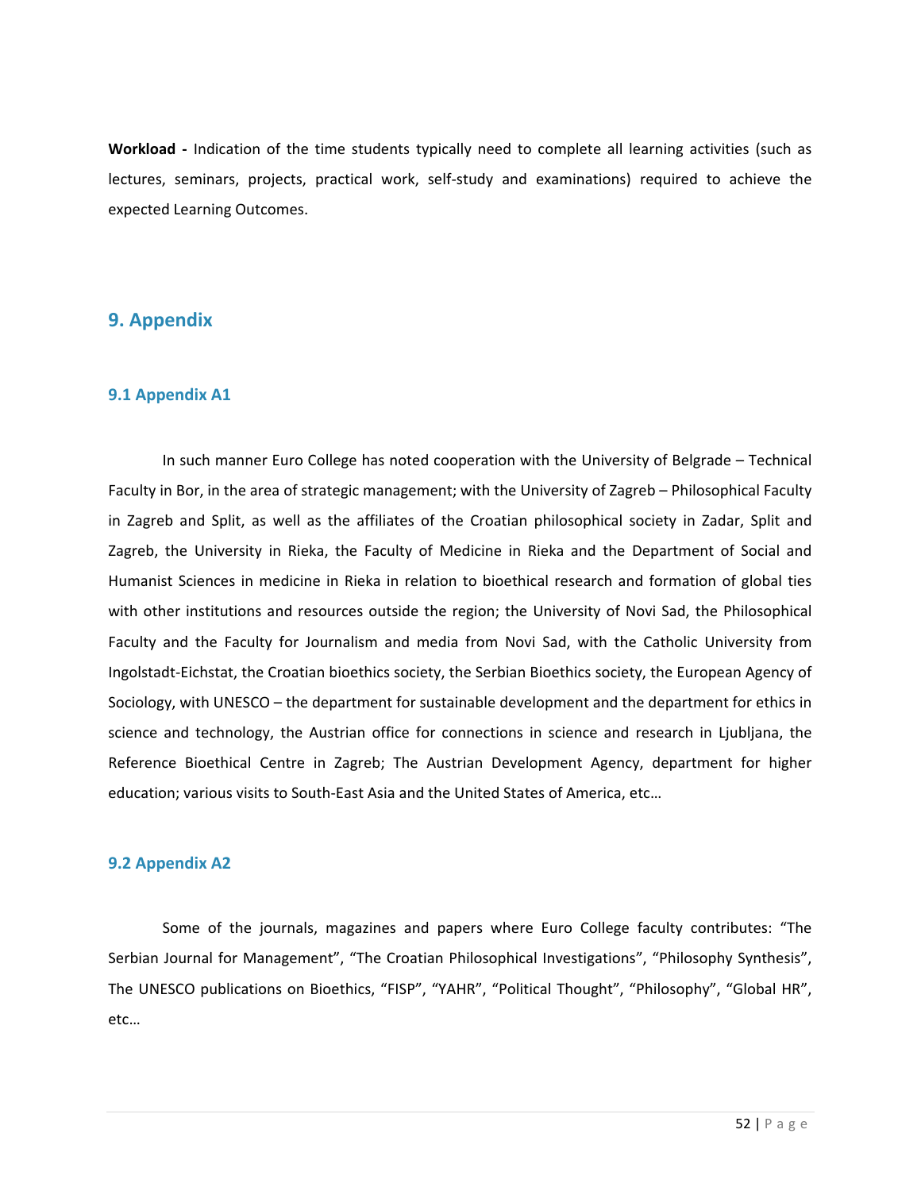**Workload -** Indication of the time students typically need to complete all learning activities (such as lectures, seminars, projects, practical work, self-study and examinations) required to achieve the expected Learning Outcomes.

## 9. Appendix

### 9.1 Appendix A1

In such manner Euro College has noted cooperation with the University of Belgrade – Technical Faculty in Bor, in the area of strategic management; with the University of Zagreb – Philosophical Faculty in Zagreb and Split, as well as the affiliates of the Croatian philosophical society in Zadar, Split and Zagreb, the University in Rieka, the Faculty of Medicine in Rieka and the Department of Social and Humanist Sciences in medicine in Rieka in relation to bioethical research and formation of global ties with other institutions and resources outside the region; the University of Novi Sad, the Philosophical Faculty and the Faculty for Journalism and media from Novi Sad, with the Catholic University from Ingolstadt-Eichstat, the Croatian bioethics society, the Serbian Bioethics society, the European Agency of Sociology, with UNESCO – the department for sustainable development and the department for ethics in science and technology, the Austrian office for connections in science and research in Ljubljana, the Reference Bioethical Centre in Zagreb; The Austrian Development Agency, department for higher education; various visits to South-East Asia and the United States of America, etc…

### 9.2 Appendix A2

Some of the journals, magazines and papers where Euro College faculty contributes: "The Serbian Journal for Management", "The Croatian Philosophical Investigations", "Philosophy Synthesis", The UNESCO publications on Bioethics, "FISP", "YAHR", "Political Thought", "Philosophy", "Global HR", etc…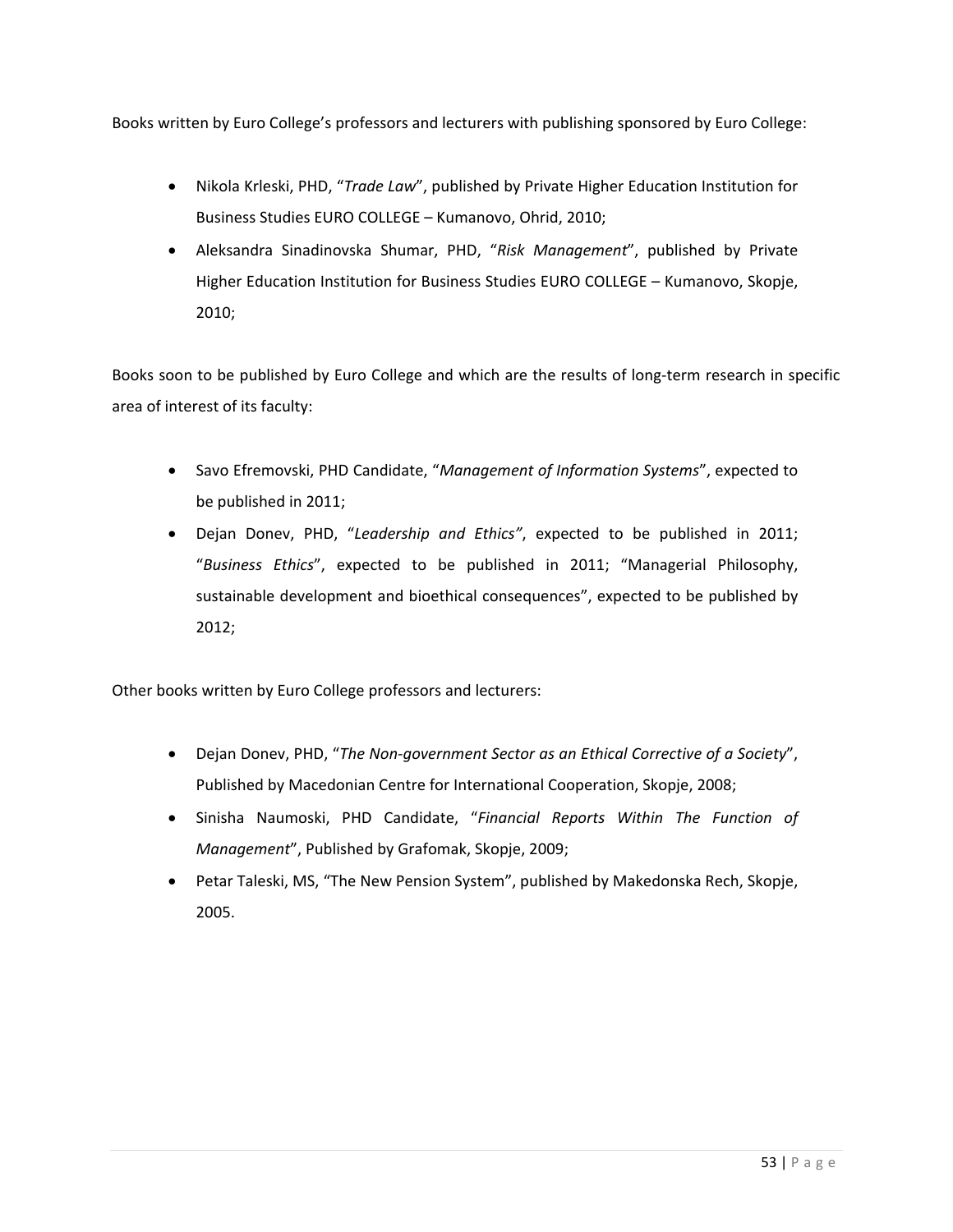Books written by Euro College's professors and lecturers with publishing sponsored by Euro College:

- Nikola Krleski, PHD, "*Trade Law*", published by Private Higher Education Institution for Business Studies EURO COLLEGE – Kumanovo, Ohrid, 2010;
- Aleksandra Sinadinovska Shumar, PHD, "*Risk Management*", published by Private Higher Education Institution for Business Studies EURO COLLEGE – Kumanovo, Skopje, 2010;

Books soon to be published by Euro College and which are the results of long-term research in specific area of interest of its faculty:

- Savo Efremovski, PHD Candidate, "*Management of Information Systems*", expected to be published in 2011;
- Dejan Donev, PHD, "*Leadership and Ethics"*, expected to be published in 2011; "*Business Ethics*", expected to be published in 2011; "Managerial Philosophy, sustainable development and bioethical consequences", expected to be published by 2012;

Other books written by Euro College professors and lecturers:

- Dejan Donev, PHD, "*The Non-government Sector as an Ethical Corrective of a Society*", Published by Macedonian Centre for International Cooperation, Skopje, 2008;
- Sinisha Naumoski, PHD Candidate, "*Financial Reports Within The Function of Management*", Published by Grafomak, Skopje, 2009;
- Petar Taleski, MS, "The New Pension System", published by Makedonska Rech, Skopje, 2005.